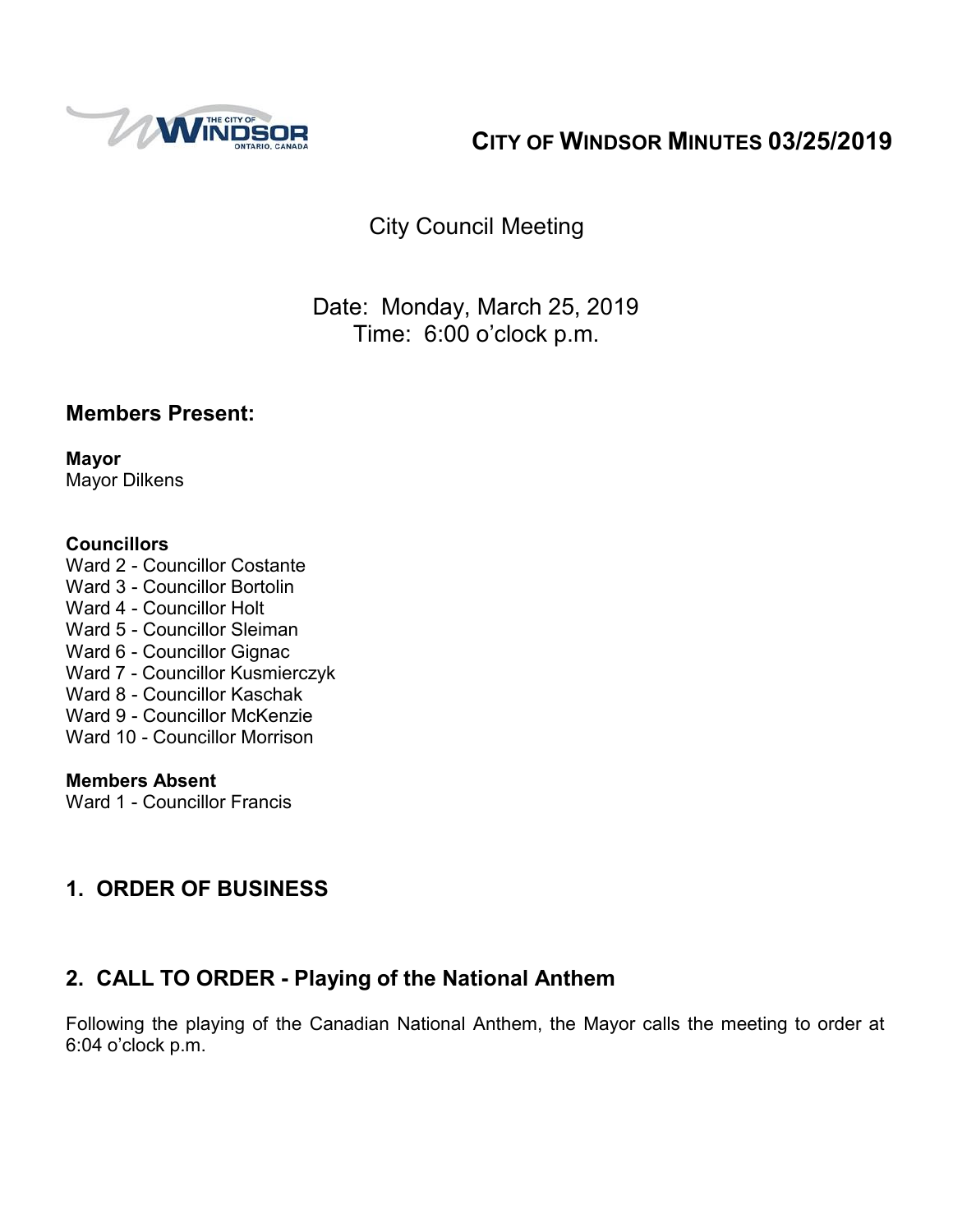# CITY OF WINDSOR MINUTES 03/25/2019

City Council Meeting

Date: Monday, March 25, 2019
Time: 6:00 o'clock p.m.

## Members Present:

**Mayor**
Mayor Dilkens

**Councillors**
Ward 2 - Councillor Costante
Ward 3 - Councillor Bortolin
Ward 4 - Councillor Holt
Ward 5 - Councillor Sleiman
Ward 6 - Councillor Gignac
Ward 7 - Councillor Kusmierczyk
Ward 8 - Councillor Kaschak
Ward 9 - Councillor McKenzie
Ward 10 - Councillor Morrison

**Members Absent**
Ward 1 - Councillor Francis

## 1. ORDER OF BUSINESS

## 2. CALL TO ORDER - Playing of the National Anthem

Following the playing of the Canadian National Anthem, the Mayor calls the meeting to order at 6:04 o'clock p.m.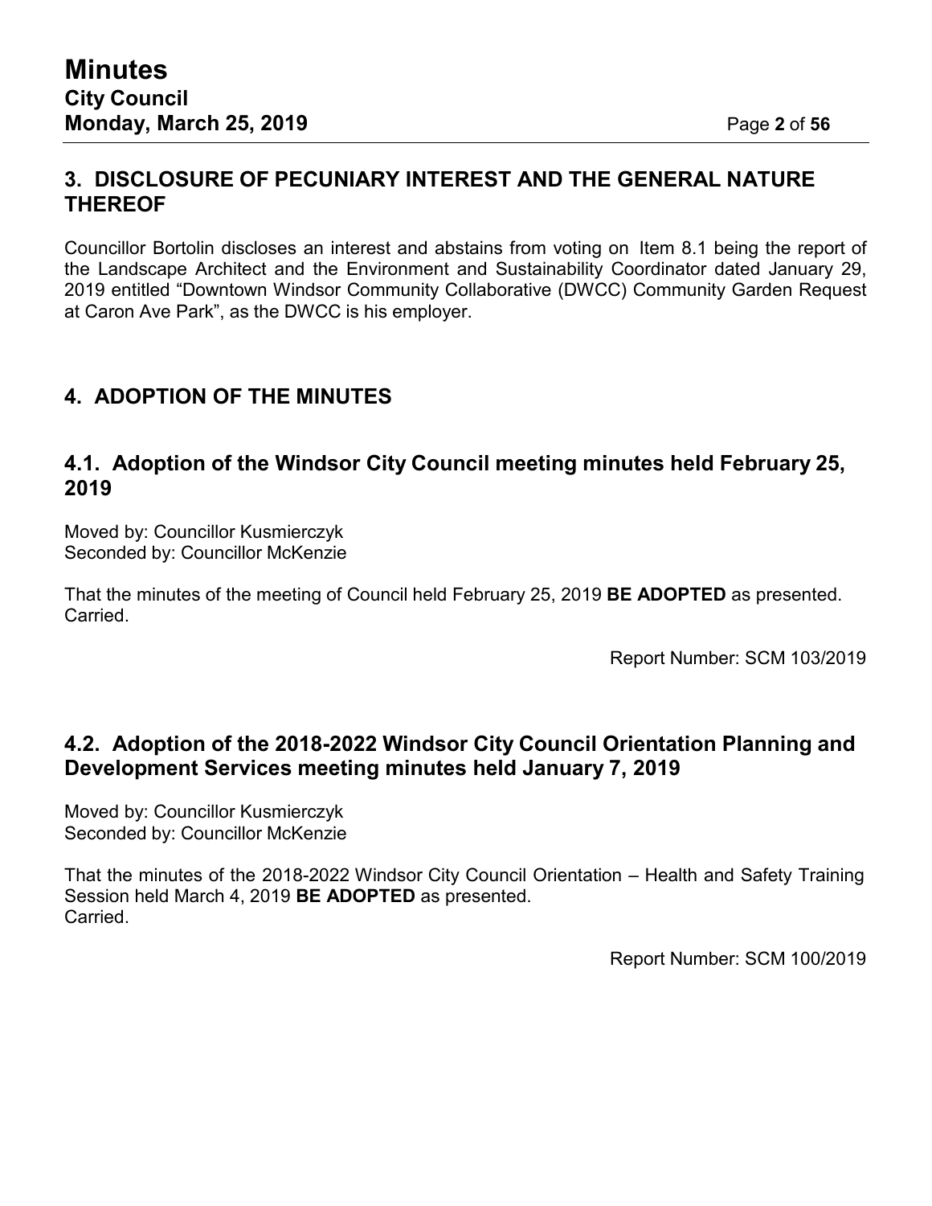## 3. DISCLOSURE OF PECUNIARY INTEREST AND THE GENERAL NATURE THEREOF

Councillor Bortolin discloses an interest and abstains from voting on Item 8.1 being the report of the Landscape Architect and the Environment and Sustainability Coordinator dated January 29, 2019 entitled "Downtown Windsor Community Collaborative (DWCC) Community Garden Request at Caron Ave Park", as the DWCC is his employer.

## 4. ADOPTION OF THE MINUTES

### 4.1. Adoption of the Windsor City Council meeting minutes held February 25, 2019

Moved by: Councillor Kusmierczyk
Seconded by: Councillor McKenzie

That the minutes of the meeting of Council held February 25, 2019 **BE ADOPTED** as presented.
Carried.

Report Number: SCM 103/2019

### 4.2. Adoption of the 2018-2022 Windsor City Council Orientation Planning and Development Services meeting minutes held January 7, 2019

Moved by: Councillor Kusmierczyk
Seconded by: Councillor McKenzie

That the minutes of the 2018-2022 Windsor City Council Orientation – Health and Safety Training Session held March 4, 2019 **BE ADOPTED** as presented.
Carried.

Report Number: SCM 100/2019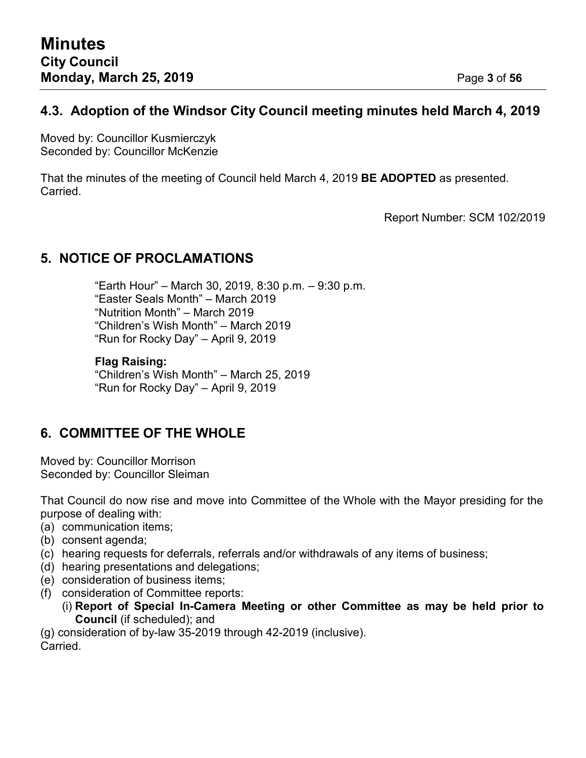## 4.3. Adoption of the Windsor City Council meeting minutes held March 4, 2019

Moved by: Councillor Kusmierczyk
Seconded by: Councillor McKenzie

That the minutes of the meeting of Council held March 4, 2019 **BE ADOPTED** as presented.
Carried.

Report Number: SCM 102/2019

# 5. NOTICE OF PROCLAMATIONS

"Earth Hour" – March 30, 2019, 8:30 p.m. – 9:30 p.m.
"Easter Seals Month" – March 2019
"Nutrition Month" – March 2019
"Children's Wish Month" – March 2019
"Run for Rocky Day" – April 9, 2019

**Flag Raising:**
"Children's Wish Month" – March 25, 2019
"Run for Rocky Day" – April 9, 2019

# 6. COMMITTEE OF THE WHOLE

Moved by: Councillor Morrison
Seconded by: Councillor Sleiman

That Council do now rise and move into Committee of the Whole with the Mayor presiding for the purpose of dealing with:

(a) communication items;
(b) consent agenda;
(c) hearing requests for deferrals, referrals and/or withdrawals of any items of business;
(d) hearing presentations and delegations;
(e) consideration of business items;
(f) consideration of Committee reports:
  (i) **Report of Special In-Camera Meeting or other Committee as may be held prior to Council** (if scheduled); and
(g) consideration of by-law 35-2019 through 42-2019 (inclusive).

Carried.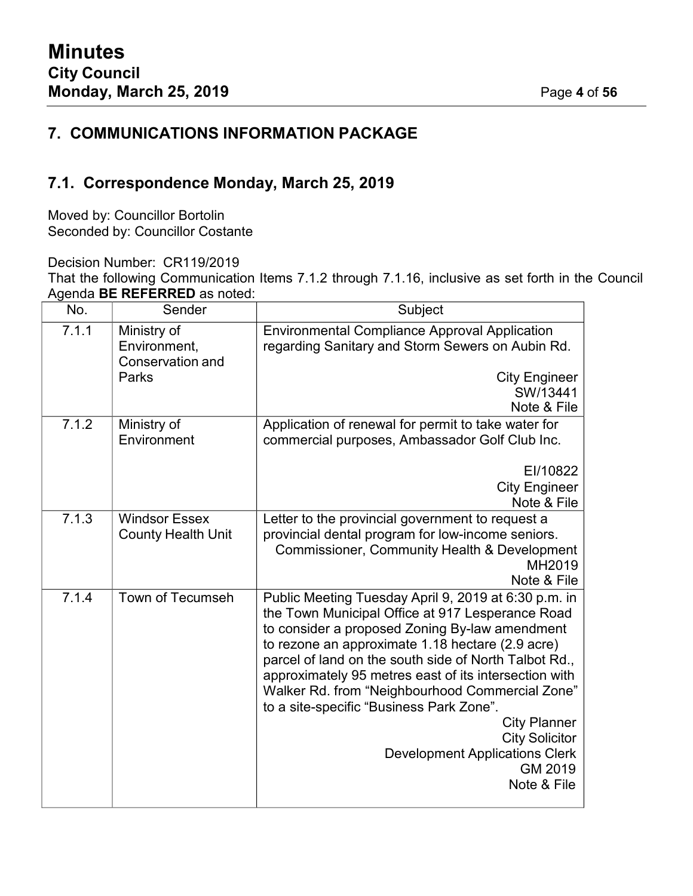## 7. COMMUNICATIONS INFORMATION PACKAGE

### 7.1. Correspondence Monday, March 25, 2019

Moved by: Councillor Bortolin
Seconded by: Councillor Costante

Decision Number: CR119/2019
That the following Communication Items 7.1.2 through 7.1.16, inclusive as set forth in the Council Agenda **BE REFERRED** as noted:

| No. | Sender | Subject |
|---|---|---|
| 7.1.1 | Ministry of Environment, Conservation and Parks | Environmental Compliance Approval Application regarding Sanitary and Storm Sewers on Aubin Rd.<br><br>City Engineer<br>SW/13441<br>Note & File |
| 7.1.2 | Ministry of Environment | Application of renewal for permit to take water for commercial purposes, Ambassador Golf Club Inc.<br><br>EI/10822<br>City Engineer<br>Note & File |
| 7.1.3 | Windsor Essex County Health Unit | Letter to the provincial government to request a provincial dental program for low-income seniors.<br>Commissioner, Community Health & Development<br>MH2019<br>Note & File |
| 7.1.4 | Town of Tecumseh | Public Meeting Tuesday April 9, 2019 at 6:30 p.m. in the Town Municipal Office at 917 Lesperance Road to consider a proposed Zoning By-law amendment to rezone an approximate 1.18 hectare (2.9 acre) parcel of land on the south side of North Talbot Rd., approximately 95 metres east of its intersection with Walker Rd. from "Neighbourhood Commercial Zone" to a site-specific "Business Park Zone".<br>City Planner<br>City Solicitor<br>Development Applications Clerk<br>GM 2019<br>Note & File |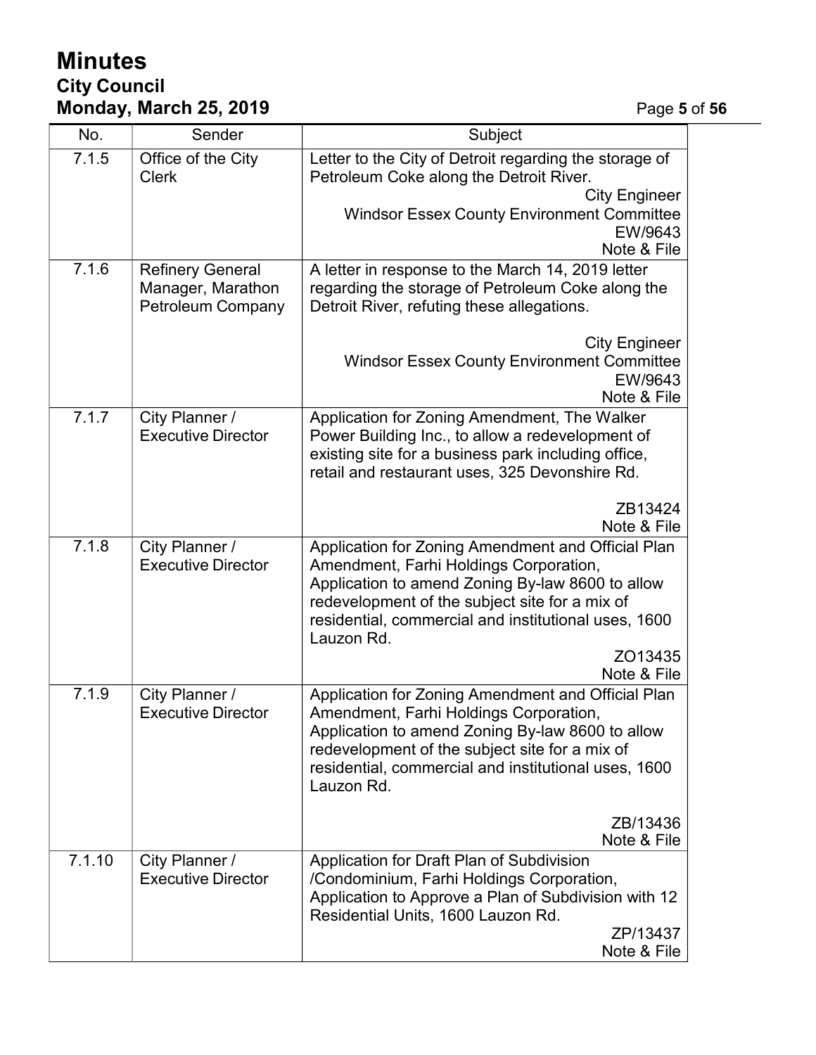| No. | Sender | Subject |
|---|---|---|
| 7.1.5 | Office of the City Clerk | Letter to the City of Detroit regarding the storage of Petroleum Coke along the Detroit River. City Engineer Windsor Essex County Environment Committee EW/9643 Note & File |
| 7.1.6 | Refinery General Manager, Marathon Petroleum Company | A letter in response to the March 14, 2019 letter regarding the storage of Petroleum Coke along the Detroit River, refuting these allegations. City Engineer Windsor Essex County Environment Committee EW/9643 Note & File |
| 7.1.7 | City Planner / Executive Director | Application for Zoning Amendment, The Walker Power Building Inc., to allow a redevelopment of existing site for a business park including office, retail and restaurant uses, 325 Devonshire Rd. ZB13424 Note & File |
| 7.1.8 | City Planner / Executive Director | Application for Zoning Amendment and Official Plan Amendment, Farhi Holdings Corporation, Application to amend Zoning By-law 8600 to allow redevelopment of the subject site for a mix of residential, commercial and institutional uses, 1600 Lauzon Rd. ZO13435 Note & File |
| 7.1.9 | City Planner / Executive Director | Application for Zoning Amendment and Official Plan Amendment, Farhi Holdings Corporation, Application to amend Zoning By-law 8600 to allow redevelopment of the subject site for a mix of residential, commercial and institutional uses, 1600 Lauzon Rd. ZB/13436 Note & File |
| 7.1.10 | City Planner / Executive Director | Application for Draft Plan of Subdivision /Condominium, Farhi Holdings Corporation, Application to Approve a Plan of Subdivision with 12 Residential Units, 1600 Lauzon Rd. ZP/13437 Note & File |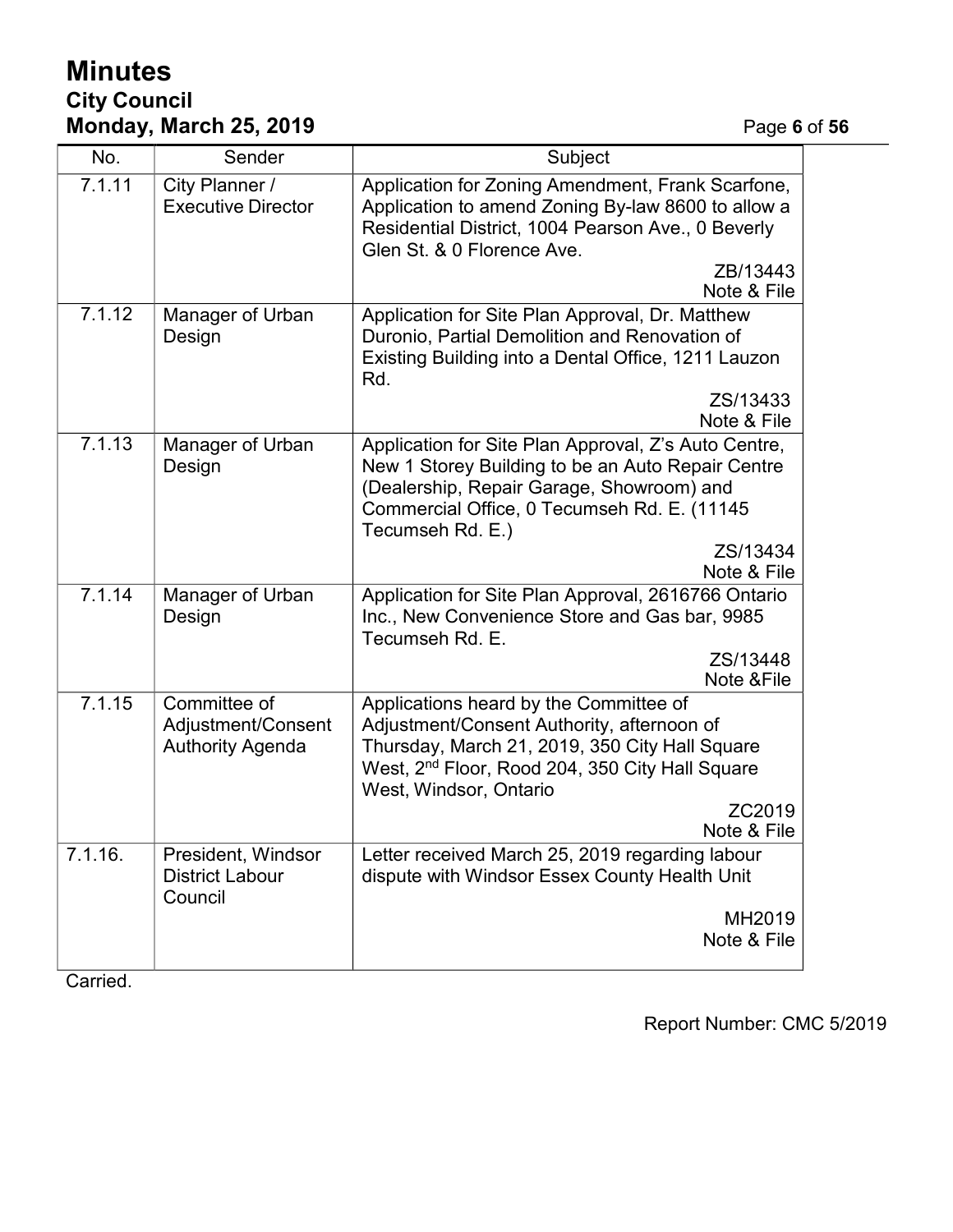| No. | Sender | Subject |
| --- | --- | --- |
| 7.1.11 | City Planner / Executive Director | Application for Zoning Amendment, Frank Scarfone, Application to amend Zoning By-law 8600 to allow a Residential District, 1004 Pearson Ave., 0 Beverly Glen St. & 0 Florence Ave. ZB/13443 Note & File |
| 7.1.12 | Manager of Urban Design | Application for Site Plan Approval, Dr. Matthew Duronio, Partial Demolition and Renovation of Existing Building into a Dental Office, 1211 Lauzon Rd. ZS/13433 Note & File |
| 7.1.13 | Manager of Urban Design | Application for Site Plan Approval, Z's Auto Centre, New 1 Storey Building to be an Auto Repair Centre (Dealership, Repair Garage, Showroom) and Commercial Office, 0 Tecumseh Rd. E. (11145 Tecumseh Rd. E.) ZS/13434 Note & File |
| 7.1.14 | Manager of Urban Design | Application for Site Plan Approval, 2616766 Ontario Inc., New Convenience Store and Gas bar, 9985 Tecumseh Rd. E. ZS/13448 Note &File |
| 7.1.15 | Committee of Adjustment/Consent Authority Agenda | Applications heard by the Committee of Adjustment/Consent Authority, afternoon of Thursday, March 21, 2019, 350 City Hall Square West, 2nd Floor, Rood 204, 350 City Hall Square West, Windsor, Ontario ZC2019 Note & File |
| 7.1.16. | President, Windsor District Labour Council | Letter received March 25, 2019 regarding labour dispute with Windsor Essex County Health Unit MH2019 Note & File |

Carried.

Report Number: CMC 5/2019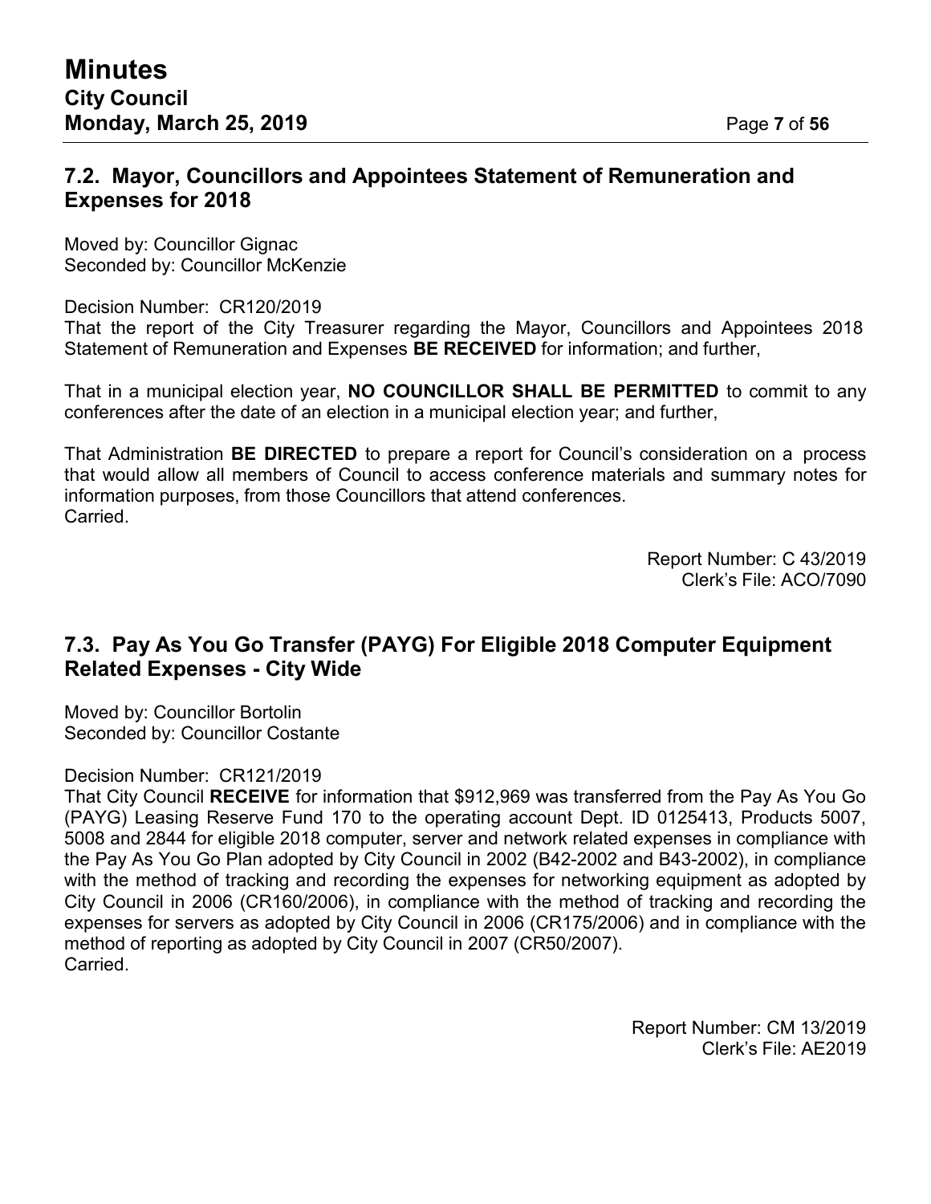## 7.2. Mayor, Councillors and Appointees Statement of Remuneration and Expenses for 2018

Moved by: Councillor Gignac
Seconded by: Councillor McKenzie

Decision Number: CR120/2019
That the report of the City Treasurer regarding the Mayor, Councillors and Appointees 2018 Statement of Remuneration and Expenses **BE RECEIVED** for information; and further,

That in a municipal election year, **NO COUNCILLOR SHALL BE PERMITTED** to commit to any conferences after the date of an election in a municipal election year; and further,

That Administration **BE DIRECTED** to prepare a report for Council's consideration on a process that would allow all members of Council to access conference materials and summary notes for information purposes, from those Councillors that attend conferences.
Carried.

Report Number: C 43/2019
Clerk's File: ACO/7090

## 7.3. Pay As You Go Transfer (PAYG) For Eligible 2018 Computer Equipment Related Expenses - City Wide

Moved by: Councillor Bortolin
Seconded by: Councillor Costante

Decision Number: CR121/2019
That City Council **RECEIVE** for information that $912,969 was transferred from the Pay As You Go (PAYG) Leasing Reserve Fund 170 to the operating account Dept. ID 0125413, Products 5007, 5008 and 2844 for eligible 2018 computer, server and network related expenses in compliance with the Pay As You Go Plan adopted by City Council in 2002 (B42-2002 and B43-2002), in compliance with the method of tracking and recording the expenses for networking equipment as adopted by City Council in 2006 (CR160/2006), in compliance with the method of tracking and recording the expenses for servers as adopted by City Council in 2006 (CR175/2006) and in compliance with the method of reporting as adopted by City Council in 2007 (CR50/2007).
Carried.

Report Number: CM 13/2019
Clerk's File: AE2019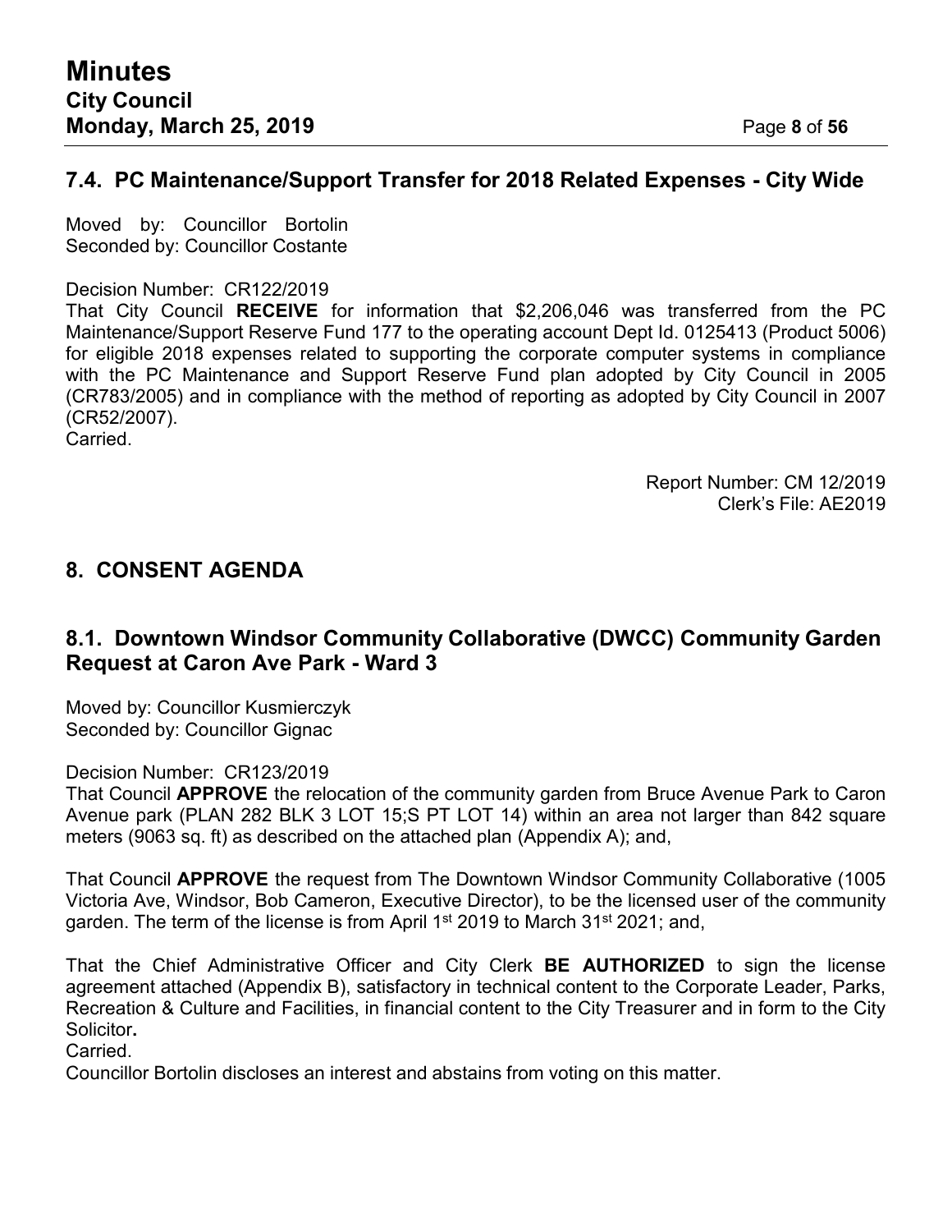## 7.4. PC Maintenance/Support Transfer for 2018 Related Expenses - City Wide

Moved by: Councillor Bortolin
Seconded by: Councillor Costante

Decision Number: CR122/2019
That City Council **RECEIVE** for information that $2,206,046 was transferred from the PC Maintenance/Support Reserve Fund 177 to the operating account Dept Id. 0125413 (Product 5006) for eligible 2018 expenses related to supporting the corporate computer systems in compliance with the PC Maintenance and Support Reserve Fund plan adopted by City Council in 2005 (CR783/2005) and in compliance with the method of reporting as adopted by City Council in 2007 (CR52/2007).
Carried.

Report Number: CM 12/2019
Clerk's File: AE2019

# 8. CONSENT AGENDA

## 8.1. Downtown Windsor Community Collaborative (DWCC) Community Garden Request at Caron Ave Park - Ward 3

Moved by: Councillor Kusmierczyk
Seconded by: Councillor Gignac

Decision Number: CR123/2019
That Council **APPROVE** the relocation of the community garden from Bruce Avenue Park to Caron Avenue park (PLAN 282 BLK 3 LOT 15;S PT LOT 14) within an area not larger than 842 square meters (9063 sq. ft) as described on the attached plan (Appendix A); and,

That Council **APPROVE** the request from The Downtown Windsor Community Collaborative (1005 Victoria Ave, Windsor, Bob Cameron, Executive Director), to be the licensed user of the community garden. The term of the license is from April 1st 2019 to March 31st 2021; and,

That the Chief Administrative Officer and City Clerk **BE AUTHORIZED** to sign the license agreement attached (Appendix B), satisfactory in technical content to the Corporate Leader, Parks, Recreation & Culture and Facilities, in financial content to the City Treasurer and in form to the City Solicitor.
Carried.
Councillor Bortolin discloses an interest and abstains from voting on this matter.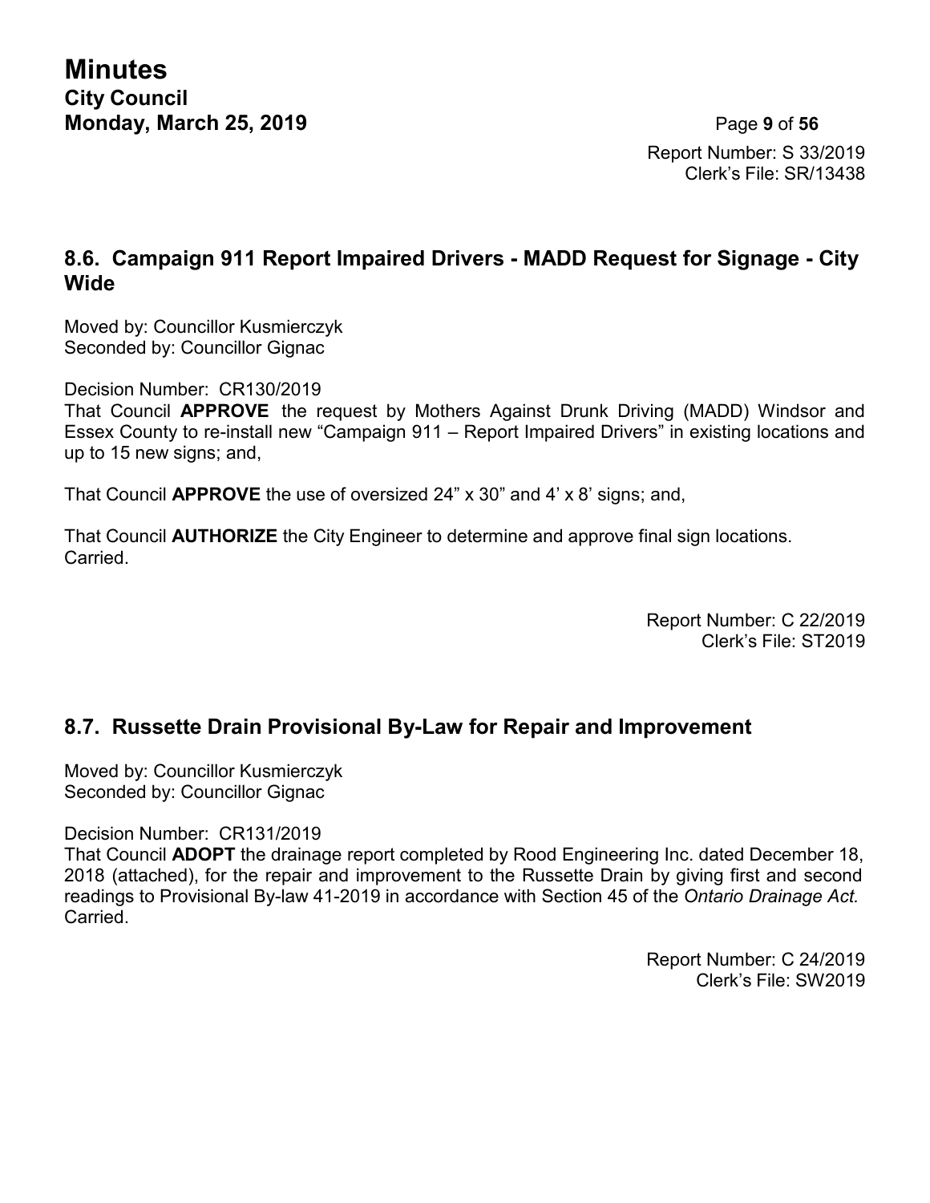Report Number: S 33/2019
Clerk's File: SR/13438

## 8.6. Campaign 911 Report Impaired Drivers - MADD Request for Signage - City Wide

Moved by: Councillor Kusmierczyk
Seconded by: Councillor Gignac

Decision Number: CR130/2019
That Council **APPROVE** the request by Mothers Against Drunk Driving (MADD) Windsor and Essex County to re-install new "Campaign 911 – Report Impaired Drivers" in existing locations and up to 15 new signs; and,

That Council **APPROVE** the use of oversized 24" x 30" and 4' x 8' signs; and,

That Council **AUTHORIZE** the City Engineer to determine and approve final sign locations.
Carried.

Report Number: C 22/2019
Clerk's File: ST2019

## 8.7. Russette Drain Provisional By-Law for Repair and Improvement

Moved by: Councillor Kusmierczyk
Seconded by: Councillor Gignac

Decision Number: CR131/2019
That Council **ADOPT** the drainage report completed by Rood Engineering Inc. dated December 18, 2018 (attached), for the repair and improvement to the Russette Drain by giving first and second readings to Provisional By-law 41-2019 in accordance with Section 45 of the *Ontario Drainage Act.*
Carried.

Report Number: C 24/2019
Clerk's File: SW2019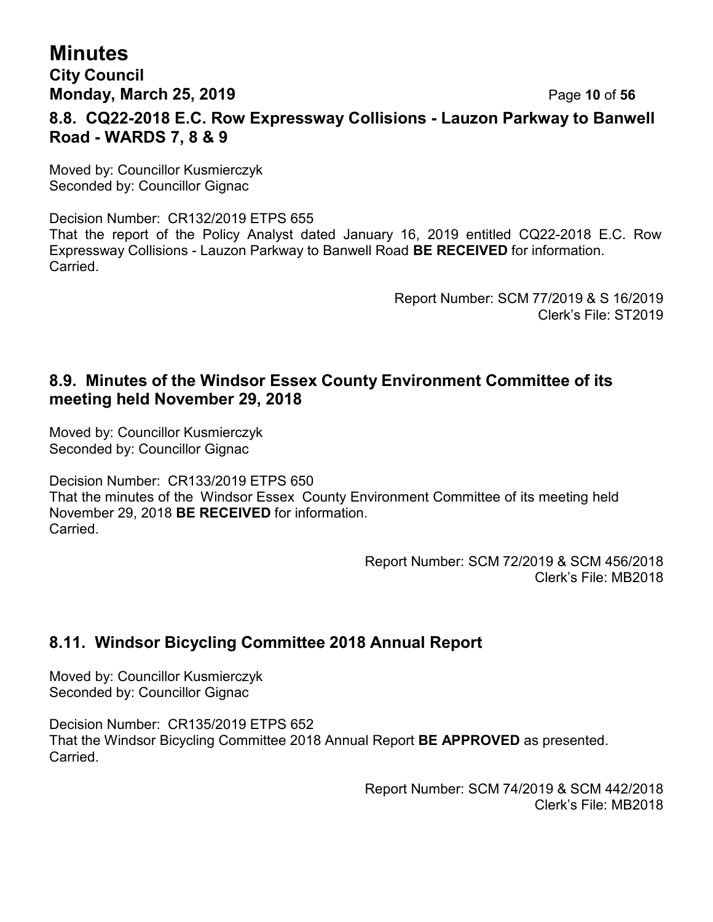### 8.8. CQ22-2018 E.C. Row Expressway Collisions - Lauzon Parkway to Banwell Road - WARDS 7, 8 & 9

Moved by: Councillor Kusmierczyk
Seconded by: Councillor Gignac

Decision Number: CR132/2019 ETPS 655
That the report of the Policy Analyst dated January 16, 2019 entitled CQ22-2018 E.C. Row Expressway Collisions - Lauzon Parkway to Banwell Road **BE RECEIVED** for information.
Carried.

Report Number: SCM 77/2019 & S 16/2019
Clerk's File: ST2019

### 8.9. Minutes of the Windsor Essex County Environment Committee of its meeting held November 29, 2018

Moved by: Councillor Kusmierczyk
Seconded by: Councillor Gignac

Decision Number: CR133/2019 ETPS 650
That the minutes of the Windsor Essex County Environment Committee of its meeting held November 29, 2018 **BE RECEIVED** for information.
Carried.

Report Number: SCM 72/2019 & SCM 456/2018
Clerk's File: MB2018

### 8.11. Windsor Bicycling Committee 2018 Annual Report

Moved by: Councillor Kusmierczyk
Seconded by: Councillor Gignac

Decision Number: CR135/2019 ETPS 652
That the Windsor Bicycling Committee 2018 Annual Report **BE APPROVED** as presented.
Carried.

Report Number: SCM 74/2019 & SCM 442/2018
Clerk's File: MB2018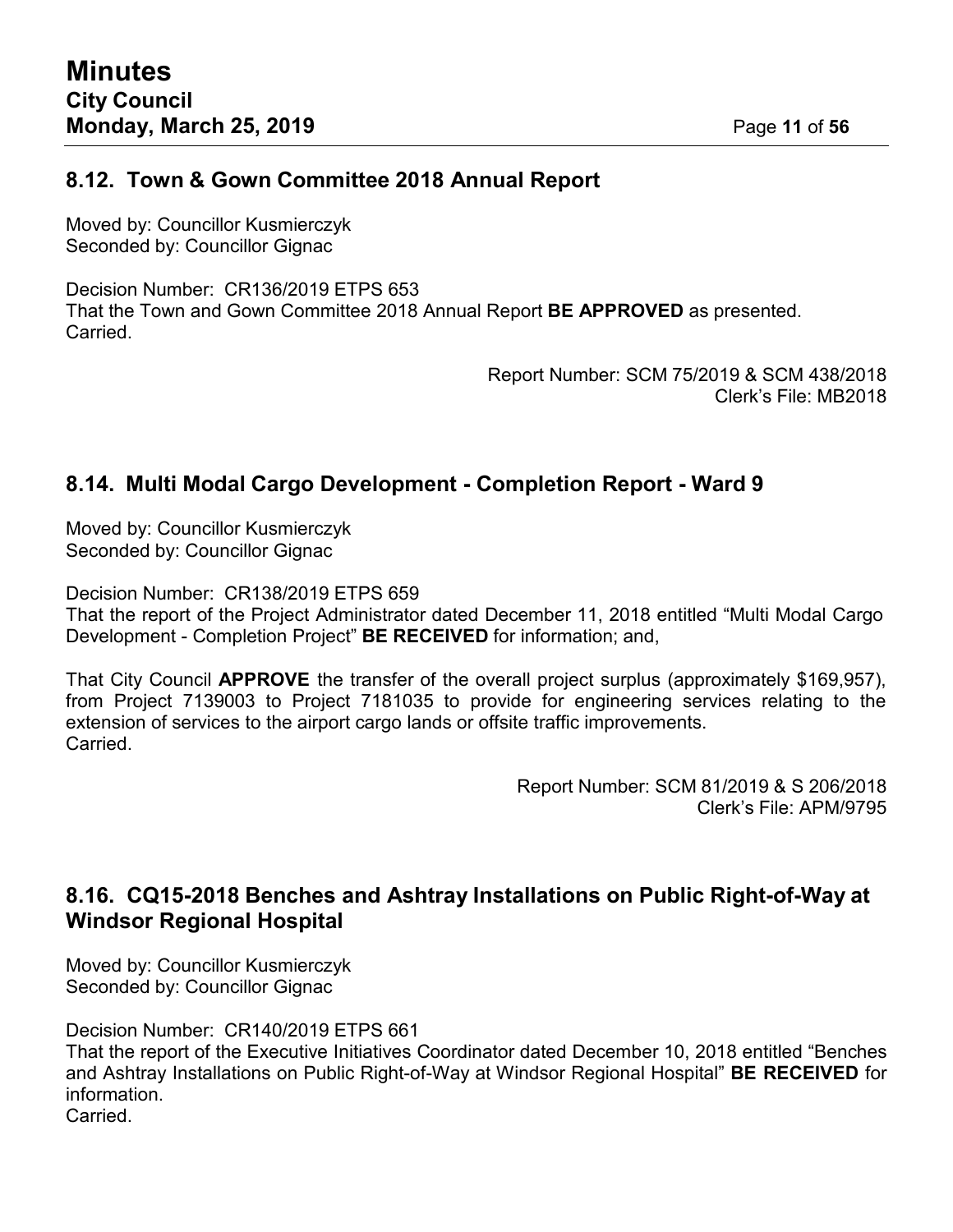## 8.12. Town & Gown Committee 2018 Annual Report

Moved by: Councillor Kusmierczyk
Seconded by: Councillor Gignac

Decision Number: CR136/2019 ETPS 653
That the Town and Gown Committee 2018 Annual Report **BE APPROVED** as presented.
Carried.

Report Number: SCM 75/2019 & SCM 438/2018
Clerk's File: MB2018

## 8.14. Multi Modal Cargo Development - Completion Report - Ward 9

Moved by: Councillor Kusmierczyk
Seconded by: Councillor Gignac

Decision Number: CR138/2019 ETPS 659
That the report of the Project Administrator dated December 11, 2018 entitled "Multi Modal Cargo Development - Completion Project" **BE RECEIVED** for information; and,

That City Council **APPROVE** the transfer of the overall project surplus (approximately $169,957), from Project 7139003 to Project 7181035 to provide for engineering services relating to the extension of services to the airport cargo lands or offsite traffic improvements.
Carried.

Report Number: SCM 81/2019 & S 206/2018
Clerk's File: APM/9795

## 8.16. CQ15-2018 Benches and Ashtray Installations on Public Right-of-Way at Windsor Regional Hospital

Moved by: Councillor Kusmierczyk
Seconded by: Councillor Gignac

Decision Number: CR140/2019 ETPS 661
That the report of the Executive Initiatives Coordinator dated December 10, 2018 entitled "Benches and Ashtray Installations on Public Right-of-Way at Windsor Regional Hospital" **BE RECEIVED** for information.
Carried.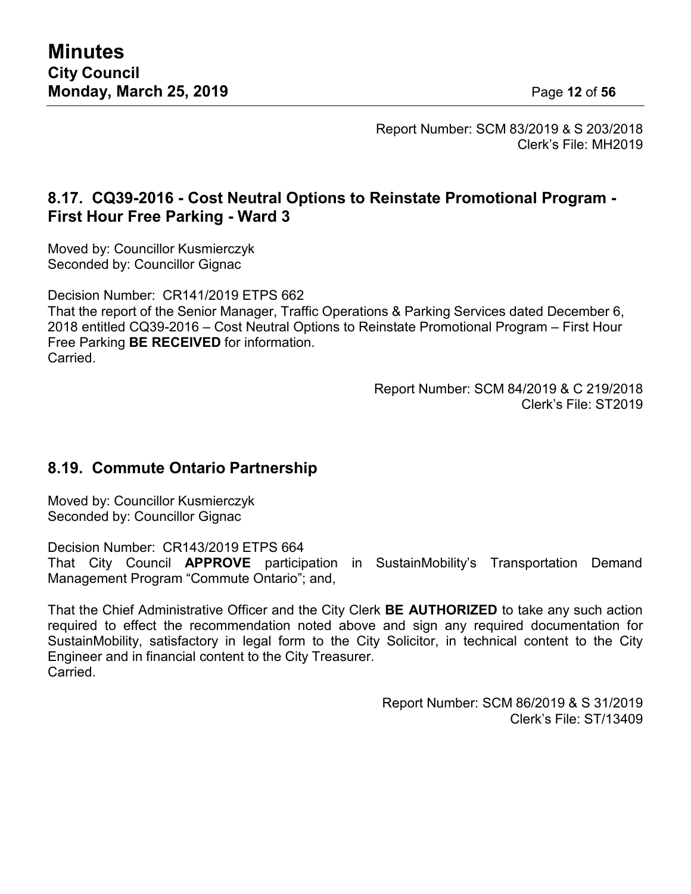Report Number: SCM 83/2019 & S 203/2018
Clerk's File: MH2019

## 8.17. CQ39-2016 - Cost Neutral Options to Reinstate Promotional Program - First Hour Free Parking - Ward 3

Moved by: Councillor Kusmierczyk
Seconded by: Councillor Gignac

Decision Number: CR141/2019 ETPS 662
That the report of the Senior Manager, Traffic Operations & Parking Services dated December 6, 2018 entitled CQ39-2016 – Cost Neutral Options to Reinstate Promotional Program – First Hour Free Parking **BE RECEIVED** for information.
Carried.

Report Number: SCM 84/2019 & C 219/2018
Clerk's File: ST2019

## 8.19. Commute Ontario Partnership

Moved by: Councillor Kusmierczyk
Seconded by: Councillor Gignac

Decision Number: CR143/2019 ETPS 664
That City Council **APPROVE** participation in SustainMobility's Transportation Demand Management Program "Commute Ontario"; and,

That the Chief Administrative Officer and the City Clerk **BE AUTHORIZED** to take any such action required to effect the recommendation noted above and sign any required documentation for SustainMobility, satisfactory in legal form to the City Solicitor, in technical content to the City Engineer and in financial content to the City Treasurer.
Carried.

Report Number: SCM 86/2019 & S 31/2019
Clerk's File: ST/13409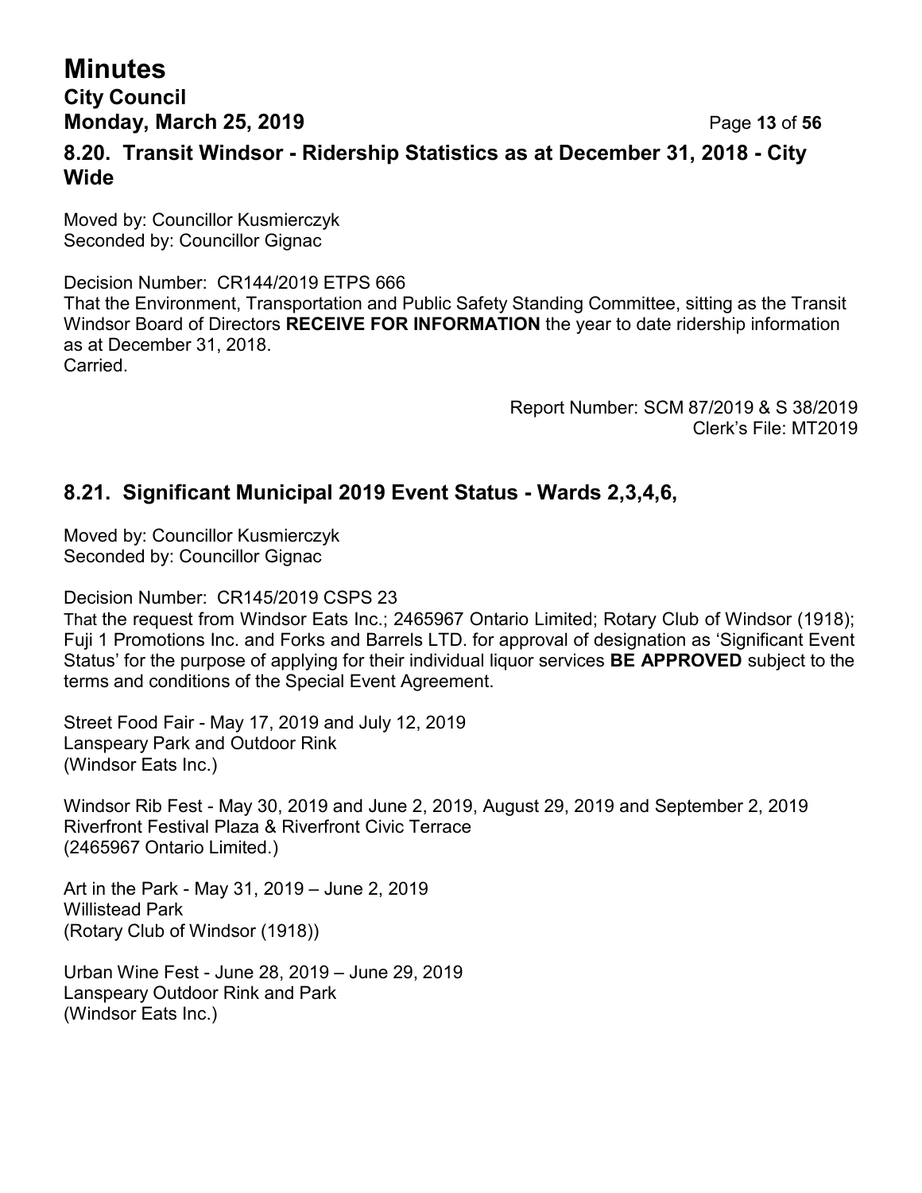### 8.20. Transit Windsor - Ridership Statistics as at December 31, 2018 - City Wide

Moved by: Councillor Kusmierczyk
Seconded by: Councillor Gignac

Decision Number: CR144/2019 ETPS 666
That the Environment, Transportation and Public Safety Standing Committee, sitting as the Transit Windsor Board of Directors **RECEIVE FOR INFORMATION** the year to date ridership information as at December 31, 2018.
Carried.

Report Number: SCM 87/2019 & S 38/2019
Clerk's File: MT2019

### 8.21. Significant Municipal 2019 Event Status - Wards 2,3,4,6,

Moved by: Councillor Kusmierczyk
Seconded by: Councillor Gignac

Decision Number: CR145/2019 CSPS 23
That the request from Windsor Eats Inc.; 2465967 Ontario Limited; Rotary Club of Windsor (1918); Fuji 1 Promotions Inc. and Forks and Barrels LTD. for approval of designation as 'Significant Event Status' for the purpose of applying for their individual liquor services **BE APPROVED** subject to the terms and conditions of the Special Event Agreement.

Street Food Fair - May 17, 2019 and July 12, 2019
Lanspeary Park and Outdoor Rink
(Windsor Eats Inc.)

Windsor Rib Fest - May 30, 2019 and June 2, 2019, August 29, 2019 and September 2, 2019
Riverfront Festival Plaza & Riverfront Civic Terrace
(2465967 Ontario Limited.)

Art in the Park - May 31, 2019 – June 2, 2019
Willistead Park
(Rotary Club of Windsor (1918))

Urban Wine Fest - June 28, 2019 – June 29, 2019
Lanspeary Outdoor Rink and Park
(Windsor Eats Inc.)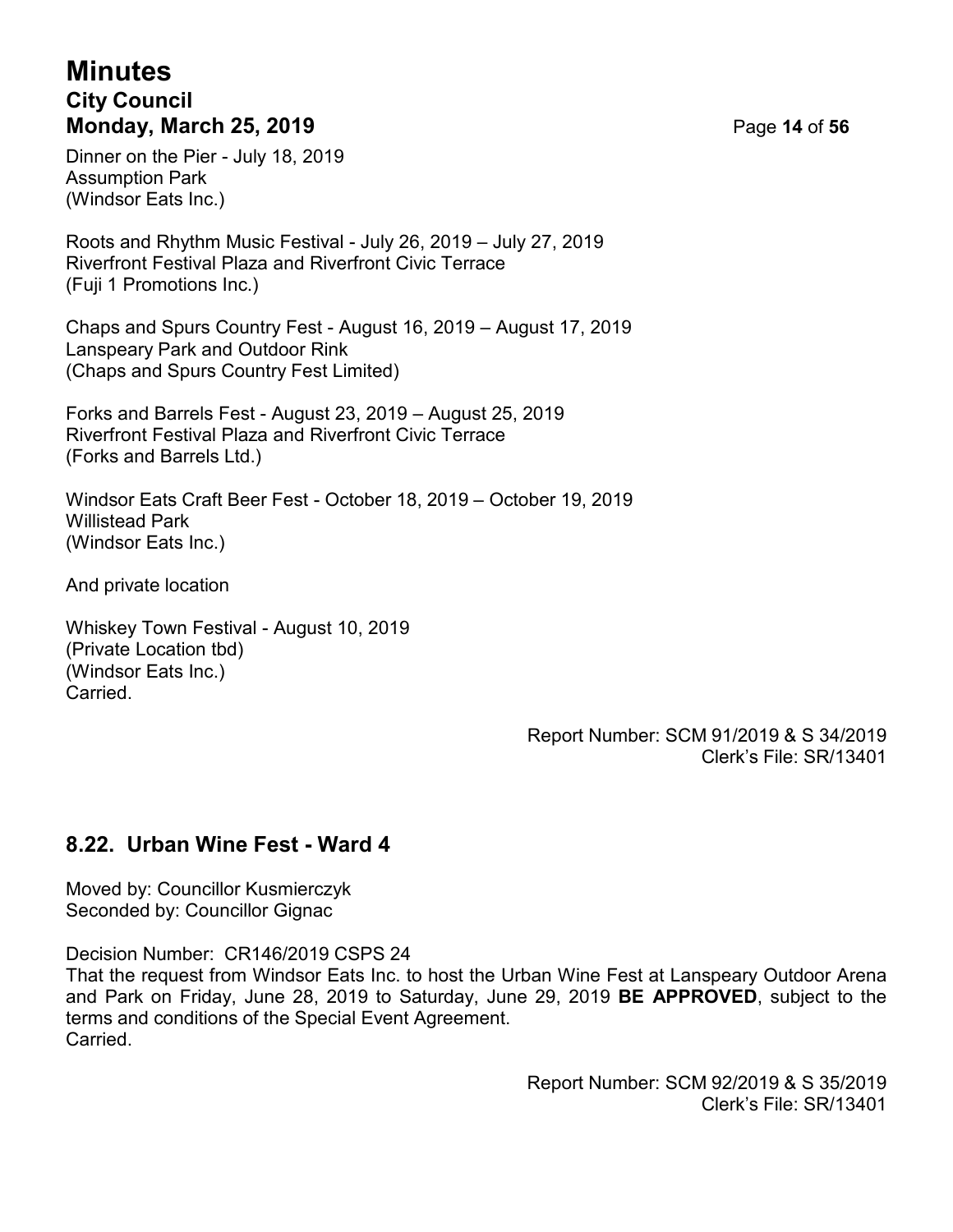Dinner on the Pier - July 18, 2019
Assumption Park
(Windsor Eats Inc.)

Roots and Rhythm Music Festival - July 26, 2019 – July 27, 2019
Riverfront Festival Plaza and Riverfront Civic Terrace
(Fuji 1 Promotions Inc.)

Chaps and Spurs Country Fest - August 16, 2019 – August 17, 2019
Lanspeary Park and Outdoor Rink
(Chaps and Spurs Country Fest Limited)

Forks and Barrels Fest - August 23, 2019 – August 25, 2019
Riverfront Festival Plaza and Riverfront Civic Terrace
(Forks and Barrels Ltd.)

Windsor Eats Craft Beer Fest - October 18, 2019 – October 19, 2019
Willistead Park
(Windsor Eats Inc.)

And private location

Whiskey Town Festival - August 10, 2019
(Private Location tbd)
(Windsor Eats Inc.)
Carried.

Report Number: SCM 91/2019 & S 34/2019
Clerk's File: SR/13401

## 8.22. Urban Wine Fest - Ward 4

Moved by: Councillor Kusmierczyk
Seconded by: Councillor Gignac

Decision Number: CR146/2019 CSPS 24
That the request from Windsor Eats Inc. to host the Urban Wine Fest at Lanspeary Outdoor Arena and Park on Friday, June 28, 2019 to Saturday, June 29, 2019 **BE APPROVED**, subject to the terms and conditions of the Special Event Agreement.
Carried.

Report Number: SCM 92/2019 & S 35/2019
Clerk's File: SR/13401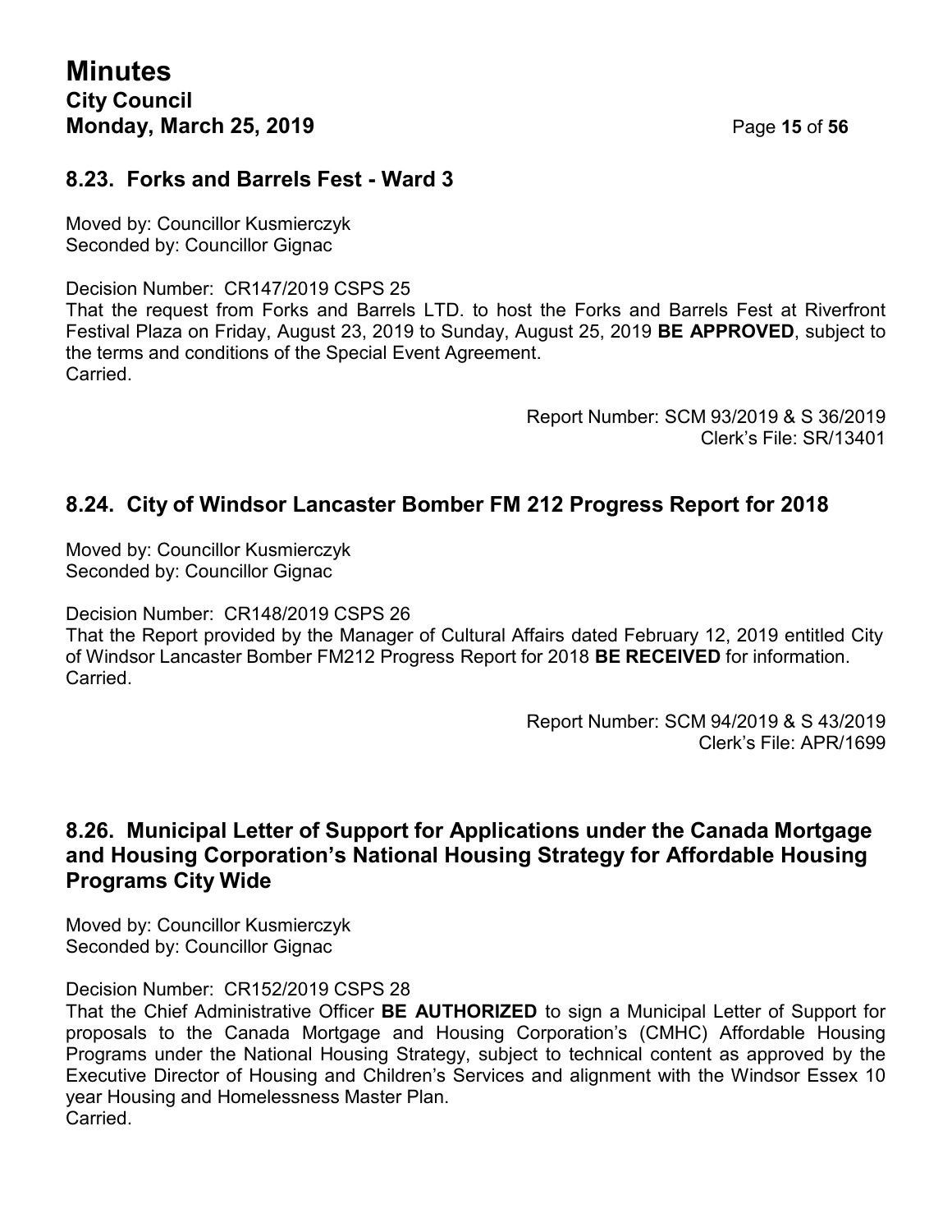## 8.23. Forks and Barrels Fest - Ward 3

Moved by: Councillor Kusmierczyk
Seconded by: Councillor Gignac

Decision Number: CR147/2019 CSPS 25
That the request from Forks and Barrels LTD. to host the Forks and Barrels Fest at Riverfront Festival Plaza on Friday, August 23, 2019 to Sunday, August 25, 2019 **BE APPROVED**, subject to the terms and conditions of the Special Event Agreement.
Carried.

Report Number: SCM 93/2019 & S 36/2019
Clerk's File: SR/13401

## 8.24. City of Windsor Lancaster Bomber FM 212 Progress Report for 2018

Moved by: Councillor Kusmierczyk
Seconded by: Councillor Gignac

Decision Number: CR148/2019 CSPS 26
That the Report provided by the Manager of Cultural Affairs dated February 12, 2019 entitled City of Windsor Lancaster Bomber FM212 Progress Report for 2018 **BE RECEIVED** for information.
Carried.

Report Number: SCM 94/2019 & S 43/2019
Clerk's File: APR/1699

## 8.26. Municipal Letter of Support for Applications under the Canada Mortgage and Housing Corporation's National Housing Strategy for Affordable Housing Programs City Wide

Moved by: Councillor Kusmierczyk
Seconded by: Councillor Gignac

Decision Number: CR152/2019 CSPS 28
That the Chief Administrative Officer **BE AUTHORIZED** to sign a Municipal Letter of Support for proposals to the Canada Mortgage and Housing Corporation's (CMHC) Affordable Housing Programs under the National Housing Strategy, subject to technical content as approved by the Executive Director of Housing and Children's Services and alignment with the Windsor Essex 10 year Housing and Homelessness Master Plan.
Carried.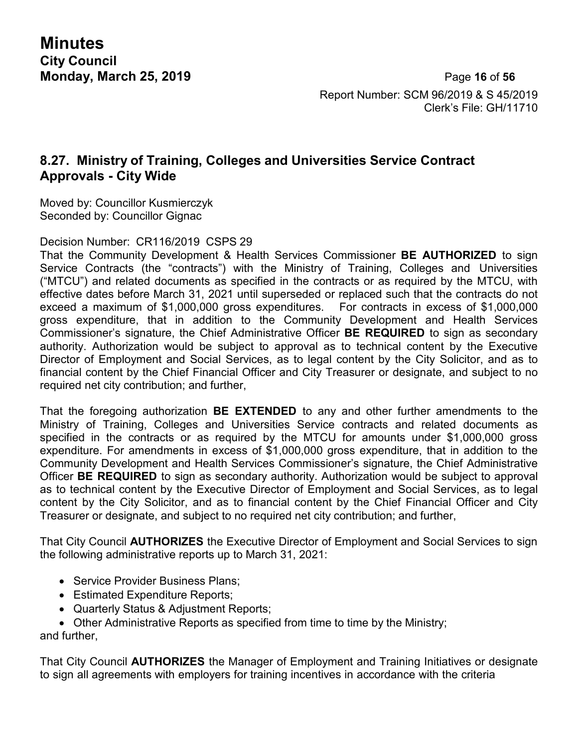Report Number: SCM 96/2019 & S 45/2019
Clerk's File: GH/11710

## 8.27. Ministry of Training, Colleges and Universities Service Contract Approvals - City Wide

Moved by: Councillor Kusmierczyk
Seconded by: Councillor Gignac

Decision Number: CR116/2019 CSPS 29

That the Community Development & Health Services Commissioner **BE AUTHORIZED** to sign Service Contracts (the "contracts") with the Ministry of Training, Colleges and Universities ("MTCU") and related documents as specified in the contracts or as required by the MTCU, with effective dates before March 31, 2021 until superseded or replaced such that the contracts do not exceed a maximum of $1,000,000 gross expenditures. For contracts in excess of $1,000,000 gross expenditure, that in addition to the Community Development and Health Services Commissioner's signature, the Chief Administrative Officer **BE REQUIRED** to sign as secondary authority. Authorization would be subject to approval as to technical content by the Executive Director of Employment and Social Services, as to legal content by the City Solicitor, and as to financial content by the Chief Financial Officer and City Treasurer or designate, and subject to no required net city contribution; and further,

That the foregoing authorization **BE EXTENDED** to any and other further amendments to the Ministry of Training, Colleges and Universities Service contracts and related documents as specified in the contracts or as required by the MTCU for amounts under $1,000,000 gross expenditure. For amendments in excess of $1,000,000 gross expenditure, that in addition to the Community Development and Health Services Commissioner's signature, the Chief Administrative Officer **BE REQUIRED** to sign as secondary authority. Authorization would be subject to approval as to technical content by the Executive Director of Employment and Social Services, as to legal content by the City Solicitor, and as to financial content by the Chief Financial Officer and City Treasurer or designate, and subject to no required net city contribution; and further,

That City Council **AUTHORIZES** the Executive Director of Employment and Social Services to sign the following administrative reports up to March 31, 2021:

- Service Provider Business Plans;
- Estimated Expenditure Reports;
- Quarterly Status & Adjustment Reports;
- Other Administrative Reports as specified from time to time by the Ministry;

and further,

That City Council **AUTHORIZES** the Manager of Employment and Training Initiatives or designate to sign all agreements with employers for training incentives in accordance with the criteria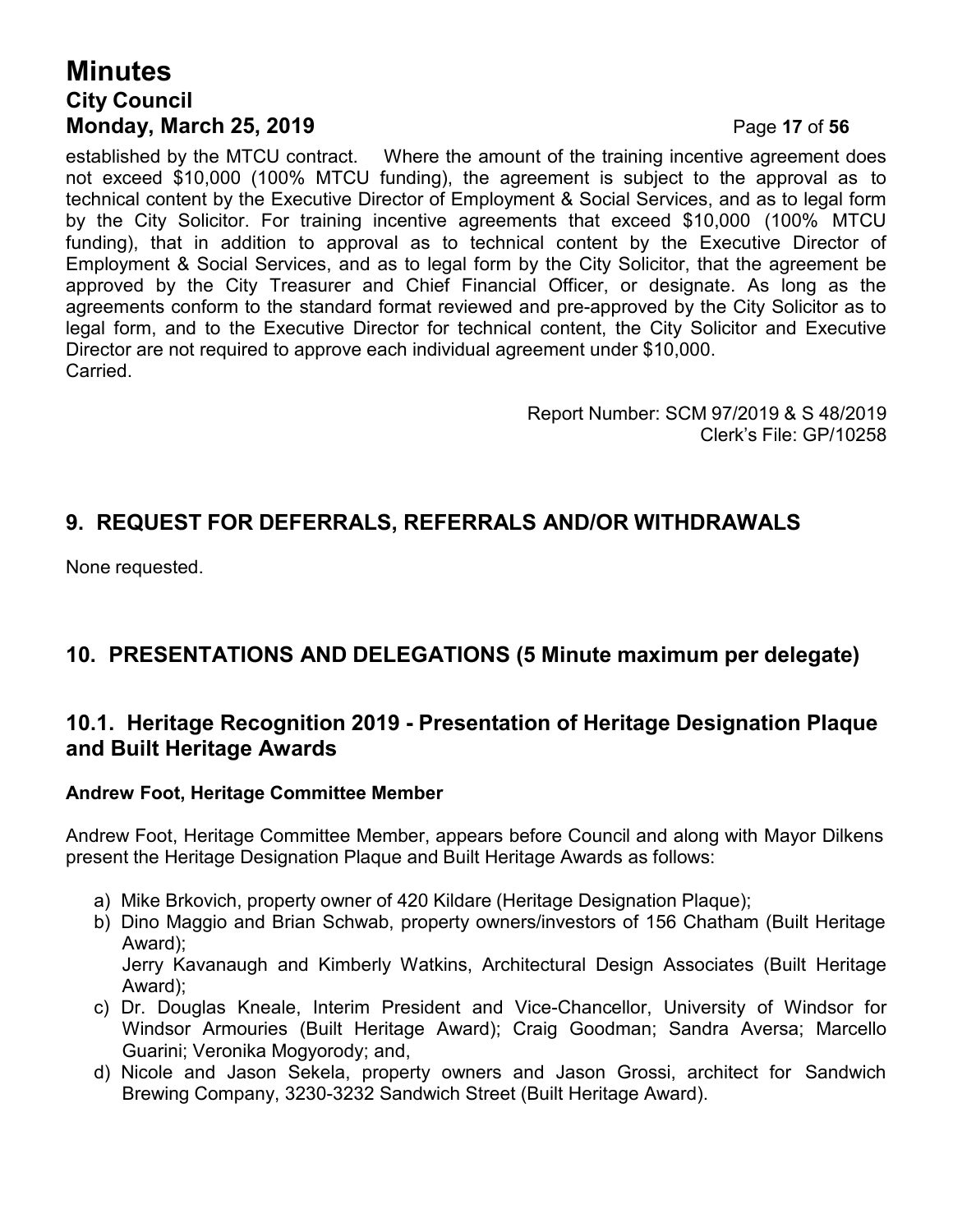established by the MTCU contract. Where the amount of the training incentive agreement does not exceed $10,000 (100% MTCU funding), the agreement is subject to the approval as to technical content by the Executive Director of Employment & Social Services, and as to legal form by the City Solicitor. For training incentive agreements that exceed $10,000 (100% MTCU funding), that in addition to approval as to technical content by the Executive Director of Employment & Social Services, and as to legal form by the City Solicitor, that the agreement be approved by the City Treasurer and Chief Financial Officer, or designate. As long as the agreements conform to the standard format reviewed and pre-approved by the City Solicitor as to legal form, and to the Executive Director for technical content, the City Solicitor and Executive Director are not required to approve each individual agreement under $10,000.
Carried.

Report Number: SCM 97/2019 & S 48/2019
Clerk's File: GP/10258

## 9. REQUEST FOR DEFERRALS, REFERRALS AND/OR WITHDRAWALS

None requested.

## 10. PRESENTATIONS AND DELEGATIONS (5 Minute maximum per delegate)

### 10.1. Heritage Recognition 2019 - Presentation of Heritage Designation Plaque and Built Heritage Awards

**Andrew Foot, Heritage Committee Member**

Andrew Foot, Heritage Committee Member, appears before Council and along with Mayor Dilkens present the Heritage Designation Plaque and Built Heritage Awards as follows:

a) Mike Brkovich, property owner of 420 Kildare (Heritage Designation Plaque);
b) Dino Maggio and Brian Schwab, property owners/investors of 156 Chatham (Built Heritage Award);
   Jerry Kavanaugh and Kimberly Watkins, Architectural Design Associates (Built Heritage Award);
c) Dr. Douglas Kneale, Interim President and Vice-Chancellor, University of Windsor for Windsor Armouries (Built Heritage Award); Craig Goodman; Sandra Aversa; Marcello Guarini; Veronika Mogyorody; and,
d) Nicole and Jason Sekela, property owners and Jason Grossi, architect for Sandwich Brewing Company, 3230-3232 Sandwich Street (Built Heritage Award).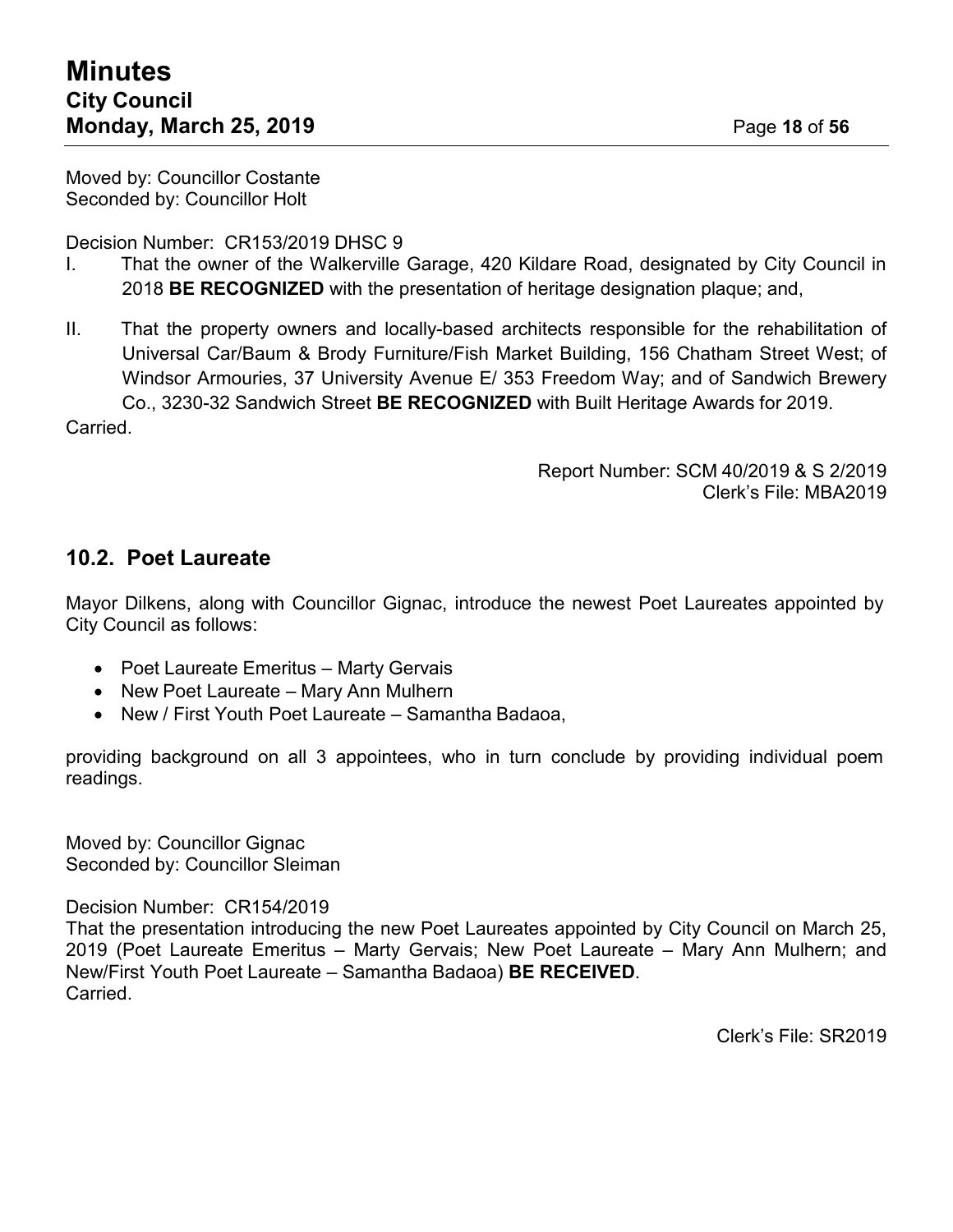Moved by: Councillor Costante
Seconded by: Councillor Holt

Decision Number: CR153/2019 DHSC 9

I. That the owner of the Walkerville Garage, 420 Kildare Road, designated by City Council in 2018 **BE RECOGNIZED** with the presentation of heritage designation plaque; and,

II. That the property owners and locally-based architects responsible for the rehabilitation of Universal Car/Baum & Brody Furniture/Fish Market Building, 156 Chatham Street West; of Windsor Armouries, 37 University Avenue E/ 353 Freedom Way; and of Sandwich Brewery Co., 3230-32 Sandwich Street **BE RECOGNIZED** with Built Heritage Awards for 2019.

Carried.

Report Number: SCM 40/2019 & S 2/2019
Clerk's File: MBA2019

## 10.2. Poet Laureate

Mayor Dilkens, along with Councillor Gignac, introduce the newest Poet Laureates appointed by City Council as follows:

- Poet Laureate Emeritus – Marty Gervais
- New Poet Laureate – Mary Ann Mulhern
- New / First Youth Poet Laureate – Samantha Badaoa,

providing background on all 3 appointees, who in turn conclude by providing individual poem readings.

Moved by: Councillor Gignac
Seconded by: Councillor Sleiman

Decision Number: CR154/2019
That the presentation introducing the new Poet Laureates appointed by City Council on March 25, 2019 (Poet Laureate Emeritus – Marty Gervais; New Poet Laureate – Mary Ann Mulhern; and New/First Youth Poet Laureate – Samantha Badaoa) **BE RECEIVED**.
Carried.

Clerk's File: SR2019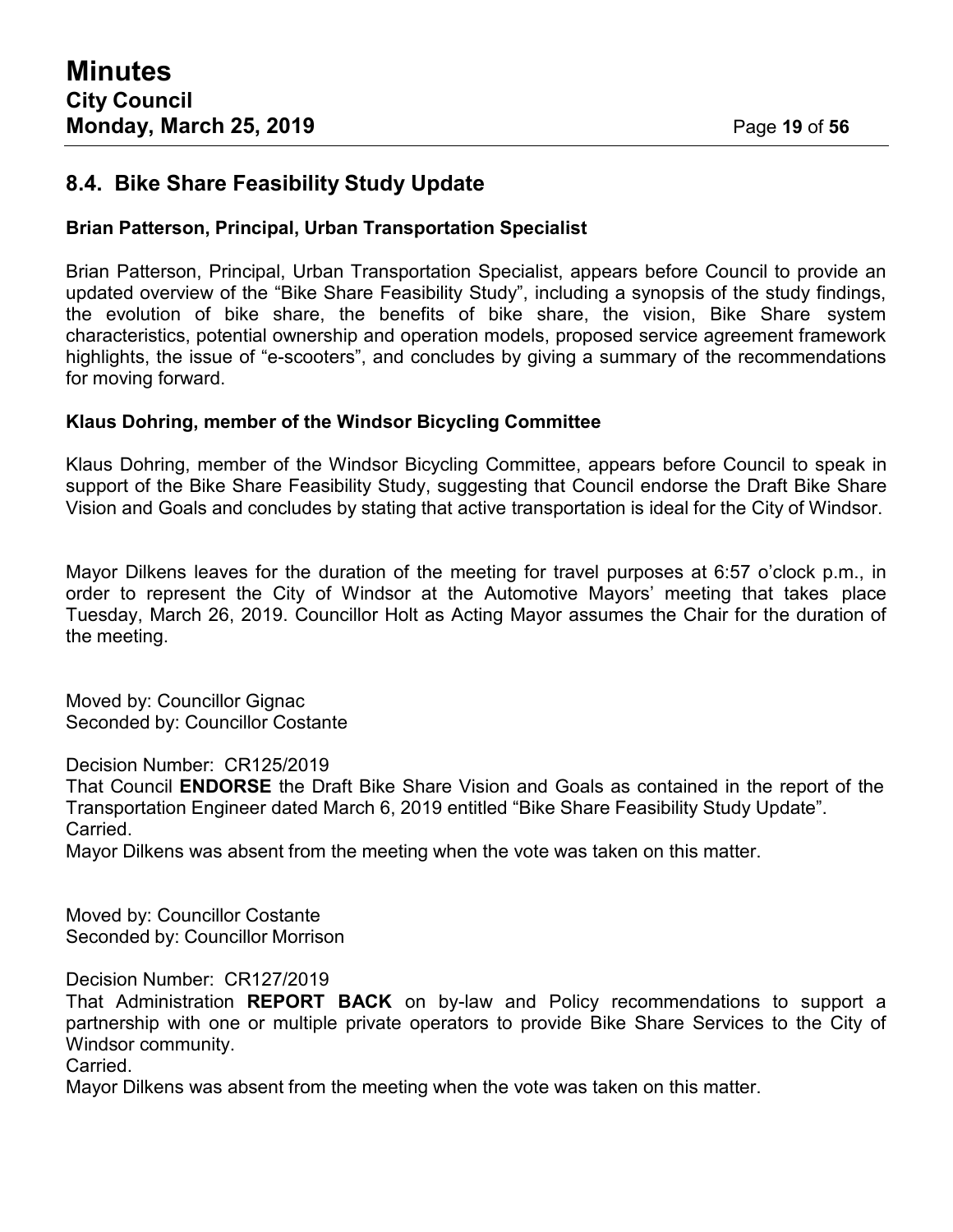## 8.4. Bike Share Feasibility Study Update

**Brian Patterson, Principal, Urban Transportation Specialist**

Brian Patterson, Principal, Urban Transportation Specialist, appears before Council to provide an updated overview of the "Bike Share Feasibility Study", including a synopsis of the study findings, the evolution of bike share, the benefits of bike share, the vision, Bike Share system characteristics, potential ownership and operation models, proposed service agreement framework highlights, the issue of "e-scooters", and concludes by giving a summary of the recommendations for moving forward.

**Klaus Dohring, member of the Windsor Bicycling Committee**

Klaus Dohring, member of the Windsor Bicycling Committee, appears before Council to speak in support of the Bike Share Feasibility Study, suggesting that Council endorse the Draft Bike Share Vision and Goals and concludes by stating that active transportation is ideal for the City of Windsor.

Mayor Dilkens leaves for the duration of the meeting for travel purposes at 6:57 o'clock p.m., in order to represent the City of Windsor at the Automotive Mayors' meeting that takes place Tuesday, March 26, 2019. Councillor Holt as Acting Mayor assumes the Chair for the duration of the meeting.

Moved by: Councillor Gignac
Seconded by: Councillor Costante

Decision Number: CR125/2019
That Council **ENDORSE** the Draft Bike Share Vision and Goals as contained in the report of the Transportation Engineer dated March 6, 2019 entitled "Bike Share Feasibility Study Update".
Carried.
Mayor Dilkens was absent from the meeting when the vote was taken on this matter.

Moved by: Councillor Costante
Seconded by: Councillor Morrison

Decision Number: CR127/2019
That Administration **REPORT BACK** on by-law and Policy recommendations to support a partnership with one or multiple private operators to provide Bike Share Services to the City of Windsor community.
Carried.
Mayor Dilkens was absent from the meeting when the vote was taken on this matter.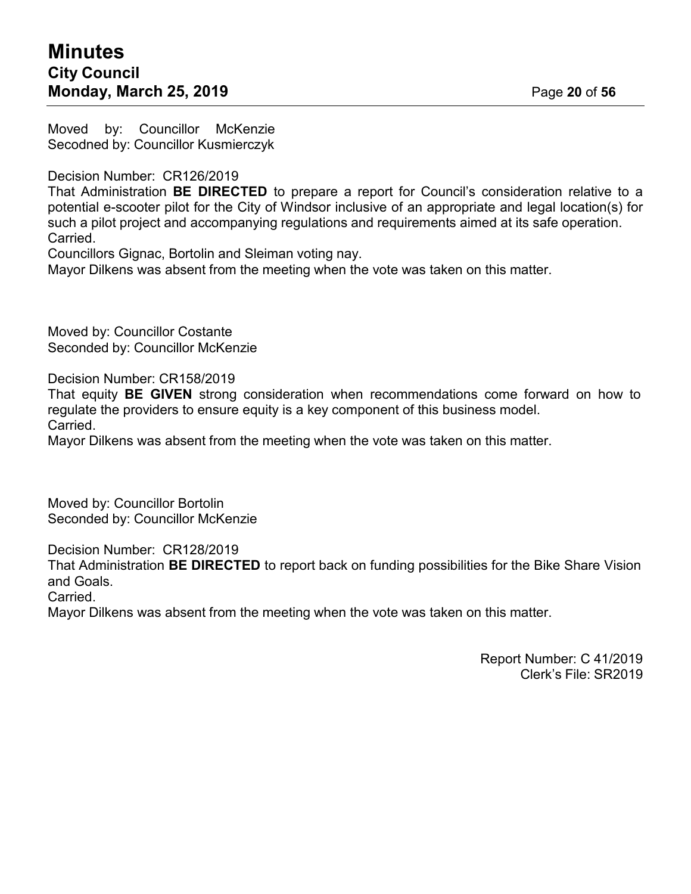Moved by: Councillor McKenzie
Secodned by: Councillor Kusmierczyk

Decision Number: CR126/2019
That Administration **BE DIRECTED** to prepare a report for Council's consideration relative to a potential e-scooter pilot for the City of Windsor inclusive of an appropriate and legal location(s) for such a pilot project and accompanying regulations and requirements aimed at its safe operation.
Carried.
Councillors Gignac, Bortolin and Sleiman voting nay.
Mayor Dilkens was absent from the meeting when the vote was taken on this matter.

Moved by: Councillor Costante
Seconded by: Councillor McKenzie

Decision Number: CR158/2019
That equity **BE GIVEN** strong consideration when recommendations come forward on how to regulate the providers to ensure equity is a key component of this business model.
Carried.
Mayor Dilkens was absent from the meeting when the vote was taken on this matter.

Moved by: Councillor Bortolin
Seconded by: Councillor McKenzie

Decision Number: CR128/2019
That Administration **BE DIRECTED** to report back on funding possibilities for the Bike Share Vision and Goals.
Carried.
Mayor Dilkens was absent from the meeting when the vote was taken on this matter.

Report Number: C 41/2019
Clerk's File: SR2019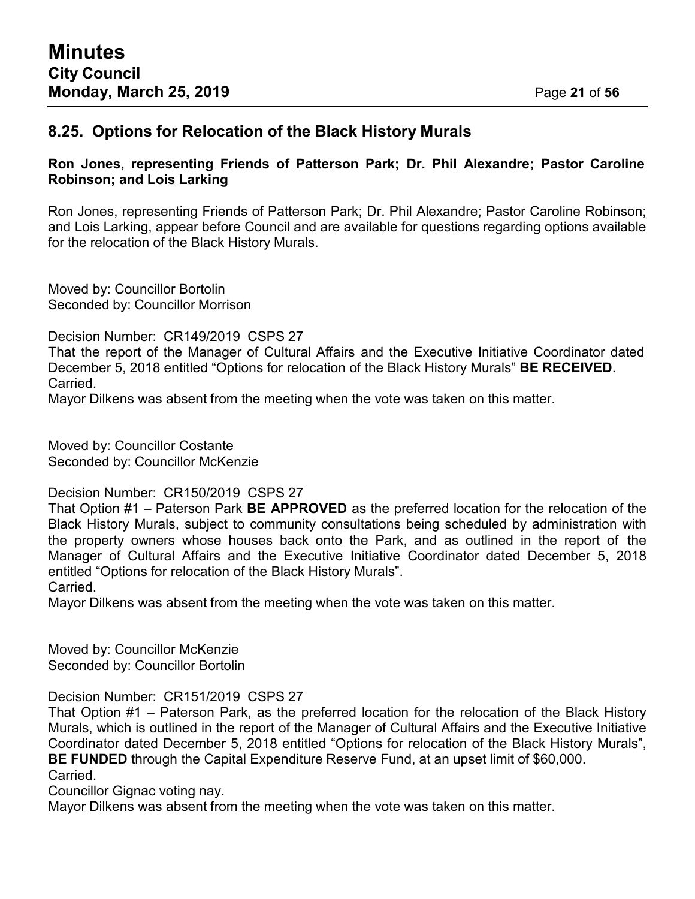## 8.25. Options for Relocation of the Black History Murals

**Ron Jones, representing Friends of Patterson Park; Dr. Phil Alexandre; Pastor Caroline Robinson; and Lois Larking**

Ron Jones, representing Friends of Patterson Park; Dr. Phil Alexandre; Pastor Caroline Robinson; and Lois Larking, appear before Council and are available for questions regarding options available for the relocation of the Black History Murals.

Moved by: Councillor Bortolin
Seconded by: Councillor Morrison

Decision Number: CR149/2019 CSPS 27
That the report of the Manager of Cultural Affairs and the Executive Initiative Coordinator dated December 5, 2018 entitled "Options for relocation of the Black History Murals" **BE RECEIVED**.
Carried.
Mayor Dilkens was absent from the meeting when the vote was taken on this matter.

Moved by: Councillor Costante
Seconded by: Councillor McKenzie

Decision Number: CR150/2019 CSPS 27
That Option #1 – Paterson Park **BE APPROVED** as the preferred location for the relocation of the Black History Murals, subject to community consultations being scheduled by administration with the property owners whose houses back onto the Park, and as outlined in the report of the Manager of Cultural Affairs and the Executive Initiative Coordinator dated December 5, 2018 entitled "Options for relocation of the Black History Murals".
Carried.
Mayor Dilkens was absent from the meeting when the vote was taken on this matter.

Moved by: Councillor McKenzie
Seconded by: Councillor Bortolin

Decision Number: CR151/2019 CSPS 27
That Option #1 – Paterson Park, as the preferred location for the relocation of the Black History Murals, which is outlined in the report of the Manager of Cultural Affairs and the Executive Initiative Coordinator dated December 5, 2018 entitled "Options for relocation of the Black History Murals", **BE FUNDED** through the Capital Expenditure Reserve Fund, at an upset limit of $60,000.
Carried.
Councillor Gignac voting nay.
Mayor Dilkens was absent from the meeting when the vote was taken on this matter.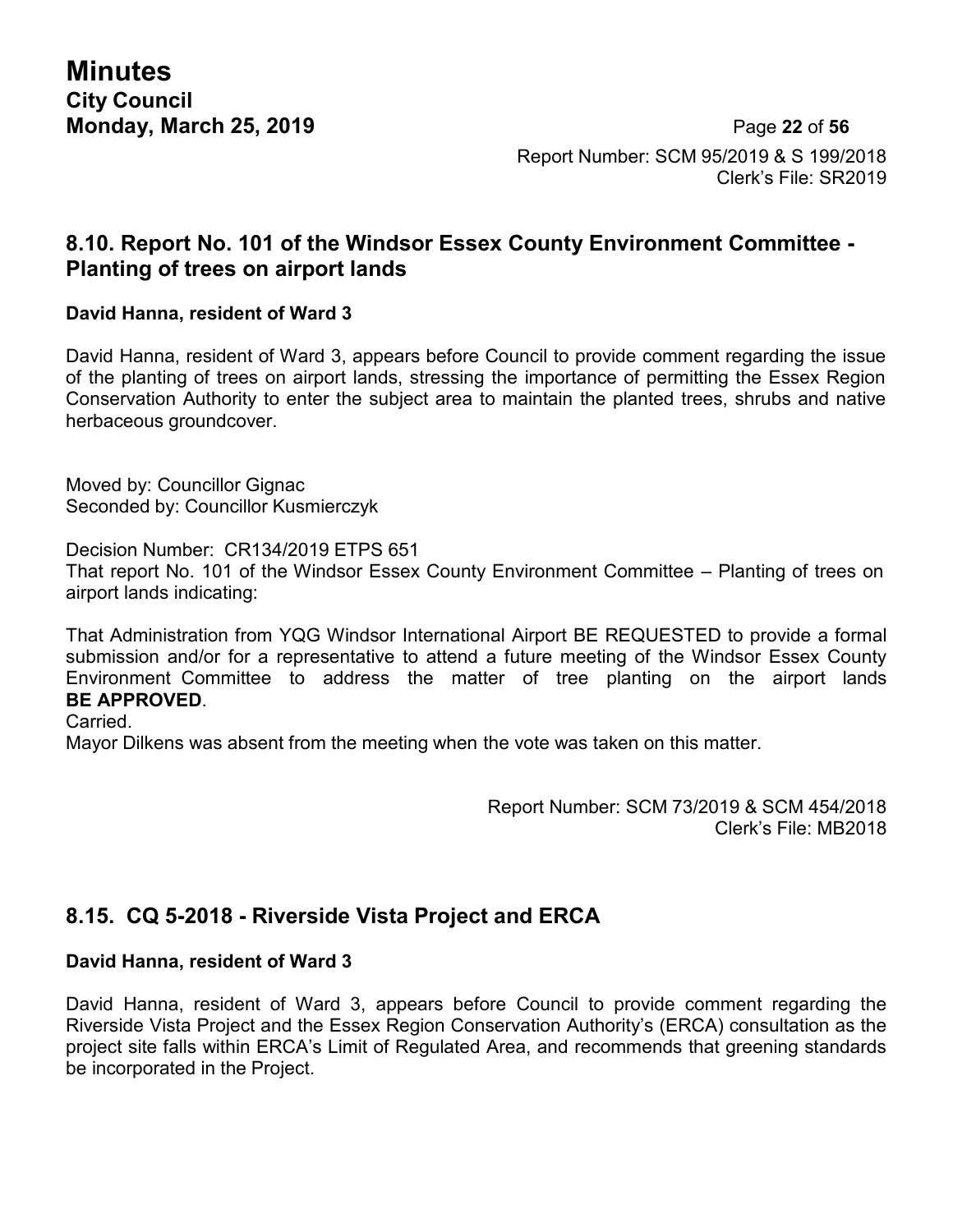Report Number: SCM 95/2019 & S 199/2018
Clerk's File: SR2019

## 8.10. Report No. 101 of the Windsor Essex County Environment Committee - Planting of trees on airport lands

**David Hanna, resident of Ward 3**

David Hanna, resident of Ward 3, appears before Council to provide comment regarding the issue of the planting of trees on airport lands, stressing the importance of permitting the Essex Region Conservation Authority to enter the subject area to maintain the planted trees, shrubs and native herbaceous groundcover.

Moved by: Councillor Gignac
Seconded by: Councillor Kusmierczyk

Decision Number: CR134/2019 ETPS 651
That report No. 101 of the Windsor Essex County Environment Committee – Planting of trees on airport lands indicating:

That Administration from YQG Windsor International Airport BE REQUESTED to provide a formal submission and/or for a representative to attend a future meeting of the Windsor Essex County Environment Committee to address the matter of tree planting on the airport lands **BE APPROVED**.
Carried.
Mayor Dilkens was absent from the meeting when the vote was taken on this matter.

Report Number: SCM 73/2019 & SCM 454/2018
Clerk's File: MB2018

## 8.15. CQ 5-2018 - Riverside Vista Project and ERCA

**David Hanna, resident of Ward 3**

David Hanna, resident of Ward 3, appears before Council to provide comment regarding the Riverside Vista Project and the Essex Region Conservation Authority's (ERCA) consultation as the project site falls within ERCA's Limit of Regulated Area, and recommends that greening standards be incorporated in the Project.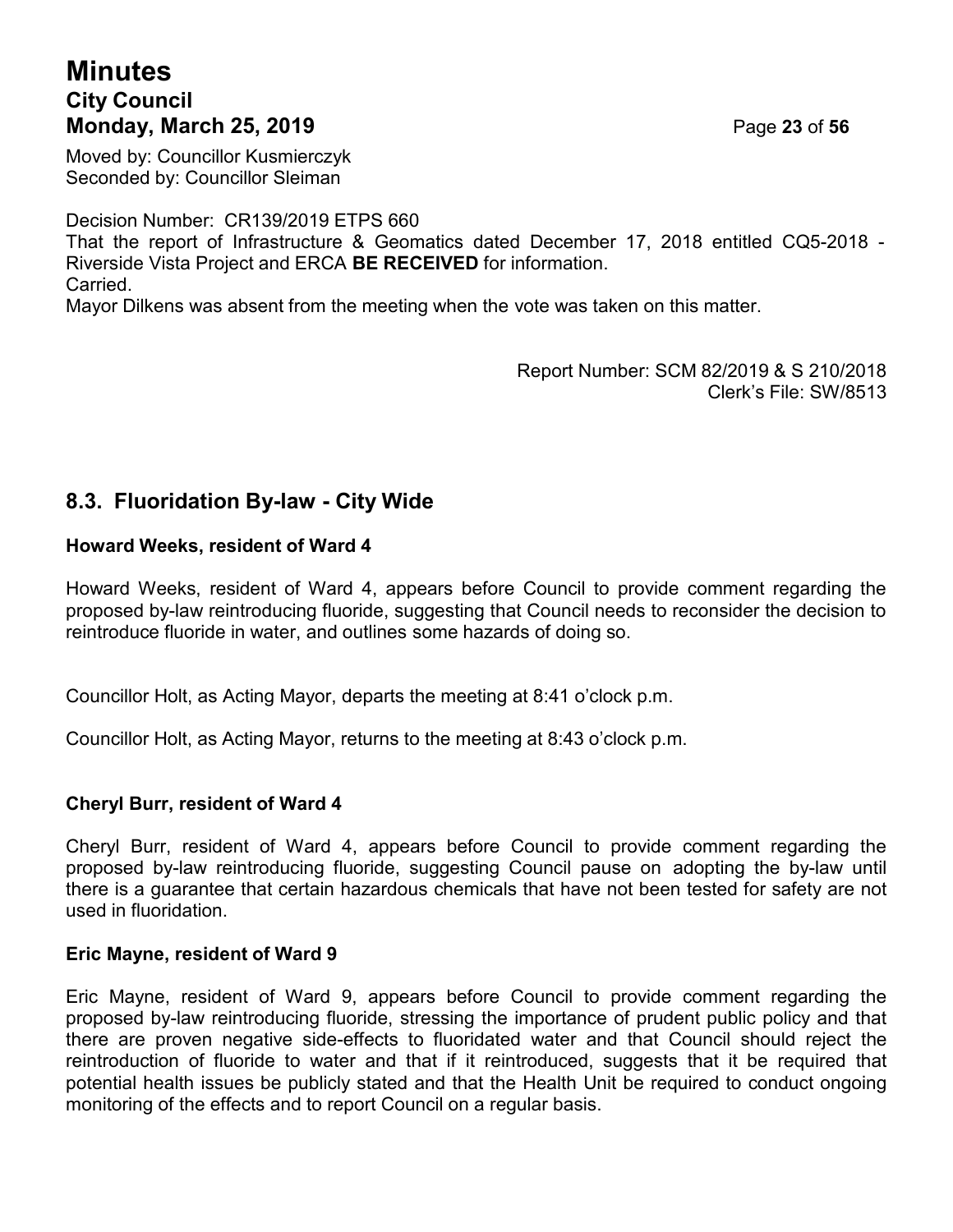Moved by: Councillor Kusmierczyk
Seconded by: Councillor Sleiman

Decision Number: CR139/2019 ETPS 660
That the report of Infrastructure & Geomatics dated December 17, 2018 entitled CQ5-2018 - Riverside Vista Project and ERCA **BE RECEIVED** for information.
Carried.
Mayor Dilkens was absent from the meeting when the vote was taken on this matter.

Report Number: SCM 82/2019 & S 210/2018
Clerk's File: SW/8513

## 8.3. Fluoridation By-law - City Wide

**Howard Weeks, resident of Ward 4**

Howard Weeks, resident of Ward 4, appears before Council to provide comment regarding the proposed by-law reintroducing fluoride, suggesting that Council needs to reconsider the decision to reintroduce fluoride in water, and outlines some hazards of doing so.

Councillor Holt, as Acting Mayor, departs the meeting at 8:41 o'clock p.m.

Councillor Holt, as Acting Mayor, returns to the meeting at 8:43 o'clock p.m.

**Cheryl Burr, resident of Ward 4**

Cheryl Burr, resident of Ward 4, appears before Council to provide comment regarding the proposed by-law reintroducing fluoride, suggesting Council pause on adopting the by-law until there is a guarantee that certain hazardous chemicals that have not been tested for safety are not used in fluoridation.

**Eric Mayne, resident of Ward 9**

Eric Mayne, resident of Ward 9, appears before Council to provide comment regarding the proposed by-law reintroducing fluoride, stressing the importance of prudent public policy and that there are proven negative side-effects to fluoridated water and that Council should reject the reintroduction of fluoride to water and that if it reintroduced, suggests that it be required that potential health issues be publicly stated and that the Health Unit be required to conduct ongoing monitoring of the effects and to report Council on a regular basis.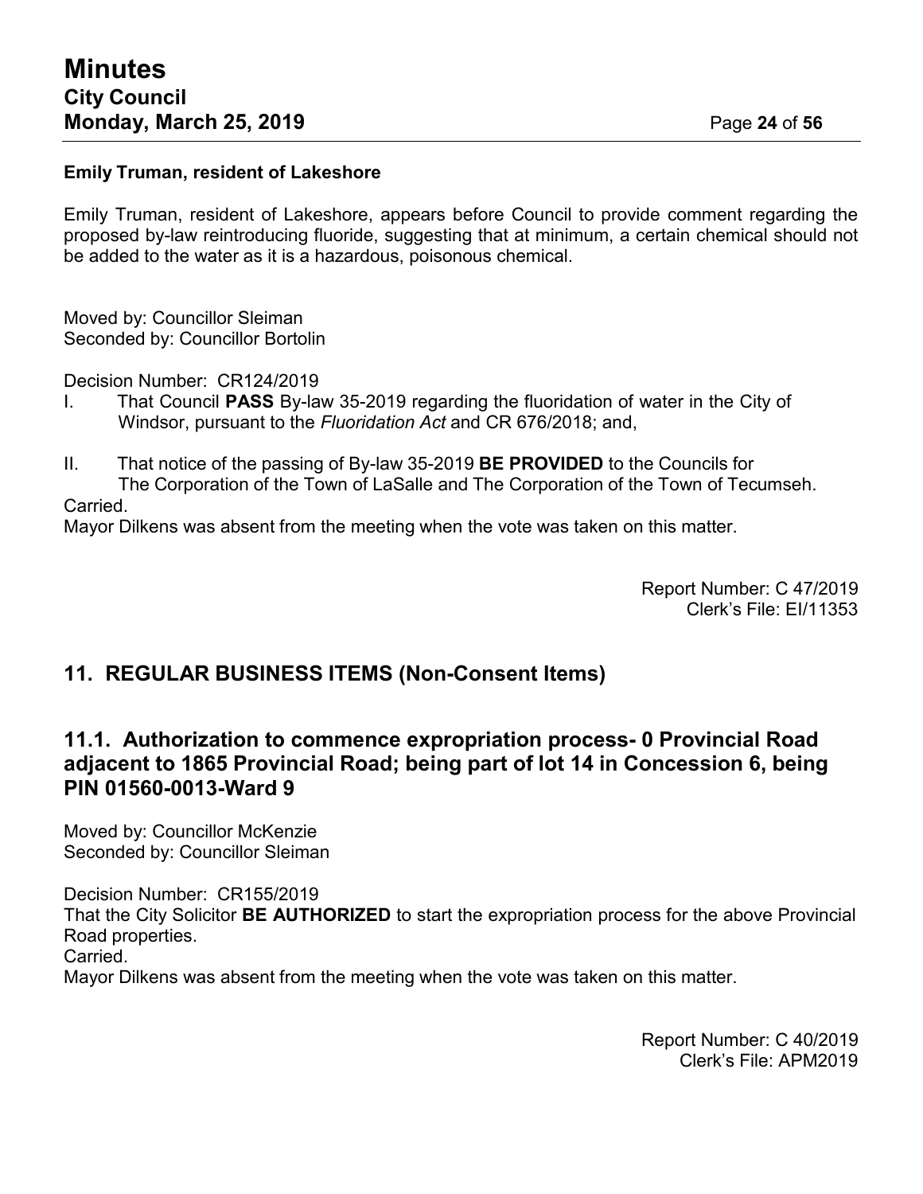**Emily Truman, resident of Lakeshore**

Emily Truman, resident of Lakeshore, appears before Council to provide comment regarding the proposed by-law reintroducing fluoride, suggesting that at minimum, a certain chemical should not be added to the water as it is a hazardous, poisonous chemical.

Moved by: Councillor Sleiman
Seconded by: Councillor Bortolin

Decision Number: CR124/2019

I. That Council **PASS** By-law 35-2019 regarding the fluoridation of water in the City of Windsor, pursuant to the *Fluoridation Act* and CR 676/2018; and,

II. That notice of the passing of By-law 35-2019 **BE PROVIDED** to the Councils for The Corporation of the Town of LaSalle and The Corporation of the Town of Tecumseh.

Carried.
Mayor Dilkens was absent from the meeting when the vote was taken on this matter.

Report Number: C 47/2019
Clerk's File: EI/11353

## 11. REGULAR BUSINESS ITEMS (Non-Consent Items)

### 11.1. Authorization to commence expropriation process- 0 Provincial Road adjacent to 1865 Provincial Road; being part of lot 14 in Concession 6, being PIN 01560-0013-Ward 9

Moved by: Councillor McKenzie
Seconded by: Councillor Sleiman

Decision Number: CR155/2019
That the City Solicitor **BE AUTHORIZED** to start the expropriation process for the above Provincial Road properties.
Carried.
Mayor Dilkens was absent from the meeting when the vote was taken on this matter.

Report Number: C 40/2019
Clerk's File: APM2019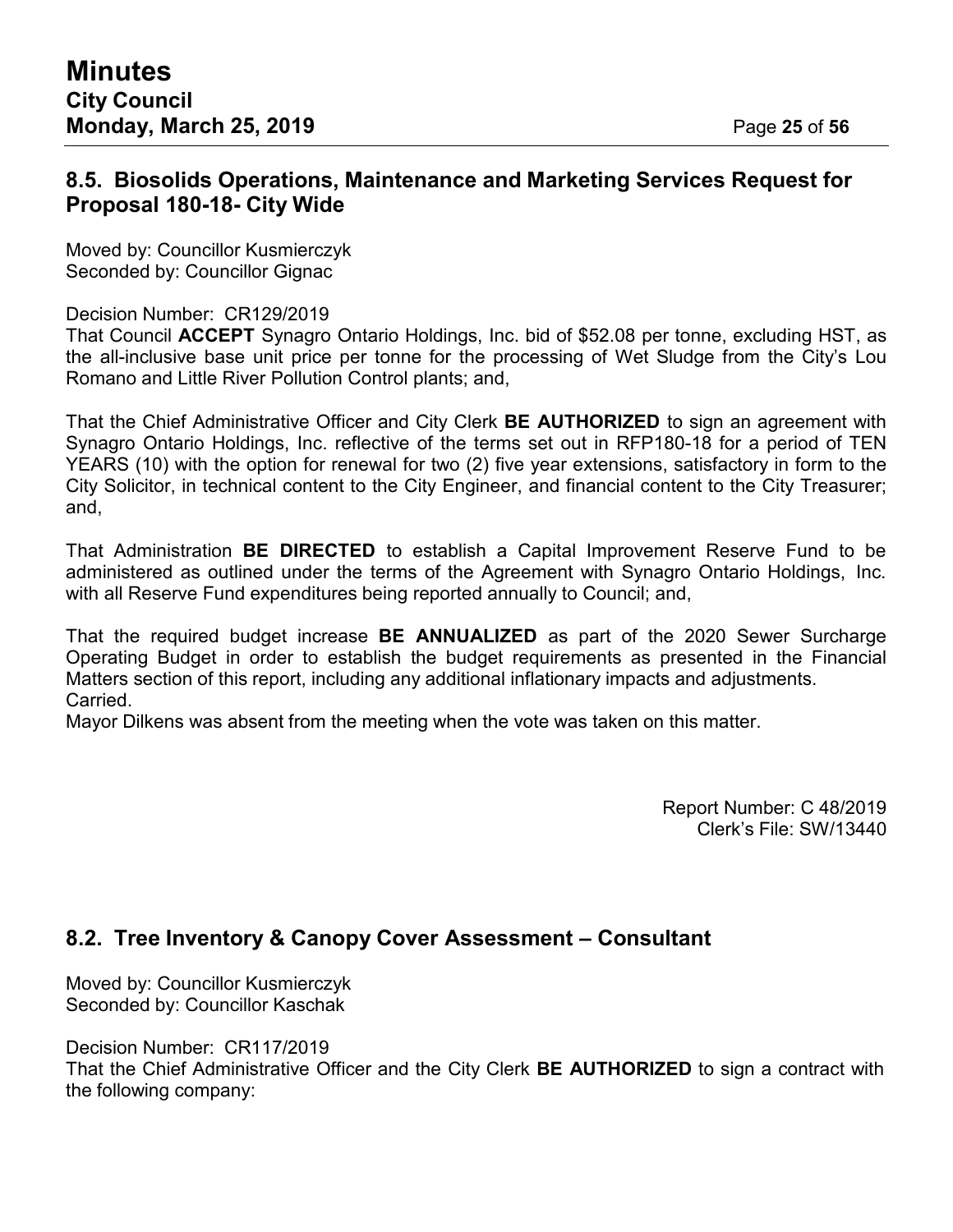## 8.5. Biosolids Operations, Maintenance and Marketing Services Request for Proposal 180-18- City Wide

Moved by: Councillor Kusmierczyk
Seconded by: Councillor Gignac

Decision Number: CR129/2019
That Council **ACCEPT** Synagro Ontario Holdings, Inc. bid of $52.08 per tonne, excluding HST, as the all-inclusive base unit price per tonne for the processing of Wet Sludge from the City's Lou Romano and Little River Pollution Control plants; and,

That the Chief Administrative Officer and City Clerk **BE AUTHORIZED** to sign an agreement with Synagro Ontario Holdings, Inc. reflective of the terms set out in RFP180-18 for a period of TEN YEARS (10) with the option for renewal for two (2) five year extensions, satisfactory in form to the City Solicitor, in technical content to the City Engineer, and financial content to the City Treasurer; and,

That Administration **BE DIRECTED** to establish a Capital Improvement Reserve Fund to be administered as outlined under the terms of the Agreement with Synagro Ontario Holdings, Inc. with all Reserve Fund expenditures being reported annually to Council; and,

That the required budget increase **BE ANNUALIZED** as part of the 2020 Sewer Surcharge Operating Budget in order to establish the budget requirements as presented in the Financial Matters section of this report, including any additional inflationary impacts and adjustments.
Carried.
Mayor Dilkens was absent from the meeting when the vote was taken on this matter.

Report Number: C 48/2019
Clerk's File: SW/13440

## 8.2. Tree Inventory & Canopy Cover Assessment – Consultant

Moved by: Councillor Kusmierczyk
Seconded by: Councillor Kaschak

Decision Number: CR117/2019
That the Chief Administrative Officer and the City Clerk **BE AUTHORIZED** to sign a contract with the following company: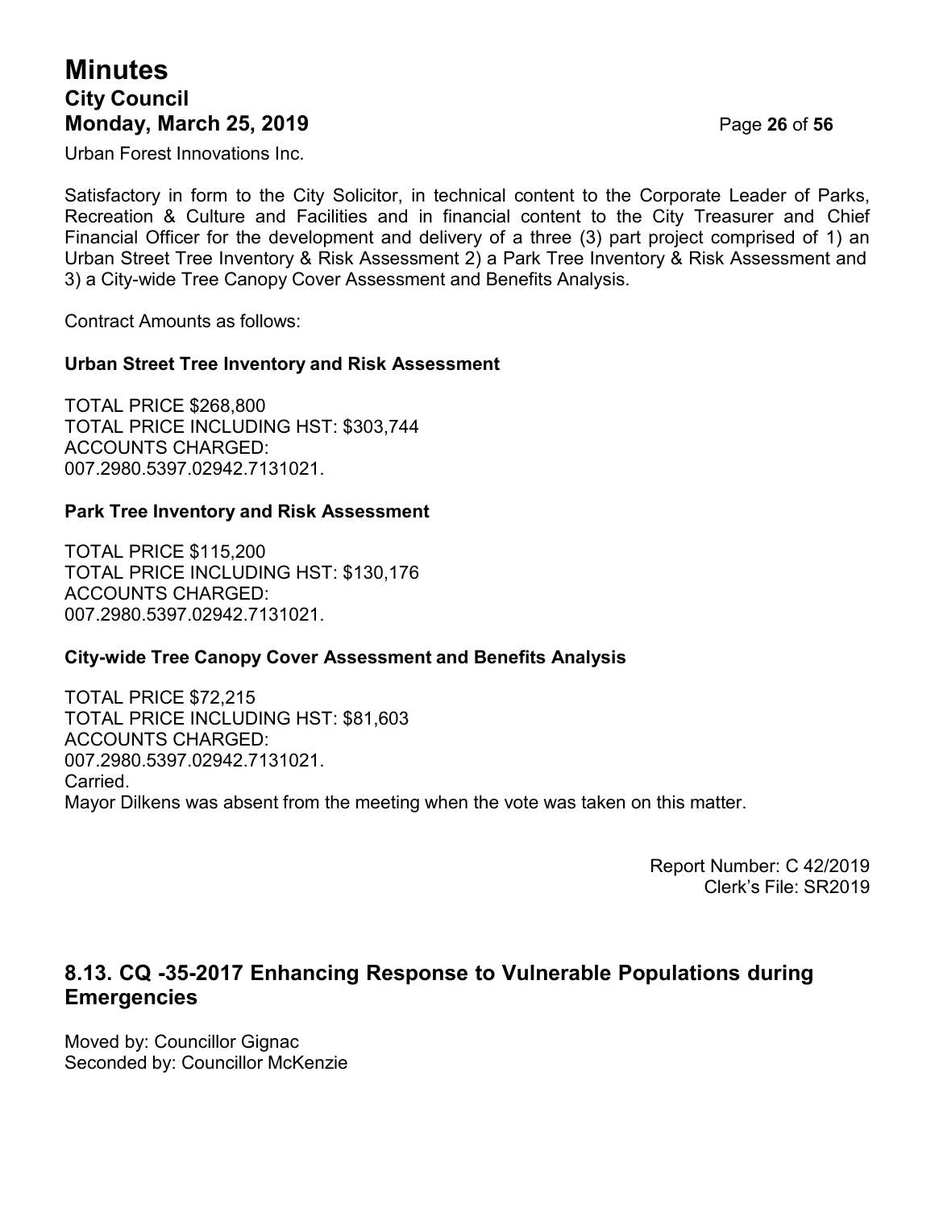Urban Forest Innovations Inc.

Satisfactory in form to the City Solicitor, in technical content to the Corporate Leader of Parks, Recreation & Culture and Facilities and in financial content to the City Treasurer and Chief Financial Officer for the development and delivery of a three (3) part project comprised of 1) an Urban Street Tree Inventory & Risk Assessment 2) a Park Tree Inventory & Risk Assessment and 3) a City-wide Tree Canopy Cover Assessment and Benefits Analysis.

Contract Amounts as follows:

**Urban Street Tree Inventory and Risk Assessment**

TOTAL PRICE $268,800
TOTAL PRICE INCLUDING HST: $303,744
ACCOUNTS CHARGED:
007.2980.5397.02942.7131021.

**Park Tree Inventory and Risk Assessment**

TOTAL PRICE $115,200
TOTAL PRICE INCLUDING HST: $130,176
ACCOUNTS CHARGED:
007.2980.5397.02942.7131021.

**City-wide Tree Canopy Cover Assessment and Benefits Analysis**

TOTAL PRICE $72,215
TOTAL PRICE INCLUDING HST: $81,603
ACCOUNTS CHARGED:
007.2980.5397.02942.7131021.
Carried.
Mayor Dilkens was absent from the meeting when the vote was taken on this matter.

Report Number: C 42/2019
Clerk's File: SR2019

## 8.13. CQ -35-2017 Enhancing Response to Vulnerable Populations during Emergencies

Moved by: Councillor Gignac
Seconded by: Councillor McKenzie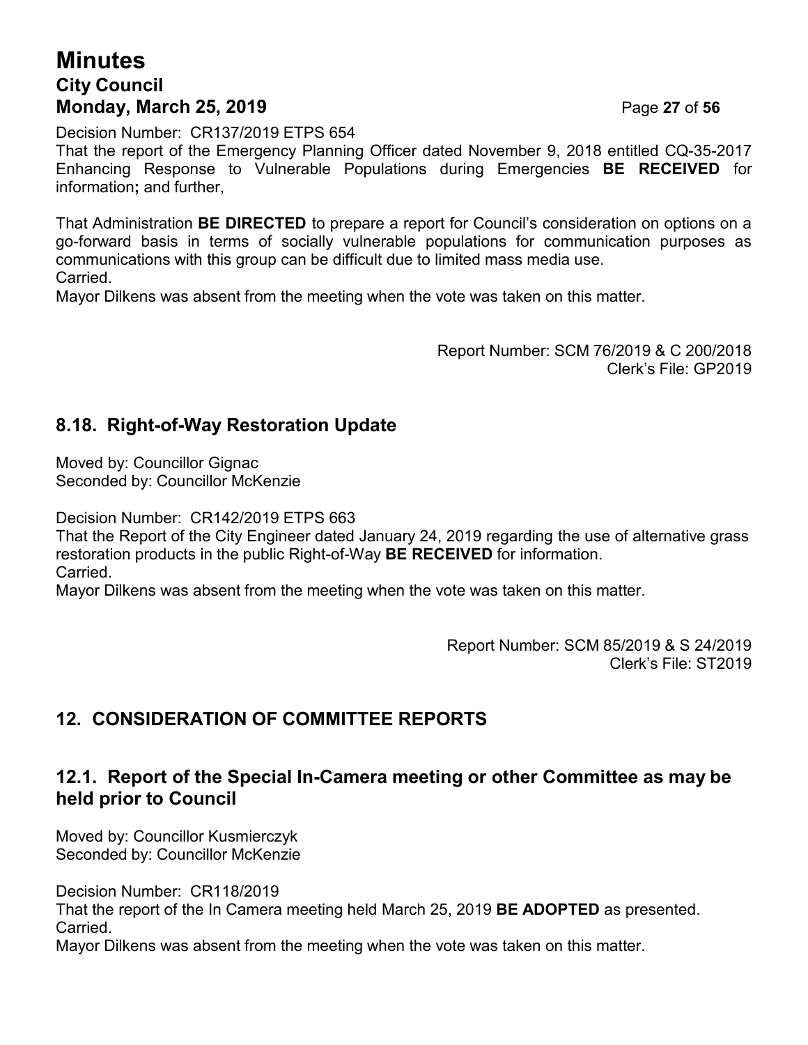Decision Number: CR137/2019 ETPS 654

That the report of the Emergency Planning Officer dated November 9, 2018 entitled CQ-35-2017 Enhancing Response to Vulnerable Populations during Emergencies **BE RECEIVED** for information**;** and further,

That Administration **BE DIRECTED** to prepare a report for Council's consideration on options on a go-forward basis in terms of socially vulnerable populations for communication purposes as communications with this group can be difficult due to limited mass media use.

Carried.

Mayor Dilkens was absent from the meeting when the vote was taken on this matter.

Report Number: SCM 76/2019 & C 200/2018

Clerk's File: GP2019

## 8.18. Right-of-Way Restoration Update

Moved by: Councillor Gignac

Seconded by: Councillor McKenzie

Decision Number: CR142/2019 ETPS 663

That the Report of the City Engineer dated January 24, 2019 regarding the use of alternative grass restoration products in the public Right-of-Way **BE RECEIVED** for information.

Carried.

Mayor Dilkens was absent from the meeting when the vote was taken on this matter.

Report Number: SCM 85/2019 & S 24/2019

Clerk's File: ST2019

# 12. CONSIDERATION OF COMMITTEE REPORTS

## 12.1. Report of the Special In-Camera meeting or other Committee as may be held prior to Council

Moved by: Councillor Kusmierczyk

Seconded by: Councillor McKenzie

Decision Number: CR118/2019

That the report of the In Camera meeting held March 25, 2019 **BE ADOPTED** as presented.

Carried.

Mayor Dilkens was absent from the meeting when the vote was taken on this matter.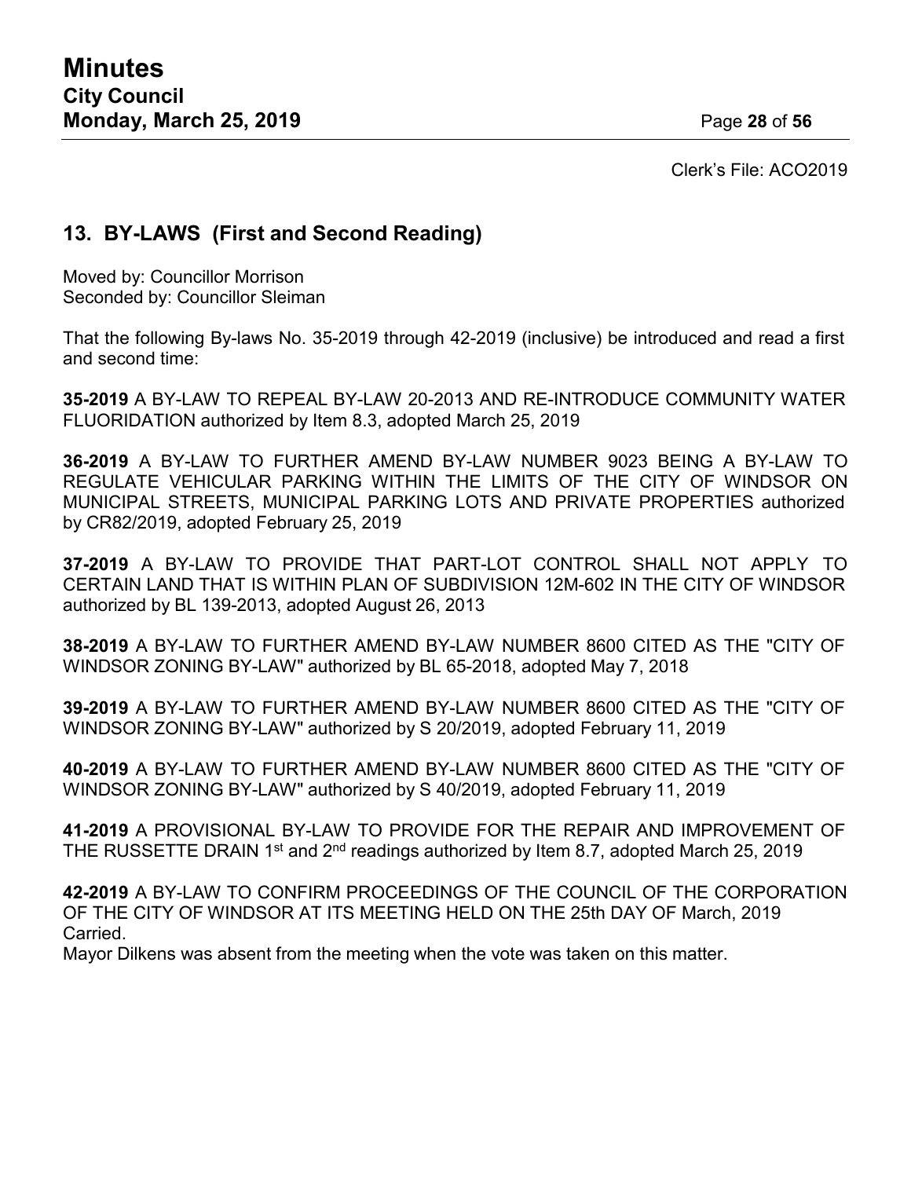Clerk's File: ACO2019

## 13. BY-LAWS (First and Second Reading)

Moved by: Councillor Morrison
Seconded by: Councillor Sleiman

That the following By-laws No. 35-2019 through 42-2019 (inclusive) be introduced and read a first and second time:

**35-2019** A BY-LAW TO REPEAL BY-LAW 20-2013 AND RE-INTRODUCE COMMUNITY WATER FLUORIDATION authorized by Item 8.3, adopted March 25, 2019

**36-2019** A BY-LAW TO FURTHER AMEND BY-LAW NUMBER 9023 BEING A BY-LAW TO REGULATE VEHICULAR PARKING WITHIN THE LIMITS OF THE CITY OF WINDSOR ON MUNICIPAL STREETS, MUNICIPAL PARKING LOTS AND PRIVATE PROPERTIES authorized by CR82/2019, adopted February 25, 2019

**37-2019** A BY-LAW TO PROVIDE THAT PART-LOT CONTROL SHALL NOT APPLY TO CERTAIN LAND THAT IS WITHIN PLAN OF SUBDIVISION 12M-602 IN THE CITY OF WINDSOR authorized by BL 139-2013, adopted August 26, 2013

**38-2019** A BY-LAW TO FURTHER AMEND BY-LAW NUMBER 8600 CITED AS THE "CITY OF WINDSOR ZONING BY-LAW" authorized by BL 65-2018, adopted May 7, 2018

**39-2019** A BY-LAW TO FURTHER AMEND BY-LAW NUMBER 8600 CITED AS THE "CITY OF WINDSOR ZONING BY-LAW" authorized by S 20/2019, adopted February 11, 2019

**40-2019** A BY-LAW TO FURTHER AMEND BY-LAW NUMBER 8600 CITED AS THE "CITY OF WINDSOR ZONING BY-LAW" authorized by S 40/2019, adopted February 11, 2019

**41-2019** A PROVISIONAL BY-LAW TO PROVIDE FOR THE REPAIR AND IMPROVEMENT OF THE RUSSETTE DRAIN 1st and 2nd readings authorized by Item 8.7, adopted March 25, 2019

**42-2019** A BY-LAW TO CONFIRM PROCEEDINGS OF THE COUNCIL OF THE CORPORATION OF THE CITY OF WINDSOR AT ITS MEETING HELD ON THE 25th DAY OF March, 2019
Carried.
Mayor Dilkens was absent from the meeting when the vote was taken on this matter.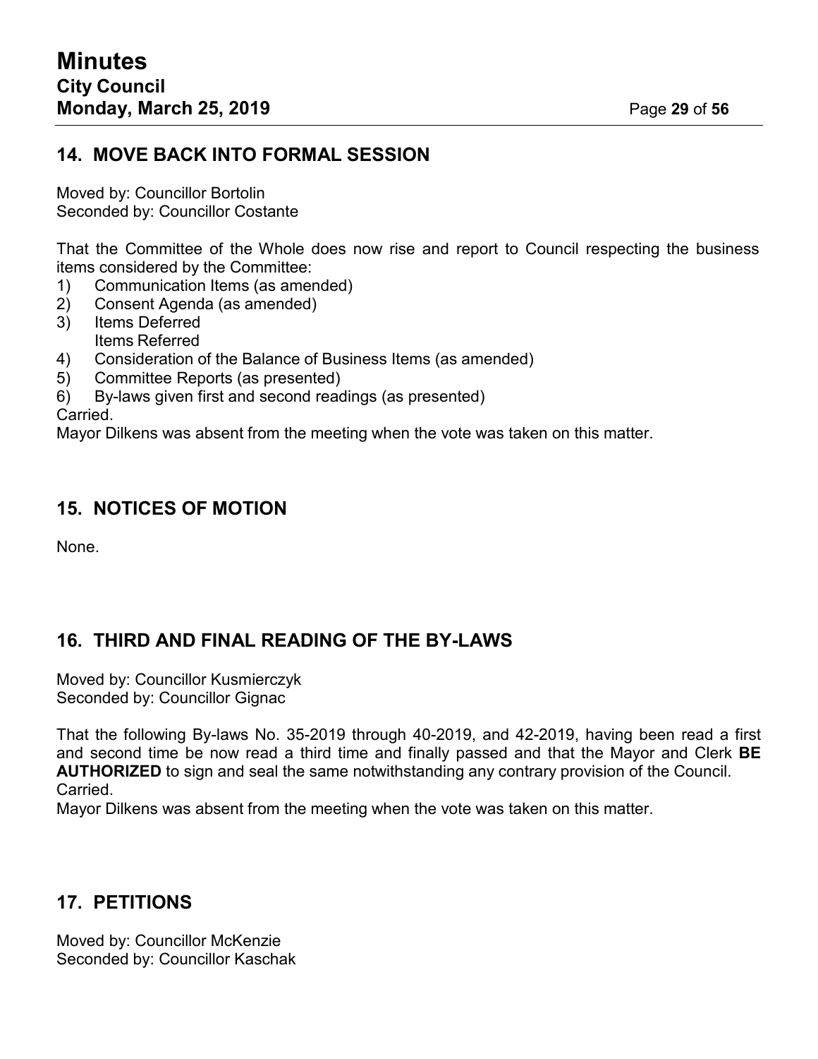## 14. MOVE BACK INTO FORMAL SESSION

Moved by: Councillor Bortolin
Seconded by: Councillor Costante

That the Committee of the Whole does now rise and report to Council respecting the business items considered by the Committee:

1) Communication Items (as amended)
2) Consent Agenda (as amended)
3) Items Deferred
   Items Referred
4) Consideration of the Balance of Business Items (as amended)
5) Committee Reports (as presented)
6) By-laws given first and second readings (as presented)

Carried.
Mayor Dilkens was absent from the meeting when the vote was taken on this matter.

## 15. NOTICES OF MOTION

None.

## 16. THIRD AND FINAL READING OF THE BY-LAWS

Moved by: Councillor Kusmierczyk
Seconded by: Councillor Gignac

That the following By-laws No. 35-2019 through 40-2019, and 42-2019, having been read a first and second time be now read a third time and finally passed and that the Mayor and Clerk **BE AUTHORIZED** to sign and seal the same notwithstanding any contrary provision of the Council.
Carried.
Mayor Dilkens was absent from the meeting when the vote was taken on this matter.

## 17. PETITIONS

Moved by: Councillor McKenzie
Seconded by: Councillor Kaschak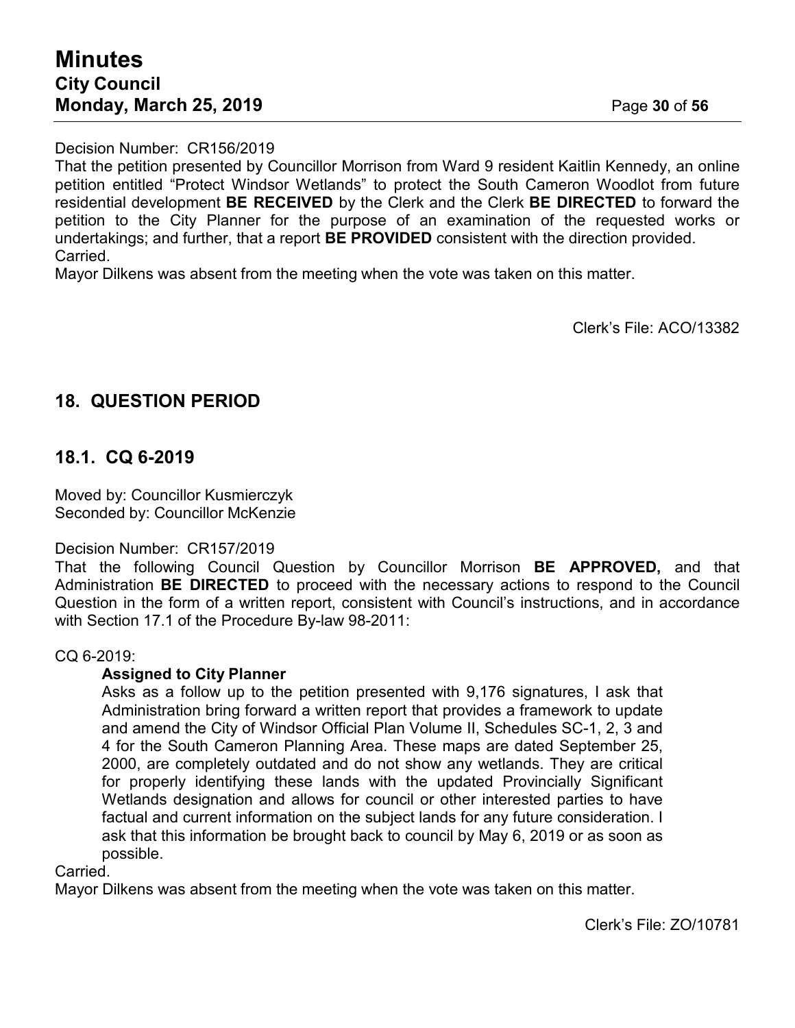Decision Number: CR156/2019

That the petition presented by Councillor Morrison from Ward 9 resident Kaitlin Kennedy, an online petition entitled "Protect Windsor Wetlands" to protect the South Cameron Woodlot from future residential development **BE RECEIVED** by the Clerk and the Clerk **BE DIRECTED** to forward the petition to the City Planner for the purpose of an examination of the requested works or undertakings; and further, that a report **BE PROVIDED** consistent with the direction provided.

Carried.

Mayor Dilkens was absent from the meeting when the vote was taken on this matter.

Clerk's File: ACO/13382

## 18. QUESTION PERIOD

### 18.1. CQ 6-2019

Moved by: Councillor Kusmierczyk
Seconded by: Councillor McKenzie

Decision Number: CR157/2019

That the following Council Question by Councillor Morrison **BE APPROVED,** and that Administration **BE DIRECTED** to proceed with the necessary actions to respond to the Council Question in the form of a written report, consistent with Council's instructions, and in accordance with Section 17.1 of the Procedure By-law 98-2011:

CQ 6-2019:

> **Assigned to City Planner**
>
> Asks as a follow up to the petition presented with 9,176 signatures, I ask that Administration bring forward a written report that provides a framework to update and amend the City of Windsor Official Plan Volume II, Schedules SC-1, 2, 3 and 4 for the South Cameron Planning Area. These maps are dated September 25, 2000, are completely outdated and do not show any wetlands. They are critical for properly identifying these lands with the updated Provincially Significant Wetlands designation and allows for council or other interested parties to have factual and current information on the subject lands for any future consideration. I ask that this information be brought back to council by May 6, 2019 or as soon as possible.

Carried.

Mayor Dilkens was absent from the meeting when the vote was taken on this matter.

Clerk's File: ZO/10781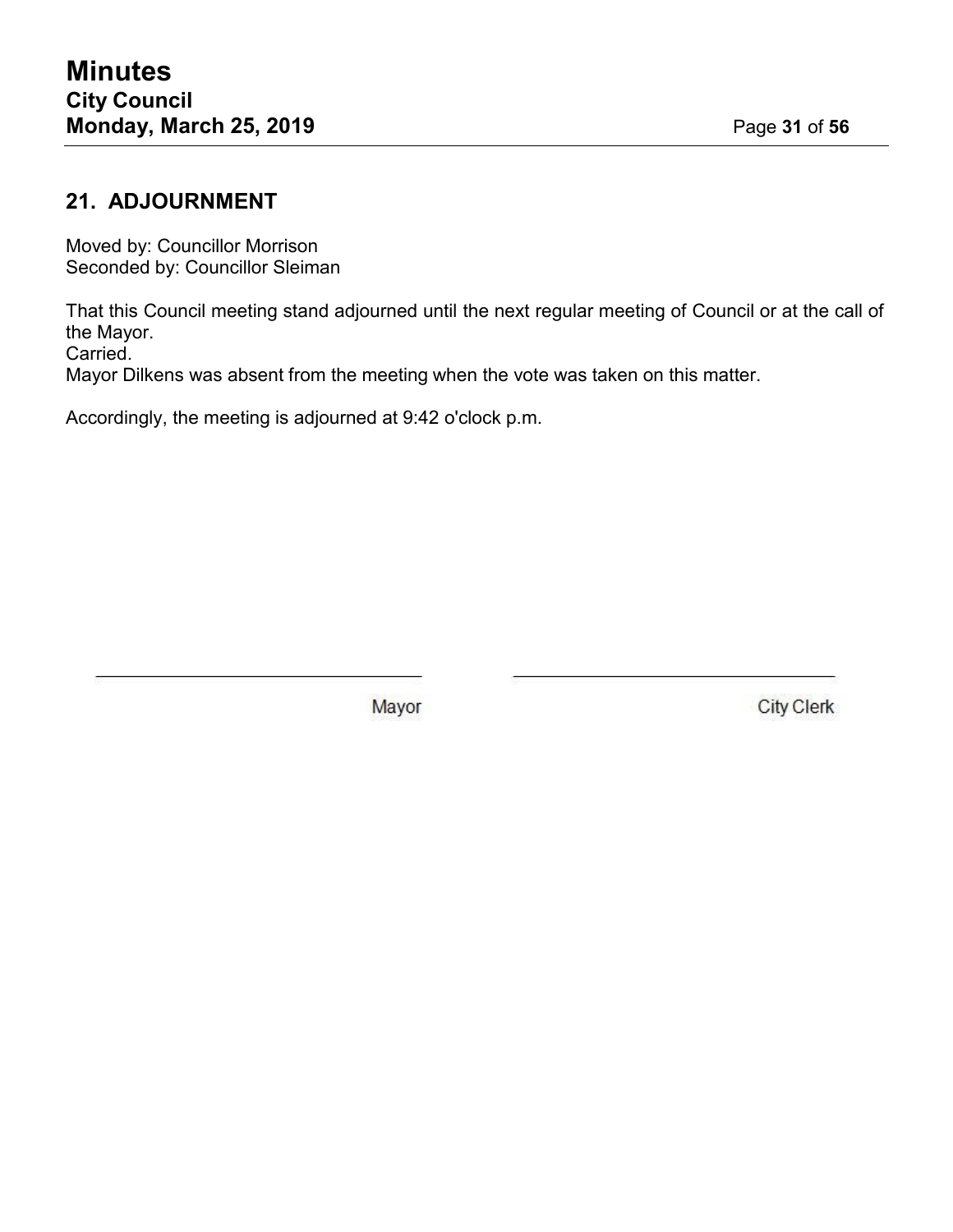## 21. ADJOURNMENT

Moved by: Councillor Morrison
Seconded by: Councillor Sleiman

That this Council meeting stand adjourned until the next regular meeting of Council or at the call of the Mayor.
Carried.
Mayor Dilkens was absent from the meeting when the vote was taken on this matter.

Accordingly, the meeting is adjourned at 9:42 o'clock p.m.

| ______________________ | ______________________ |
|---|---|
| Mayor | City Clerk |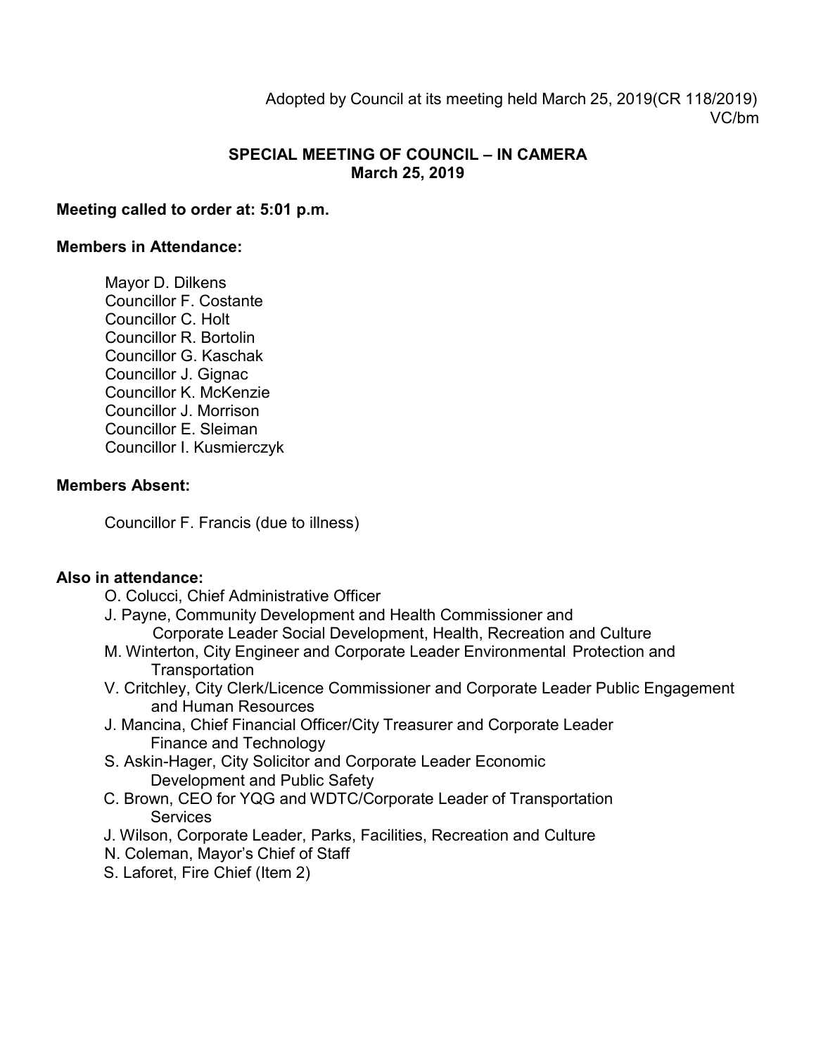Adopted by Council at its meeting held March 25, 2019(CR 118/2019)
VC/bm

**SPECIAL MEETING OF COUNCIL – IN CAMERA**
**March 25, 2019**

**Meeting called to order at: 5:01 p.m.**

**Members in Attendance:**

Mayor D. Dilkens
Councillor F. Costante
Councillor C. Holt
Councillor R. Bortolin
Councillor G. Kaschak
Councillor J. Gignac
Councillor K. McKenzie
Councillor J. Morrison
Councillor E. Sleiman
Councillor I. Kusmierczyk

**Members Absent:**

Councillor F. Francis (due to illness)

**Also in attendance:**

O. Colucci, Chief Administrative Officer
J. Payne, Community Development and Health Commissioner and Corporate Leader Social Development, Health, Recreation and Culture
M. Winterton, City Engineer and Corporate Leader Environmental Protection and Transportation
V. Critchley, City Clerk/Licence Commissioner and Corporate Leader Public Engagement and Human Resources
J. Mancina, Chief Financial Officer/City Treasurer and Corporate Leader Finance and Technology
S. Askin-Hager, City Solicitor and Corporate Leader Economic Development and Public Safety
C. Brown, CEO for YQG and WDTC/Corporate Leader of Transportation Services
J. Wilson, Corporate Leader, Parks, Facilities, Recreation and Culture
N. Coleman, Mayor's Chief of Staff
S. Laforet, Fire Chief (Item 2)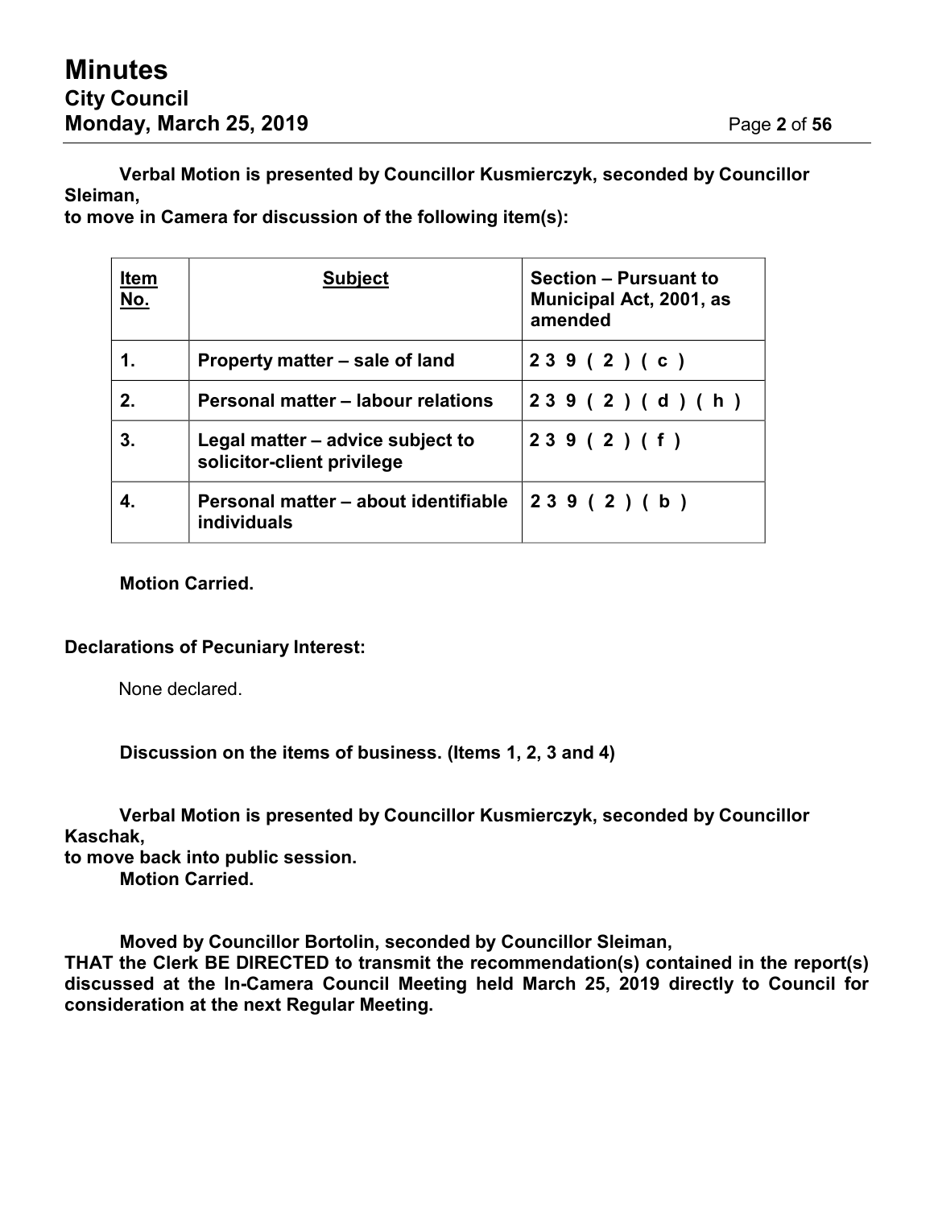**Verbal Motion is presented by Councillor Kusmierczyk, seconded by Councillor Sleiman,**
**to move in Camera for discussion of the following item(s):**

| Item No. | Subject | Section – Pursuant to Municipal Act, 2001, as amended |
|---|---|---|
| 1. | Property matter – sale of land | 239(2)(c) |
| 2. | Personal matter – labour relations | 239(2)(d)(h) |
| 3. | Legal matter – advice subject to solicitor-client privilege | 239(2)(f) |
| 4. | Personal matter – about identifiable individuals | 239(2)(b) |

**Motion Carried.**

**Declarations of Pecuniary Interest:**

None declared.

**Discussion on the items of business. (Items 1, 2, 3 and 4)**

**Verbal Motion is presented by Councillor Kusmierczyk, seconded by Councillor Kaschak,**
**to move back into public session.**
**Motion Carried.**

**Moved by Councillor Bortolin, seconded by Councillor Sleiman,**
**THAT the Clerk BE DIRECTED to transmit the recommendation(s) contained in the report(s) discussed at the In-Camera Council Meeting held March 25, 2019 directly to Council for consideration at the next Regular Meeting.**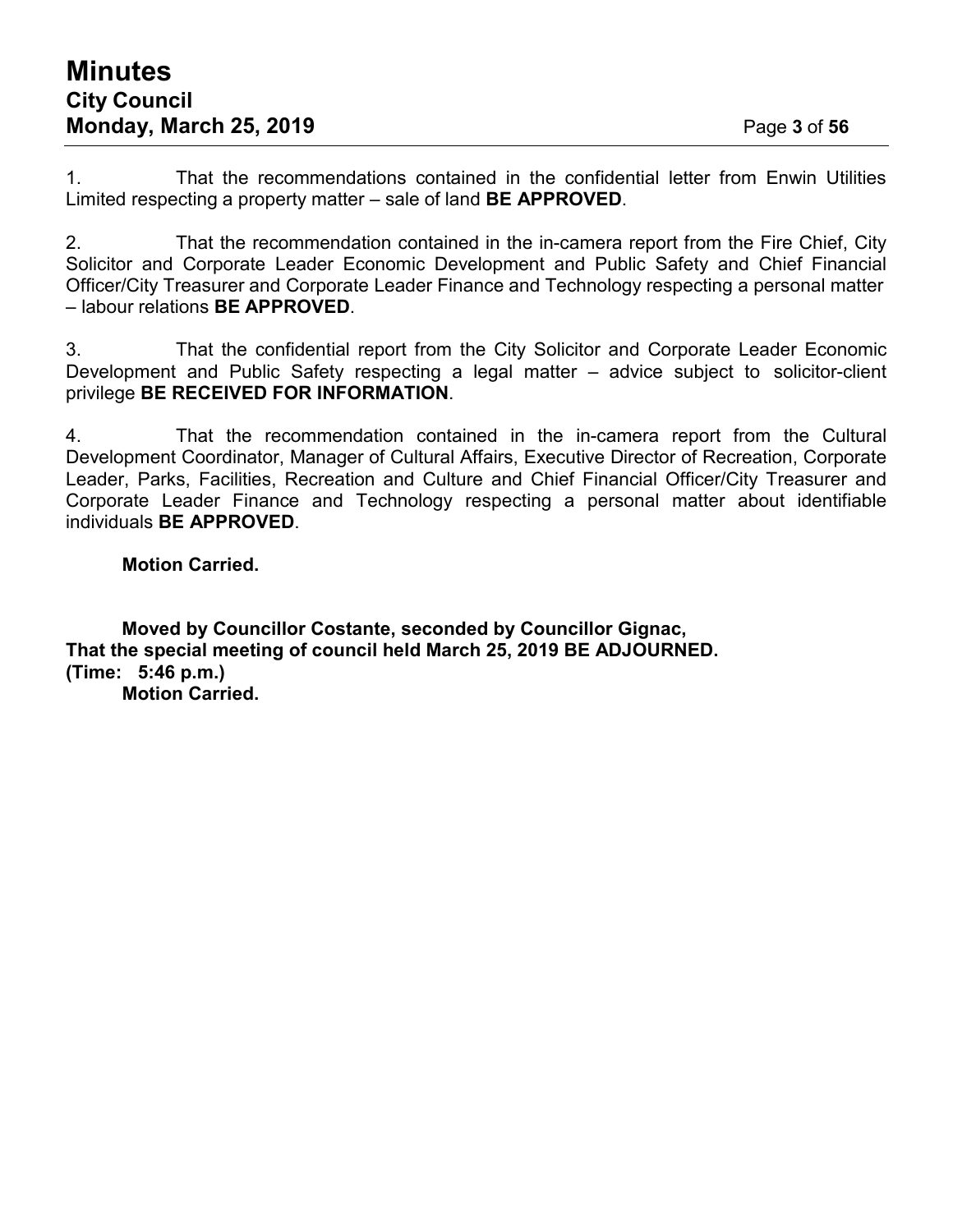1. That the recommendations contained in the confidential letter from Enwin Utilities Limited respecting a property matter – sale of land **BE APPROVED**.

2. That the recommendation contained in the in-camera report from the Fire Chief, City Solicitor and Corporate Leader Economic Development and Public Safety and Chief Financial Officer/City Treasurer and Corporate Leader Finance and Technology respecting a personal matter – labour relations **BE APPROVED**.

3. That the confidential report from the City Solicitor and Corporate Leader Economic Development and Public Safety respecting a legal matter – advice subject to solicitor-client privilege **BE RECEIVED FOR INFORMATION**.

4. That the recommendation contained in the in-camera report from the Cultural Development Coordinator, Manager of Cultural Affairs, Executive Director of Recreation, Corporate Leader, Parks, Facilities, Recreation and Culture and Chief Financial Officer/City Treasurer and Corporate Leader Finance and Technology respecting a personal matter about identifiable individuals **BE APPROVED**.

**Motion Carried.**

**Moved by Councillor Costante, seconded by Councillor Gignac,**
**That the special meeting of council held March 25, 2019 BE ADJOURNED.**
**(Time: 5:46 p.m.)**
**Motion Carried.**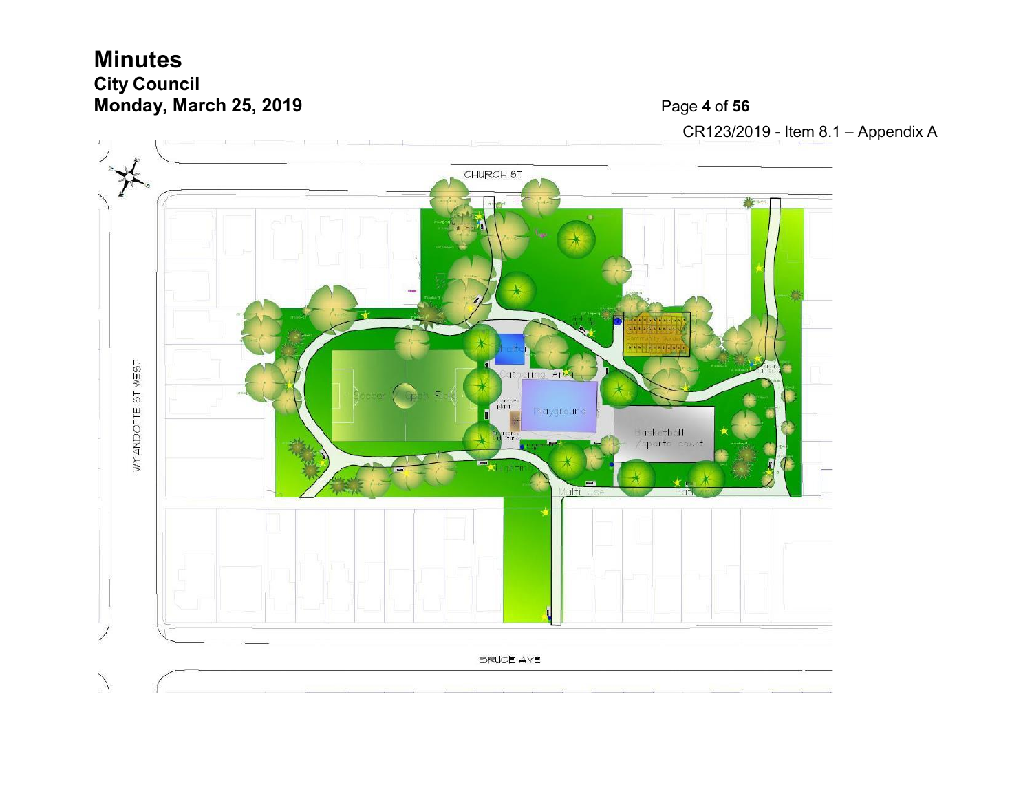CR123/2019 - Item 8.1 – Appendix A

CHURCH ST

WYANDOTTE ST WEST

BRUCE AVE

Shelter

Gathering Area

Soccer / Open Field

Playground

Basketball / sports court

Community Garden

Lighting

Multi Use Pathway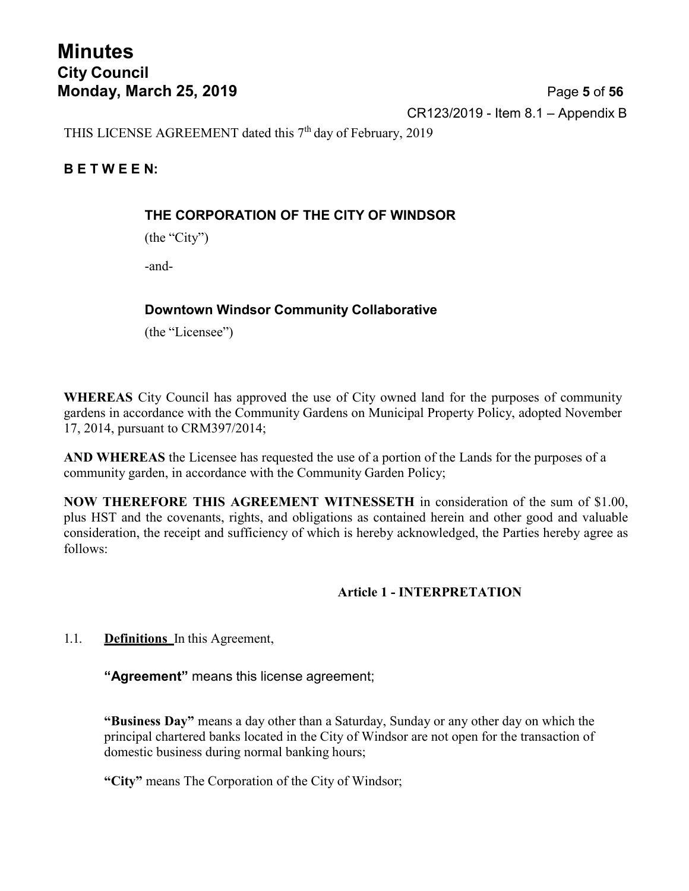CR123/2019 - Item 8.1 – Appendix B

THIS LICENSE AGREEMENT dated this 7th day of February, 2019

**B E T W E E N:**

**THE CORPORATION OF THE CITY OF WINDSOR**

(the "City")

-and-

**Downtown Windsor Community Collaborative**

(the "Licensee")

**WHEREAS** City Council has approved the use of City owned land for the purposes of community gardens in accordance with the Community Gardens on Municipal Property Policy, adopted November 17, 2014, pursuant to CRM397/2014;

**AND WHEREAS** the Licensee has requested the use of a portion of the Lands for the purposes of a community garden, in accordance with the Community Garden Policy;

**NOW THEREFORE THIS AGREEMENT WITNESSETH** in consideration of the sum of $1.00, plus HST and the covenants, rights, and obligations as contained herein and other good and valuable consideration, the receipt and sufficiency of which is hereby acknowledged, the Parties hereby agree as follows:

## Article 1 - INTERPRETATION

1.1. **Definitions** In this Agreement,

**"Agreement"** means this license agreement;

**"Business Day"** means a day other than a Saturday, Sunday or any other day on which the principal chartered banks located in the City of Windsor are not open for the transaction of domestic business during normal banking hours;

**"City"** means The Corporation of the City of Windsor;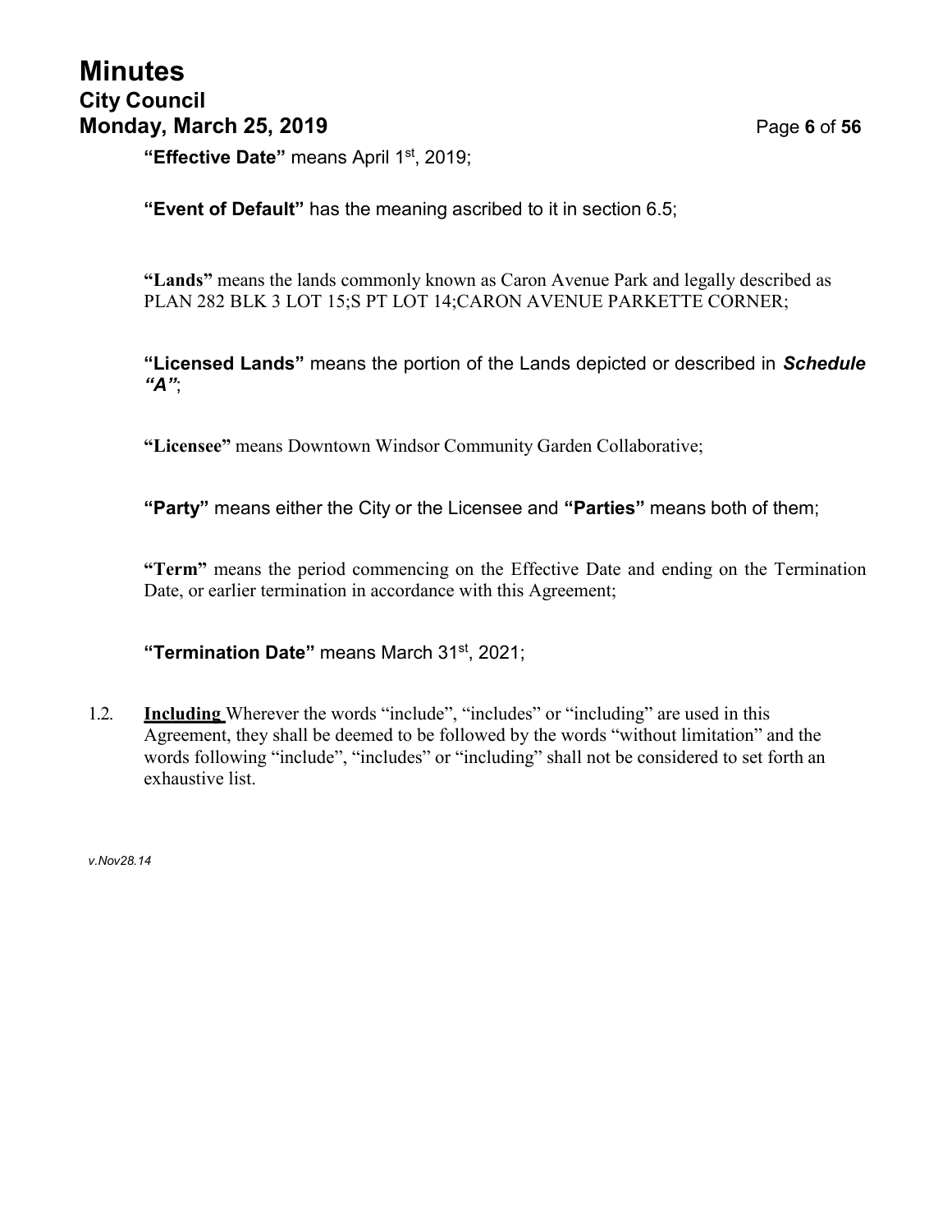**"Effective Date"** means April 1st, 2019;

**"Event of Default"** has the meaning ascribed to it in section 6.5;

**"Lands"** means the lands commonly known as Caron Avenue Park and legally described as PLAN 282 BLK 3 LOT 15;S PT LOT 14;CARON AVENUE PARKETTE CORNER;

**"Licensed Lands"** means the portion of the Lands depicted or described in ***Schedule "A"***;

**"Licensee"** means Downtown Windsor Community Garden Collaborative;

**"Party"** means either the City or the Licensee and **"Parties"** means both of them;

**"Term"** means the period commencing on the Effective Date and ending on the Termination Date, or earlier termination in accordance with this Agreement;

**"Termination Date"** means March 31st, 2021;

1.2. **Including** Wherever the words "include", "includes" or "including" are used in this Agreement, they shall be deemed to be followed by the words "without limitation" and the words following "include", "includes" or "including" shall not be considered to set forth an exhaustive list.

*v.Nov28.14*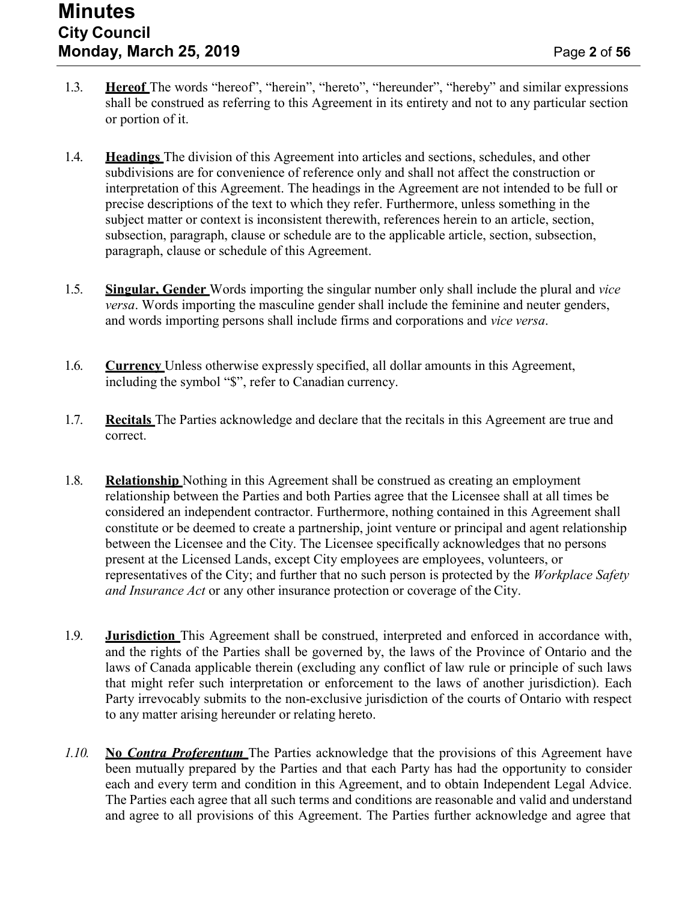1.3. **Hereof** The words "hereof", "herein", "hereto", "hereunder", "hereby" and similar expressions shall be construed as referring to this Agreement in its entirety and not to any particular section or portion of it.

1.4. **Headings** The division of this Agreement into articles and sections, schedules, and other subdivisions are for convenience of reference only and shall not affect the construction or interpretation of this Agreement. The headings in the Agreement are not intended to be full or precise descriptions of the text to which they refer. Furthermore, unless something in the subject matter or context is inconsistent therewith, references herein to an article, section, subsection, paragraph, clause or schedule are to the applicable article, section, subsection, paragraph, clause or schedule of this Agreement.

1.5. **Singular, Gender** Words importing the singular number only shall include the plural and *vice versa*. Words importing the masculine gender shall include the feminine and neuter genders, and words importing persons shall include firms and corporations and *vice versa*.

1.6. **Currency** Unless otherwise expressly specified, all dollar amounts in this Agreement, including the symbol "$", refer to Canadian currency.

1.7. **Recitals** The Parties acknowledge and declare that the recitals in this Agreement are true and correct.

1.8. **Relationship** Nothing in this Agreement shall be construed as creating an employment relationship between the Parties and both Parties agree that the Licensee shall at all times be considered an independent contractor. Furthermore, nothing contained in this Agreement shall constitute or be deemed to create a partnership, joint venture or principal and agent relationship between the Licensee and the City. The Licensee specifically acknowledges that no persons present at the Licensed Lands, except City employees are employees, volunteers, or representatives of the City; and further that no such person is protected by the *Workplace Safety and Insurance Act* or any other insurance protection or coverage of the City.

1.9. **Jurisdiction** This Agreement shall be construed, interpreted and enforced in accordance with, and the rights of the Parties shall be governed by, the laws of the Province of Ontario and the laws of Canada applicable therein (excluding any conflict of law rule or principle of such laws that might refer such interpretation or enforcement to the laws of another jurisdiction). Each Party irrevocably submits to the non-exclusive jurisdiction of the courts of Ontario with respect to any matter arising hereunder or relating hereto.

*1.10.* **No *Contra Proferentum*** The Parties acknowledge that the provisions of this Agreement have been mutually prepared by the Parties and that each Party has had the opportunity to consider each and every term and condition in this Agreement, and to obtain Independent Legal Advice. The Parties each agree that all such terms and conditions are reasonable and valid and understand and agree to all provisions of this Agreement. The Parties further acknowledge and agree that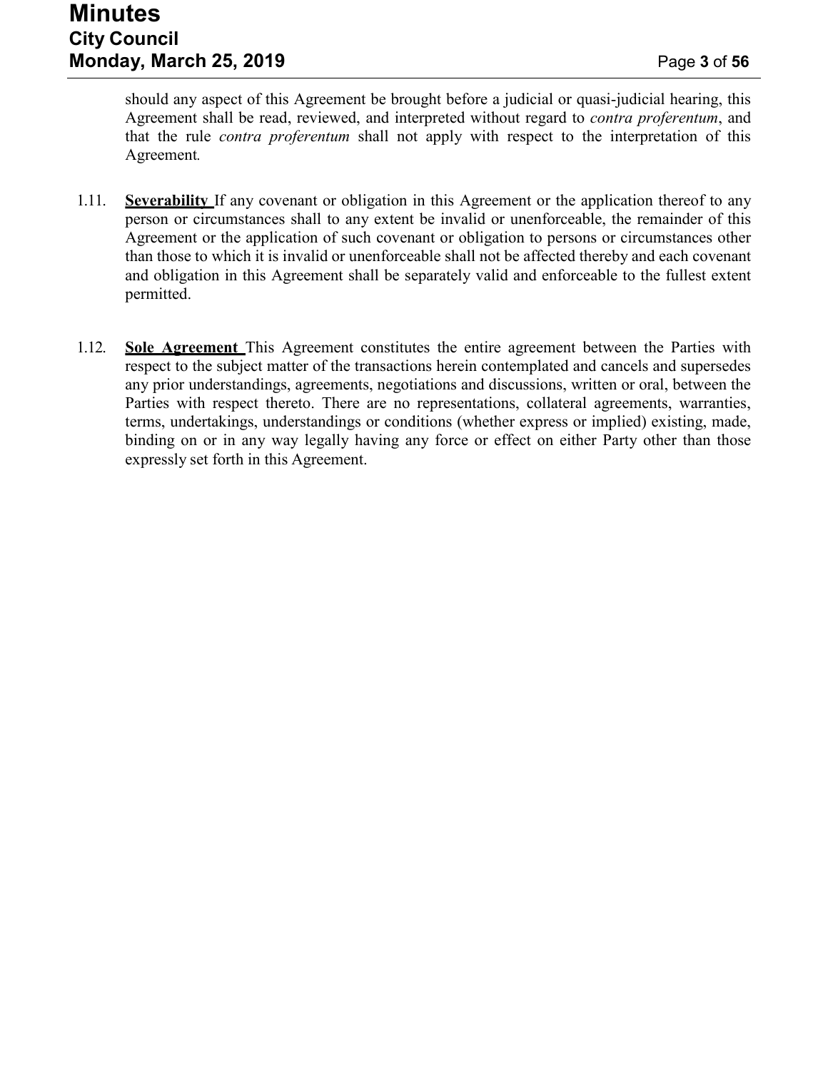should any aspect of this Agreement be brought before a judicial or quasi-judicial hearing, this Agreement shall be read, reviewed, and interpreted without regard to *contra proferentum*, and that the rule *contra proferentum* shall not apply with respect to the interpretation of this Agreement.

1.11. **Severability** If any covenant or obligation in this Agreement or the application thereof to any person or circumstances shall to any extent be invalid or unenforceable, the remainder of this Agreement or the application of such covenant or obligation to persons or circumstances other than those to which it is invalid or unenforceable shall not be affected thereby and each covenant and obligation in this Agreement shall be separately valid and enforceable to the fullest extent permitted.

1.12. **Sole Agreement** This Agreement constitutes the entire agreement between the Parties with respect to the subject matter of the transactions herein contemplated and cancels and supersedes any prior understandings, agreements, negotiations and discussions, written or oral, between the Parties with respect thereto. There are no representations, collateral agreements, warranties, terms, undertakings, understandings or conditions (whether express or implied) existing, made, binding on or in any way legally having any force or effect on either Party other than those expressly set forth in this Agreement.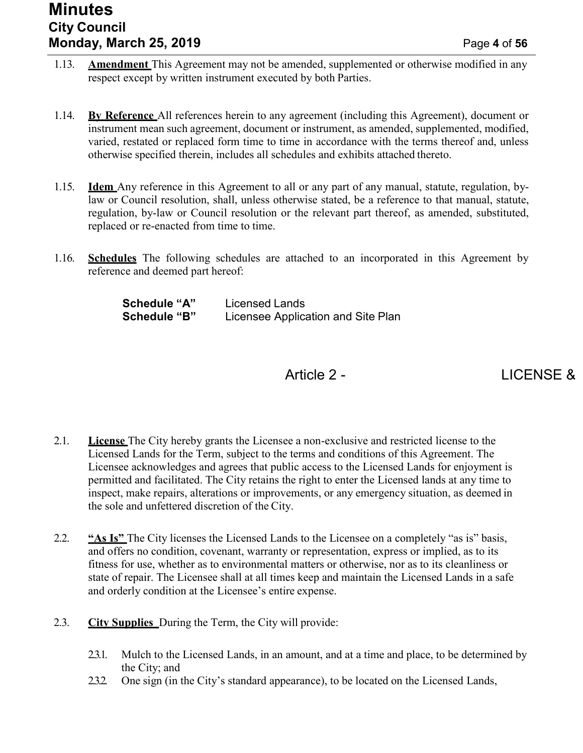1.13. **Amendment** This Agreement may not be amended, supplemented or otherwise modified in any respect except by written instrument executed by both Parties.

1.14. **By Reference** All references herein to any agreement (including this Agreement), document or instrument mean such agreement, document or instrument, as amended, supplemented, modified, varied, restated or replaced form time to time in accordance with the terms thereof and, unless otherwise specified therein, includes all schedules and exhibits attached thereto.

1.15. **Idem** Any reference in this Agreement to all or any part of any manual, statute, regulation, by-law or Council resolution, shall, unless otherwise stated, be a reference to that manual, statute, regulation, by-law or Council resolution or the relevant part thereof, as amended, substituted, replaced or re-enacted from time to time.

1.16. **Schedules** The following schedules are attached to an incorporated in this Agreement by reference and deemed part hereof:

| | |
|---|---|
| **Schedule "A"** | Licensed Lands |
| **Schedule "B"** | Licensee Application and Site Plan |

## Article 2 - LICENSE &

2.1. **License** The City hereby grants the Licensee a non-exclusive and restricted license to the Licensed Lands for the Term, subject to the terms and conditions of this Agreement. The Licensee acknowledges and agrees that public access to the Licensed Lands for enjoyment is permitted and facilitated. The City retains the right to enter the Licensed lands at any time to inspect, make repairs, alterations or improvements, or any emergency situation, as deemed in the sole and unfettered discretion of the City.

2.2. **"As Is"** The City licenses the Licensed Lands to the Licensee on a completely "as is" basis, and offers no condition, covenant, warranty or representation, express or implied, as to its fitness for use, whether as to environmental matters or otherwise, nor as to its cleanliness or state of repair. The Licensee shall at all times keep and maintain the Licensed Lands in a safe and orderly condition at the Licensee's entire expense.

2.3. **City Supplies** During the Term, the City will provide:

2.3.1. Mulch to the Licensed Lands, in an amount, and at a time and place, to be determined by the City; and

2.3.2. One sign (in the City's standard appearance), to be located on the Licensed Lands,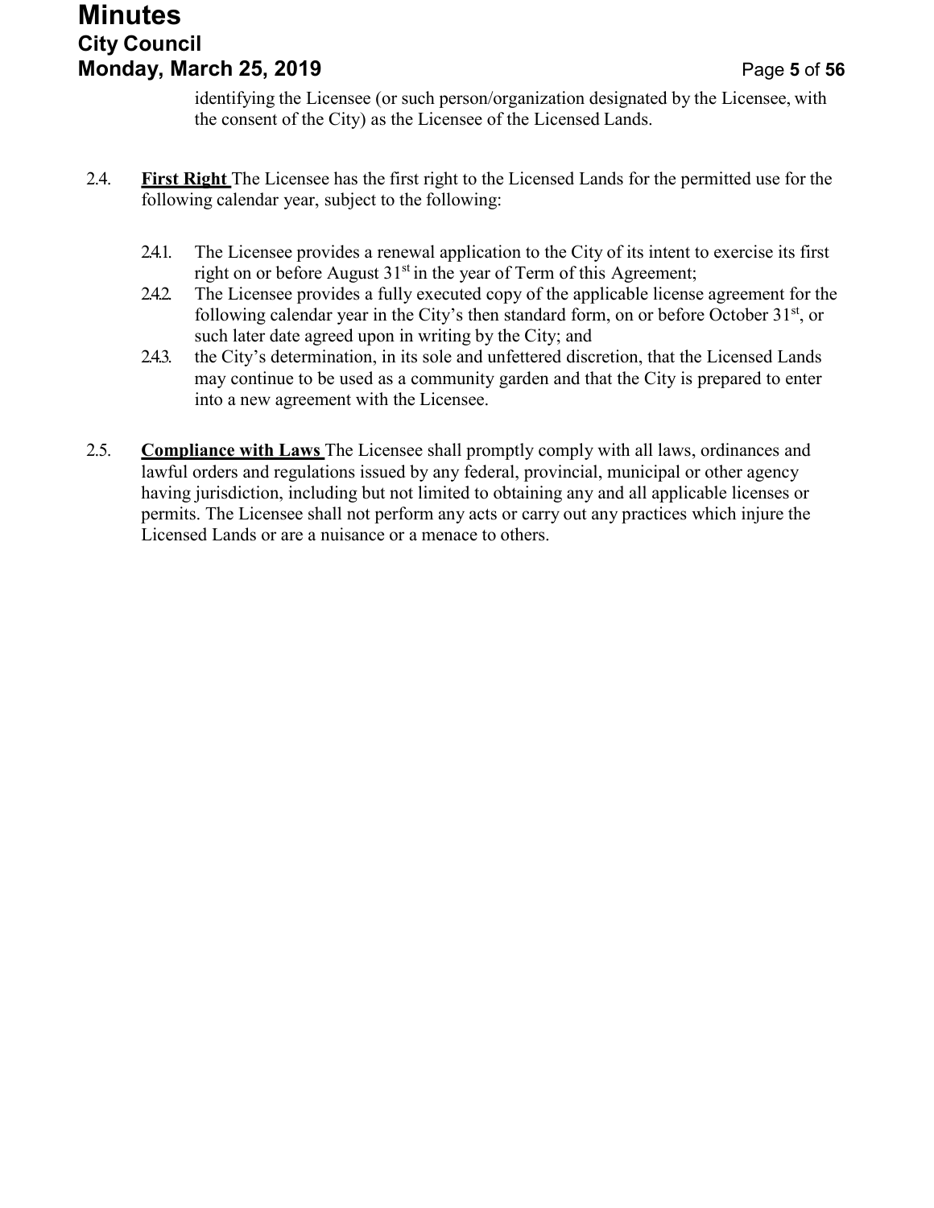identifying the Licensee (or such person/organization designated by the Licensee, with the consent of the City) as the Licensee of the Licensed Lands.

2.4. **First Right** The Licensee has the first right to the Licensed Lands for the permitted use for the following calendar year, subject to the following:

2.4.1. The Licensee provides a renewal application to the City of its intent to exercise its first right on or before August 31st in the year of Term of this Agreement;

2.4.2. The Licensee provides a fully executed copy of the applicable license agreement for the following calendar year in the City's then standard form, on or before October 31st, or such later date agreed upon in writing by the City; and

2.4.3. the City's determination, in its sole and unfettered discretion, that the Licensed Lands may continue to be used as a community garden and that the City is prepared to enter into a new agreement with the Licensee.

2.5. **Compliance with Laws** The Licensee shall promptly comply with all laws, ordinances and lawful orders and regulations issued by any federal, provincial, municipal or other agency having jurisdiction, including but not limited to obtaining any and all applicable licenses or permits. The Licensee shall not perform any acts or carry out any practices which injure the Licensed Lands or are a nuisance or a menace to others.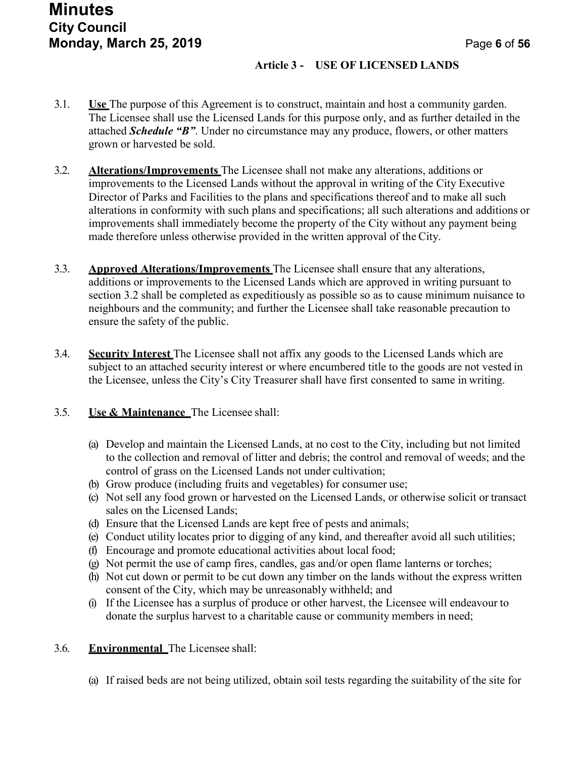### Article 3 - USE OF LICENSED LANDS

3.1. **Use** The purpose of this Agreement is to construct, maintain and host a community garden. The Licensee shall use the Licensed Lands for this purpose only, and as further detailed in the attached ***Schedule "B"***. Under no circumstance may any produce, flowers, or other matters grown or harvested be sold.

3.2. **Alterations/Improvements** The Licensee shall not make any alterations, additions or improvements to the Licensed Lands without the approval in writing of the City Executive Director of Parks and Facilities to the plans and specifications thereof and to make all such alterations in conformity with such plans and specifications; all such alterations and additions or improvements shall immediately become the property of the City without any payment being made therefore unless otherwise provided in the written approval of the City.

3.3. **Approved Alterations/Improvements** The Licensee shall ensure that any alterations, additions or improvements to the Licensed Lands which are approved in writing pursuant to section 3.2 shall be completed as expeditiously as possible so as to cause minimum nuisance to neighbours and the community; and further the Licensee shall take reasonable precaution to ensure the safety of the public.

3.4. **Security Interest** The Licensee shall not affix any goods to the Licensed Lands which are subject to an attached security interest or where encumbered title to the goods are not vested in the Licensee, unless the City's City Treasurer shall have first consented to same in writing.

3.5. **Use & Maintenance** The Licensee shall:

(a) Develop and maintain the Licensed Lands, at no cost to the City, including but not limited to the collection and removal of litter and debris; the control and removal of weeds; and the control of grass on the Licensed Lands not under cultivation;
(b) Grow produce (including fruits and vegetables) for consumer use;
(c) Not sell any food grown or harvested on the Licensed Lands, or otherwise solicit or transact sales on the Licensed Lands;
(d) Ensure that the Licensed Lands are kept free of pests and animals;
(e) Conduct utility locates prior to digging of any kind, and thereafter avoid all such utilities;
(f) Encourage and promote educational activities about local food;
(g) Not permit the use of camp fires, candles, gas and/or open flame lanterns or torches;
(h) Not cut down or permit to be cut down any timber on the lands without the express written consent of the City, which may be unreasonably withheld; and
(i) If the Licensee has a surplus of produce or other harvest, the Licensee will endeavour to donate the surplus harvest to a charitable cause or community members in need;

3.6. **Environmental** The Licensee shall:

(a) If raised beds are not being utilized, obtain soil tests regarding the suitability of the site for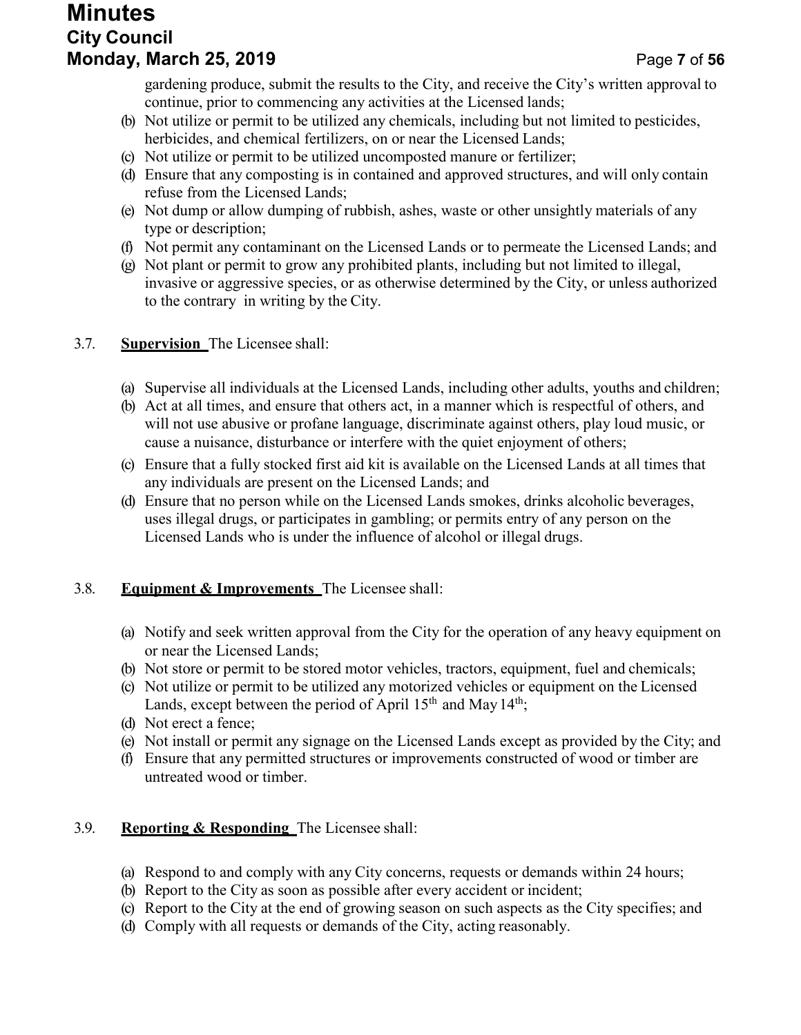gardening produce, submit the results to the City, and receive the City's written approval to continue, prior to commencing any activities at the Licensed lands;

(b) Not utilize or permit to be utilized any chemicals, including but not limited to pesticides, herbicides, and chemical fertilizers, on or near the Licensed Lands;

(c) Not utilize or permit to be utilized uncomposted manure or fertilizer;

(d) Ensure that any composting is in contained and approved structures, and will only contain refuse from the Licensed Lands;

(e) Not dump or allow dumping of rubbish, ashes, waste or other unsightly materials of any type or description;

(f) Not permit any contaminant on the Licensed Lands or to permeate the Licensed Lands; and

(g) Not plant or permit to grow any prohibited plants, including but not limited to illegal, invasive or aggressive species, or as otherwise determined by the City, or unless authorized to the contrary in writing by the City.

3.7. **Supervision** The Licensee shall:

(a) Supervise all individuals at the Licensed Lands, including other adults, youths and children;

(b) Act at all times, and ensure that others act, in a manner which is respectful of others, and will not use abusive or profane language, discriminate against others, play loud music, or cause a nuisance, disturbance or interfere with the quiet enjoyment of others;

(c) Ensure that a fully stocked first aid kit is available on the Licensed Lands at all times that any individuals are present on the Licensed Lands; and

(d) Ensure that no person while on the Licensed Lands smokes, drinks alcoholic beverages, uses illegal drugs, or participates in gambling; or permits entry of any person on the Licensed Lands who is under the influence of alcohol or illegal drugs.

3.8. **Equipment & Improvements** The Licensee shall:

(a) Notify and seek written approval from the City for the operation of any heavy equipment on or near the Licensed Lands;

(b) Not store or permit to be stored motor vehicles, tractors, equipment, fuel and chemicals;

(c) Not utilize or permit to be utilized any motorized vehicles or equipment on the Licensed Lands, except between the period of April 15th and May 14th;

(d) Not erect a fence;

(e) Not install or permit any signage on the Licensed Lands except as provided by the City; and

(f) Ensure that any permitted structures or improvements constructed of wood or timber are untreated wood or timber.

3.9. **Reporting & Responding** The Licensee shall:

(a) Respond to and comply with any City concerns, requests or demands within 24 hours;

(b) Report to the City as soon as possible after every accident or incident;

(c) Report to the City at the end of growing season on such aspects as the City specifies; and

(d) Comply with all requests or demands of the City, acting reasonably.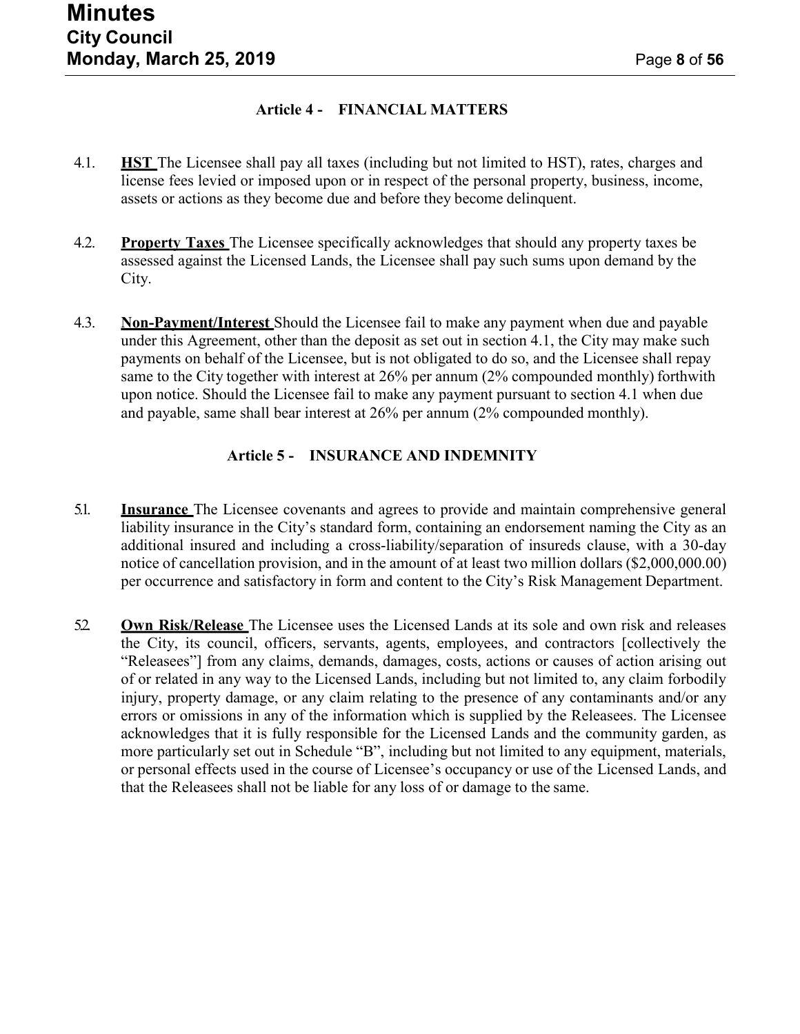### Article 4 - FINANCIAL MATTERS

4.1. **HST** The Licensee shall pay all taxes (including but not limited to HST), rates, charges and license fees levied or imposed upon or in respect of the personal property, business, income, assets or actions as they become due and before they become delinquent.

4.2. **Property Taxes** The Licensee specifically acknowledges that should any property taxes be assessed against the Licensed Lands, the Licensee shall pay such sums upon demand by the City.

4.3. **Non-Payment/Interest** Should the Licensee fail to make any payment when due and payable under this Agreement, other than the deposit as set out in section 4.1, the City may make such payments on behalf of the Licensee, but is not obligated to do so, and the Licensee shall repay same to the City together with interest at 26% per annum (2% compounded monthly) forthwith upon notice. Should the Licensee fail to make any payment pursuant to section 4.1 when due and payable, same shall bear interest at 26% per annum (2% compounded monthly).

### Article 5 - INSURANCE AND INDEMNITY

5.1. **Insurance** The Licensee covenants and agrees to provide and maintain comprehensive general liability insurance in the City's standard form, containing an endorsement naming the City as an additional insured and including a cross-liability/separation of insureds clause, with a 30-day notice of cancellation provision, and in the amount of at least two million dollars ($2,000,000.00) per occurrence and satisfactory in form and content to the City's Risk Management Department.

5.2 **Own Risk/Release** The Licensee uses the Licensed Lands at its sole and own risk and releases the City, its council, officers, servants, agents, employees, and contractors [collectively the "Releasees"] from any claims, demands, damages, costs, actions or causes of action arising out of or related in any way to the Licensed Lands, including but not limited to, any claim forbodily injury, property damage, or any claim relating to the presence of any contaminants and/or any errors or omissions in any of the information which is supplied by the Releasees. The Licensee acknowledges that it is fully responsible for the Licensed Lands and the community garden, as more particularly set out in Schedule "B", including but not limited to any equipment, materials, or personal effects used in the course of Licensee's occupancy or use of the Licensed Lands, and that the Releasees shall not be liable for any loss of or damage to the same.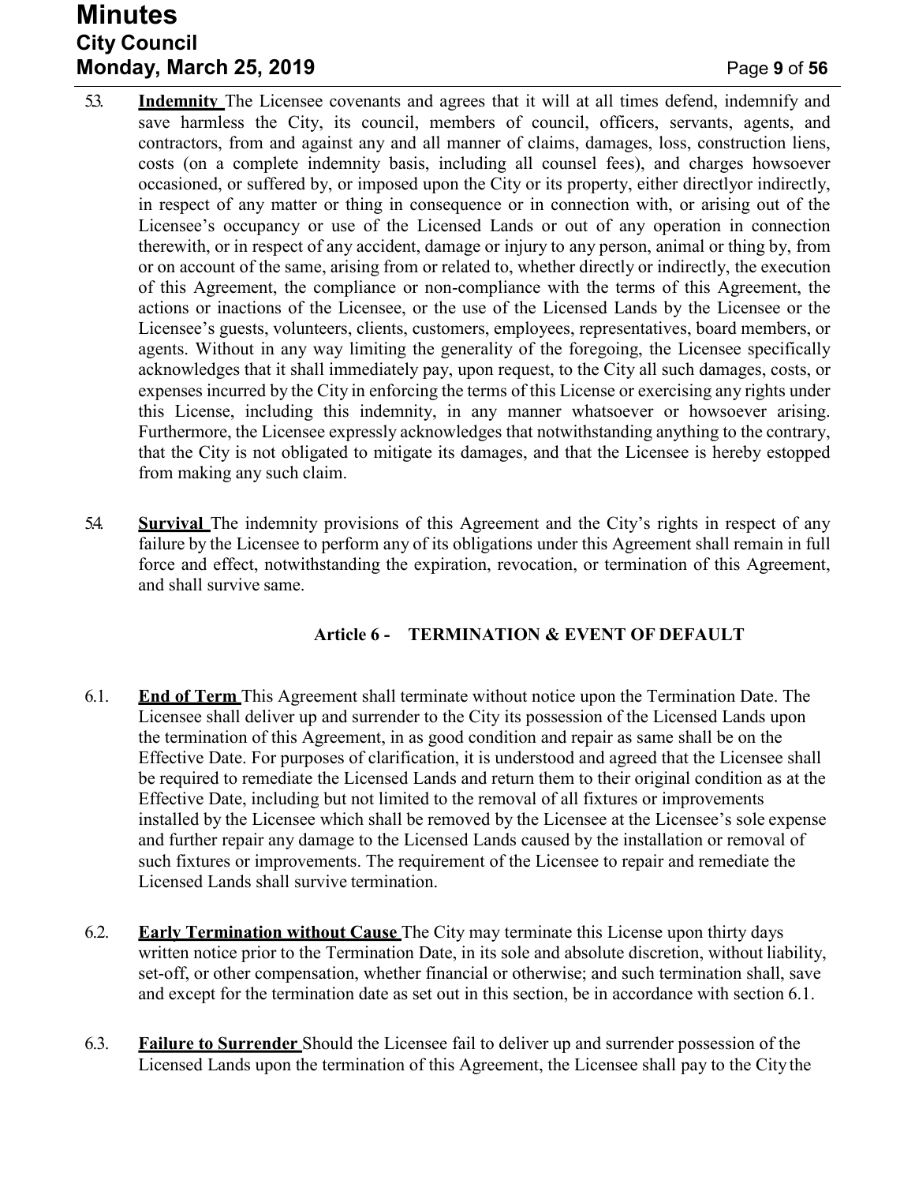5.3. **Indemnity** The Licensee covenants and agrees that it will at all times defend, indemnify and save harmless the City, its council, members of council, officers, servants, agents, and contractors, from and against any and all manner of claims, damages, loss, construction liens, costs (on a complete indemnity basis, including all counsel fees), and charges howsoever occasioned, or suffered by, or imposed upon the City or its property, either directlyor indirectly, in respect of any matter or thing in consequence or in connection with, or arising out of the Licensee's occupancy or use of the Licensed Lands or out of any operation in connection therewith, or in respect of any accident, damage or injury to any person, animal or thing by, from or on account of the same, arising from or related to, whether directly or indirectly, the execution of this Agreement, the compliance or non-compliance with the terms of this Agreement, the actions or inactions of the Licensee, or the use of the Licensed Lands by the Licensee or the Licensee's guests, volunteers, clients, customers, employees, representatives, board members, or agents. Without in any way limiting the generality of the foregoing, the Licensee specifically acknowledges that it shall immediately pay, upon request, to the City all such damages, costs, or expenses incurred by the City in enforcing the terms of this License or exercising any rights under this License, including this indemnity, in any manner whatsoever or howsoever arising. Furthermore, the Licensee expressly acknowledges that notwithstanding anything to the contrary, that the City is not obligated to mitigate its damages, and that the Licensee is hereby estopped from making any such claim.

5.4. **Survival** The indemnity provisions of this Agreement and the City's rights in respect of any failure by the Licensee to perform any of its obligations under this Agreement shall remain in full force and effect, notwithstanding the expiration, revocation, or termination of this Agreement, and shall survive same.

## Article 6 - TERMINATION & EVENT OF DEFAULT

6.1. **End of Term** This Agreement shall terminate without notice upon the Termination Date. The Licensee shall deliver up and surrender to the City its possession of the Licensed Lands upon the termination of this Agreement, in as good condition and repair as same shall be on the Effective Date. For purposes of clarification, it is understood and agreed that the Licensee shall be required to remediate the Licensed Lands and return them to their original condition as at the Effective Date, including but not limited to the removal of all fixtures or improvements installed by the Licensee which shall be removed by the Licensee at the Licensee's sole expense and further repair any damage to the Licensed Lands caused by the installation or removal of such fixtures or improvements. The requirement of the Licensee to repair and remediate the Licensed Lands shall survive termination.

6.2. **Early Termination without Cause** The City may terminate this License upon thirty days written notice prior to the Termination Date, in its sole and absolute discretion, without liability, set-off, or other compensation, whether financial or otherwise; and such termination shall, save and except for the termination date as set out in this section, be in accordance with section 6.1.

6.3. **Failure to Surrender** Should the Licensee fail to deliver up and surrender possession of the Licensed Lands upon the termination of this Agreement, the Licensee shall pay to the City the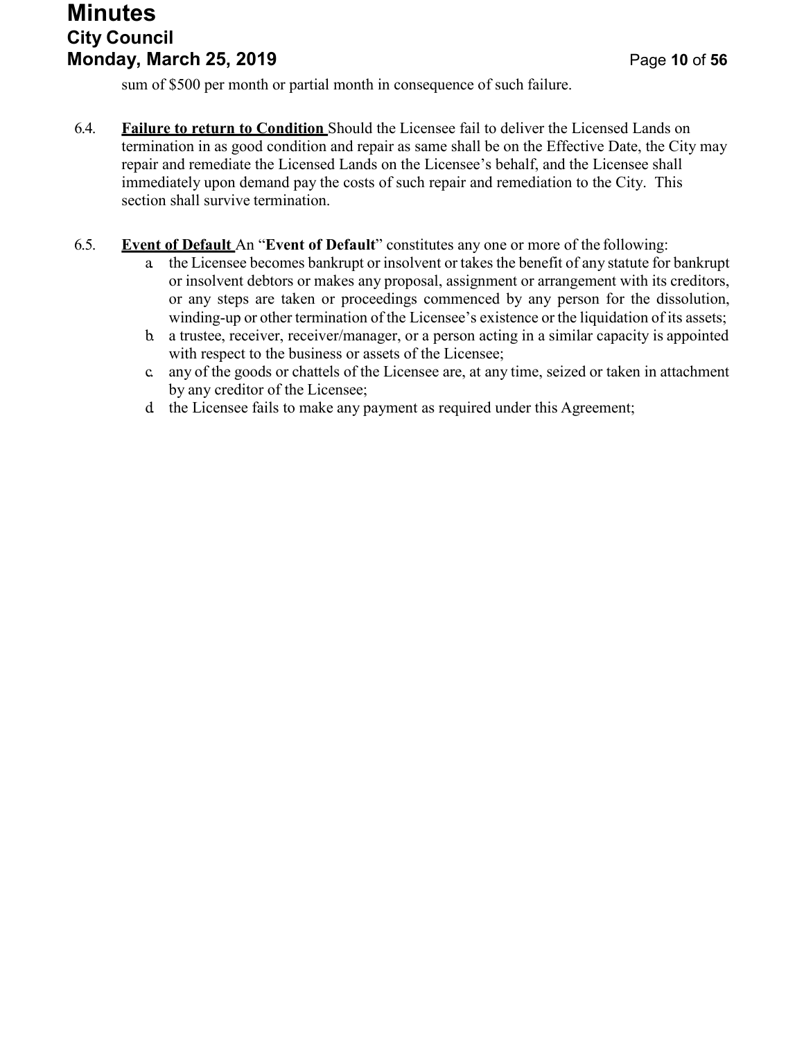sum of $500 per month or partial month in consequence of such failure.

6.4. **Failure to return to Condition** Should the Licensee fail to deliver the Licensed Lands on termination in as good condition and repair as same shall be on the Effective Date, the City may repair and remediate the Licensed Lands on the Licensee's behalf, and the Licensee shall immediately upon demand pay the costs of such repair and remediation to the City. This section shall survive termination.

6.5. **Event of Default** An "**Event of Default**" constitutes any one or more of the following:

a. the Licensee becomes bankrupt or insolvent or takes the benefit of any statute for bankrupt or insolvent debtors or makes any proposal, assignment or arrangement with its creditors, or any steps are taken or proceedings commenced by any person for the dissolution, winding-up or other termination of the Licensee's existence or the liquidation of its assets;

b. a trustee, receiver, receiver/manager, or a person acting in a similar capacity is appointed with respect to the business or assets of the Licensee;

c. any of the goods or chattels of the Licensee are, at any time, seized or taken in attachment by any creditor of the Licensee;

d. the Licensee fails to make any payment as required under this Agreement;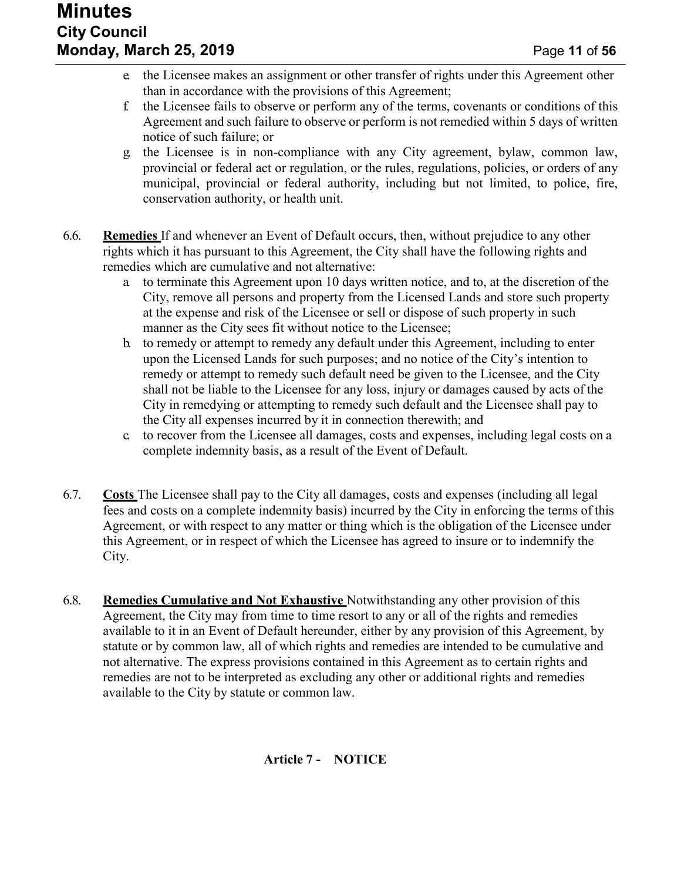e. the Licensee makes an assignment or other transfer of rights under this Agreement other than in accordance with the provisions of this Agreement;
f. the Licensee fails to observe or perform any of the terms, covenants or conditions of this Agreement and such failure to observe or perform is not remedied within 5 days of written notice of such failure; or
g. the Licensee is in non-compliance with any City agreement, bylaw, common law, provincial or federal act or regulation, or the rules, regulations, policies, or orders of any municipal, provincial or federal authority, including but not limited, to police, fire, conservation authority, or health unit.

6.6. **Remedies** If and whenever an Event of Default occurs, then, without prejudice to any other rights which it has pursuant to this Agreement, the City shall have the following rights and remedies which are cumulative and not alternative:

a. to terminate this Agreement upon 10 days written notice, and to, at the discretion of the City, remove all persons and property from the Licensed Lands and store such property at the expense and risk of the Licensee or sell or dispose of such property in such manner as the City sees fit without notice to the Licensee;
b. to remedy or attempt to remedy any default under this Agreement, including to enter upon the Licensed Lands for such purposes; and no notice of the City's intention to remedy or attempt to remedy such default need be given to the Licensee, and the City shall not be liable to the Licensee for any loss, injury or damages caused by acts of the City in remedying or attempting to remedy such default and the Licensee shall pay to the City all expenses incurred by it in connection therewith; and
c. to recover from the Licensee all damages, costs and expenses, including legal costs on a complete indemnity basis, as a result of the Event of Default.

6.7. **Costs** The Licensee shall pay to the City all damages, costs and expenses (including all legal fees and costs on a complete indemnity basis) incurred by the City in enforcing the terms of this Agreement, or with respect to any matter or thing which is the obligation of the Licensee under this Agreement, or in respect of which the Licensee has agreed to insure or to indemnify the City.

6.8. **Remedies Cumulative and Not Exhaustive** Notwithstanding any other provision of this Agreement, the City may from time to time resort to any or all of the rights and remedies available to it in an Event of Default hereunder, either by any provision of this Agreement, by statute or by common law, all of which rights and remedies are intended to be cumulative and not alternative. The express provisions contained in this Agreement as to certain rights and remedies are not to be interpreted as excluding any other or additional rights and remedies available to the City by statute or common law.

## Article 7 - NOTICE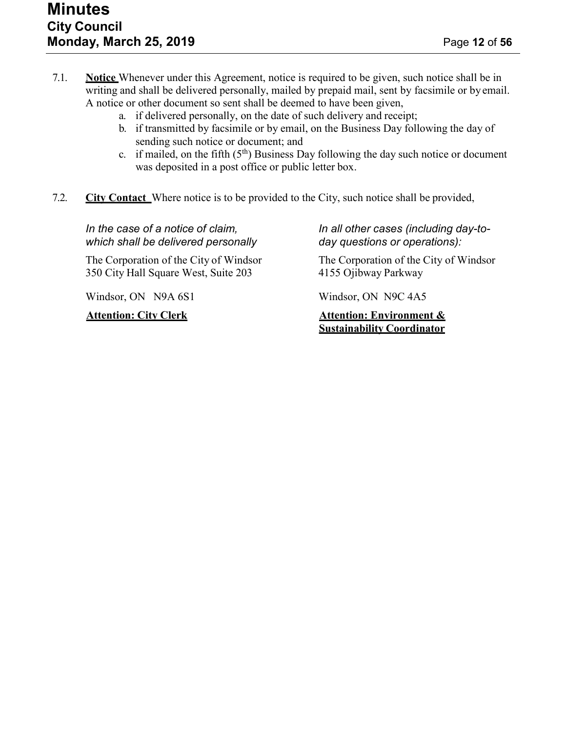7.1. **Notice** Whenever under this Agreement, notice is required to be given, such notice shall be in writing and shall be delivered personally, mailed by prepaid mail, sent by facsimile or by email. A notice or other document so sent shall be deemed to have been given,

a. if delivered personally, on the date of such delivery and receipt;
b. if transmitted by facsimile or by email, on the Business Day following the day of sending such notice or document; and
c. if mailed, on the fifth (5th) Business Day following the day such notice or document was deposited in a post office or public letter box.

7.2. **City Contact** Where notice is to be provided to the City, such notice shall be provided,

*In the case of a notice of claim, which shall be delivered personally*

The Corporation of the City of Windsor
350 City Hall Square West, Suite 203

Windsor, ON N9A 6S1

**Attention: City Clerk**

*In all other cases (including day-to-day questions or operations):*

The Corporation of the City of Windsor
4155 Ojibway Parkway

Windsor, ON N9C 4A5

**Attention: Environment & Sustainability Coordinator**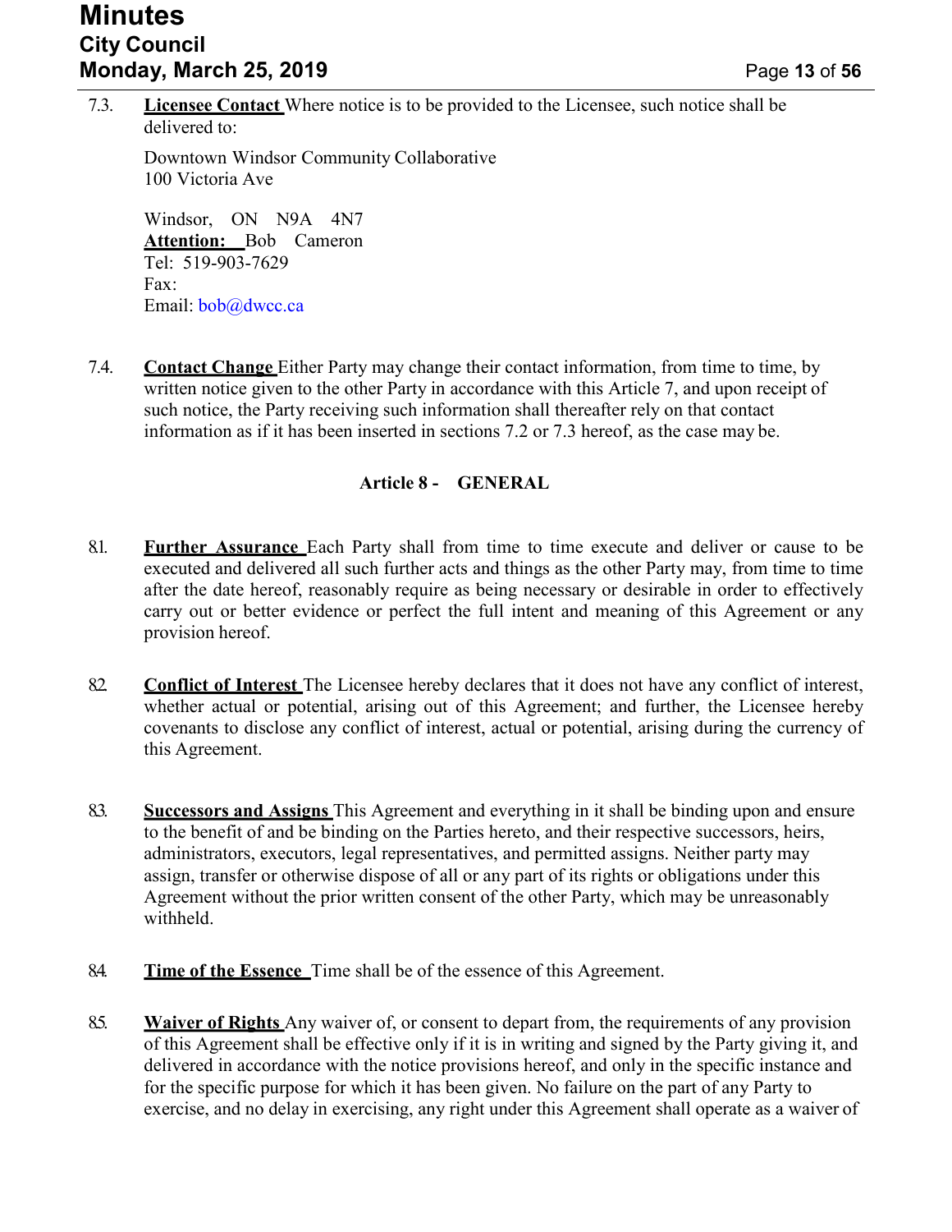7.3. **Licensee Contact** Where notice is to be provided to the Licensee, such notice shall be delivered to:

Downtown Windsor Community Collaborative
100 Victoria Ave

Windsor, ON N9A 4N7
**Attention:** Bob Cameron
Tel: 519-903-7629
Fax:
Email: bob@dwcc.ca

7.4. **Contact Change** Either Party may change their contact information, from time to time, by written notice given to the other Party in accordance with this Article 7, and upon receipt of such notice, the Party receiving such information shall thereafter rely on that contact information as if it has been inserted in sections 7.2 or 7.3 hereof, as the case may be.

## Article 8 - GENERAL

8.1. **Further Assurance** Each Party shall from time to time execute and deliver or cause to be executed and delivered all such further acts and things as the other Party may, from time to time after the date hereof, reasonably require as being necessary or desirable in order to effectively carry out or better evidence or perfect the full intent and meaning of this Agreement or any provision hereof.

8.2. **Conflict of Interest** The Licensee hereby declares that it does not have any conflict of interest, whether actual or potential, arising out of this Agreement; and further, the Licensee hereby covenants to disclose any conflict of interest, actual or potential, arising during the currency of this Agreement.

8.3. **Successors and Assigns** This Agreement and everything in it shall be binding upon and ensure to the benefit of and be binding on the Parties hereto, and their respective successors, heirs, administrators, executors, legal representatives, and permitted assigns. Neither party may assign, transfer or otherwise dispose of all or any part of its rights or obligations under this Agreement without the prior written consent of the other Party, which may be unreasonably withheld.

8.4. **Time of the Essence** Time shall be of the essence of this Agreement.

8.5. **Waiver of Rights** Any waiver of, or consent to depart from, the requirements of any provision of this Agreement shall be effective only if it is in writing and signed by the Party giving it, and delivered in accordance with the notice provisions hereof, and only in the specific instance and for the specific purpose for which it has been given. No failure on the part of any Party to exercise, and no delay in exercising, any right under this Agreement shall operate as a waiver of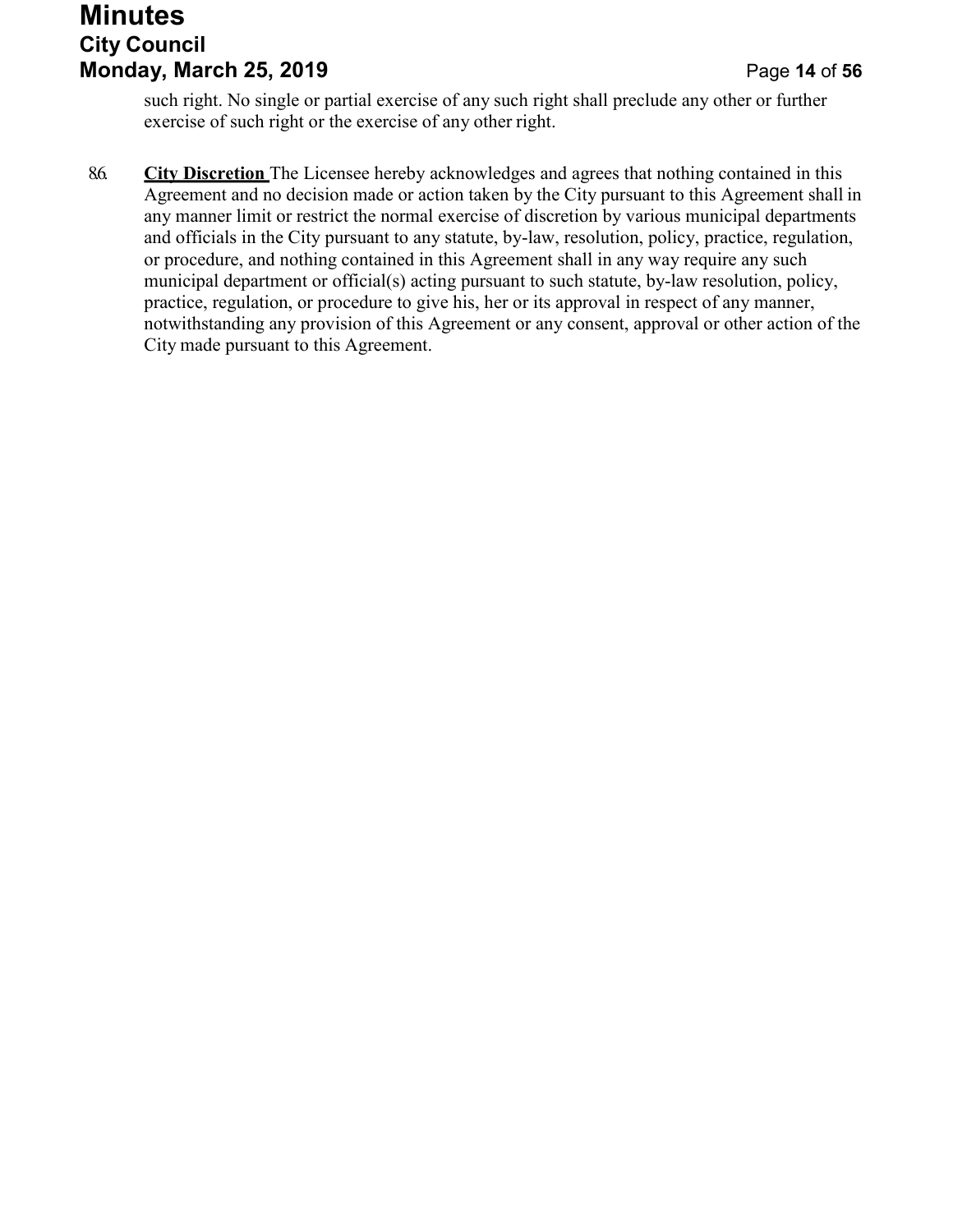such right. No single or partial exercise of any such right shall preclude any other or further exercise of such right or the exercise of any other right.

8.6. **City Discretion** The Licensee hereby acknowledges and agrees that nothing contained in this Agreement and no decision made or action taken by the City pursuant to this Agreement shall in any manner limit or restrict the normal exercise of discretion by various municipal departments and officials in the City pursuant to any statute, by-law, resolution, policy, practice, regulation, or procedure, and nothing contained in this Agreement shall in any way require any such municipal department or official(s) acting pursuant to such statute, by-law resolution, policy, practice, regulation, or procedure to give his, her or its approval in respect of any manner, notwithstanding any provision of this Agreement or any consent, approval or other action of the City made pursuant to this Agreement.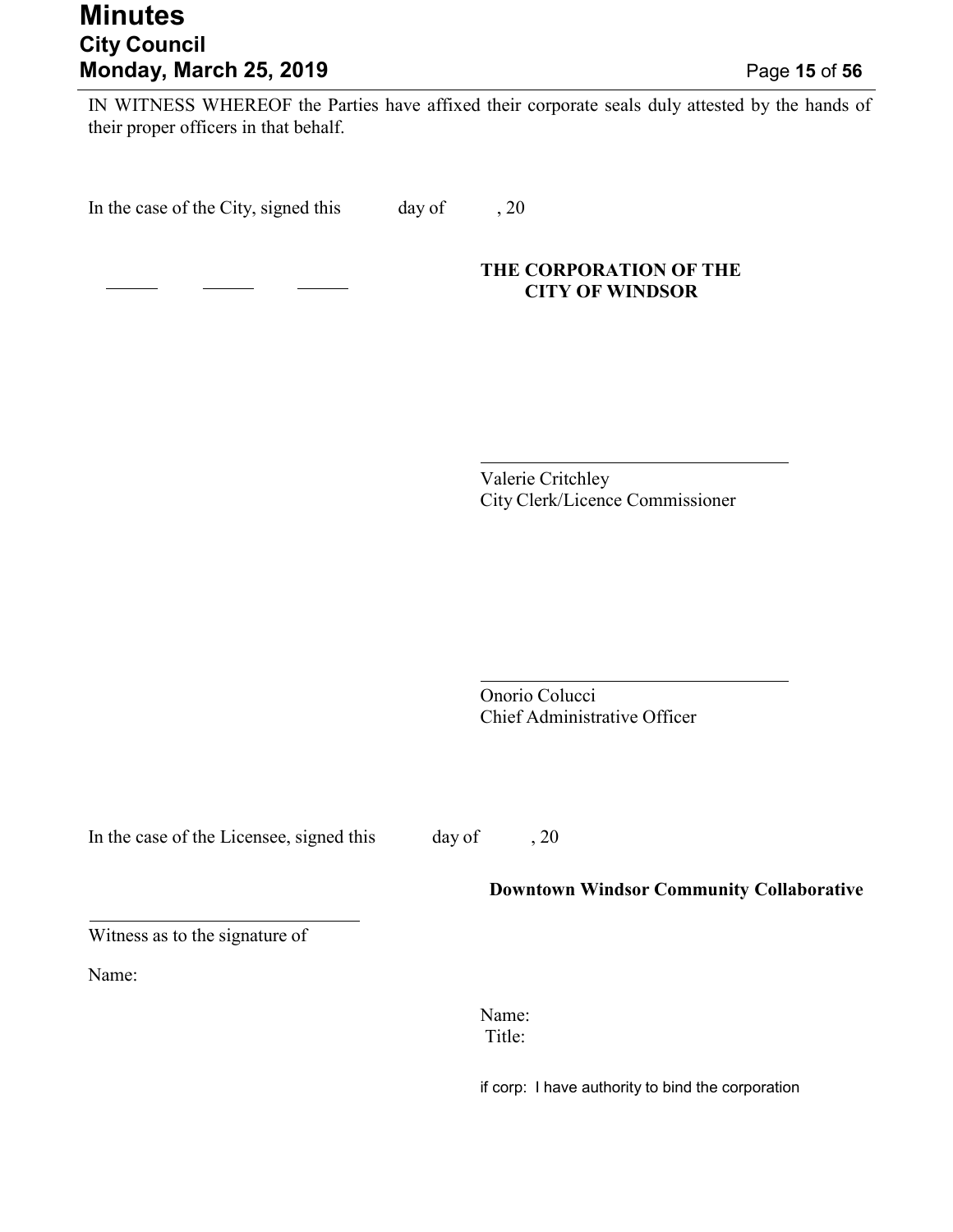IN WITNESS WHEREOF the Parties have affixed their corporate seals duly attested by the hands of their proper officers in that behalf.

In the case of the City, signed this day of , 20

**THE CORPORATION OF THE CITY OF WINDSOR**

\_\_\_\_\_\_\_\_\_\_\_\_\_\_\_\_\_\_\_\_\_\_\_\_\_\_\_\_\_\_\_\_

Valerie Critchley
City Clerk/Licence Commissioner

\_\_\_\_\_\_\_\_\_\_\_\_\_\_\_\_\_\_\_\_\_\_\_\_\_\_\_\_\_\_\_\_

Onorio Colucci
Chief Administrative Officer

In the case of the Licensee, signed this day of , 20

**Downtown Windsor Community Collaborative**

\_\_\_\_\_\_\_\_\_\_\_\_\_\_\_\_\_\_\_\_\_\_\_\_\_\_\_\_\_\_\_\_

Witness as to the signature of

Name:

Name:
Title:

if corp: I have authority to bind the corporation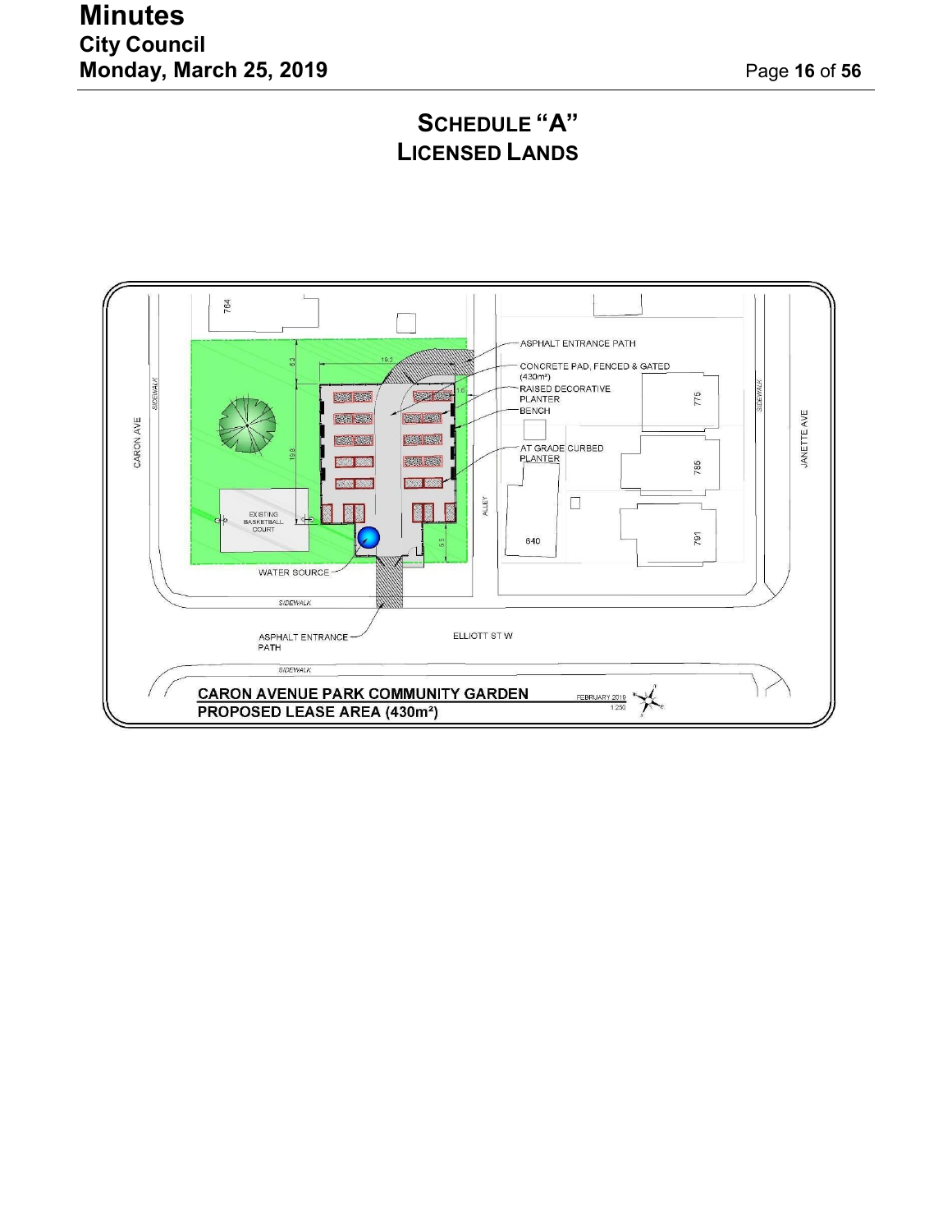# SCHEDULE "A"
# LICENSED LANDS

764

ASPHALT ENTRANCE PATH

CONCRETE PAD, FENCED & GATED (430m²)

RAISED DECORATIVE PLANTER

BENCH

AT GRADE CURBED PLANTER

CARON AVE

SIDEWALK

EXISTING BASKETBALL COURT

WATER SOURCE

ALLEY

640

775

785

791

JANETTE AVE

ELLIOTT ST W

ASPHALT ENTRANCE PATH

**CARON AVENUE PARK COMMUNITY GARDEN**

**PROPOSED LEASE AREA (430m²)**

FEBRUARY 2019

1:250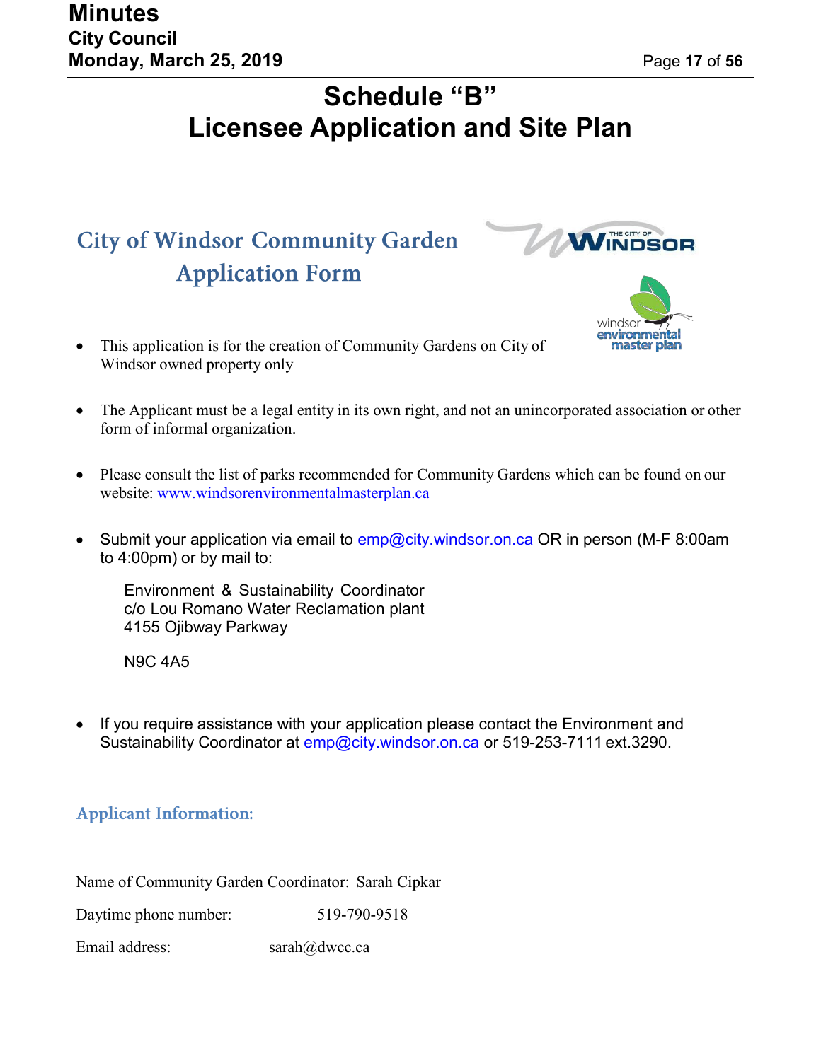# Schedule "B"
# Licensee Application and Site Plan

## City of Windsor Community Garden Application Form

- This application is for the creation of Community Gardens on City of Windsor owned property only

- The Applicant must be a legal entity in its own right, and not an unincorporated association or other form of informal organization.

- Please consult the list of parks recommended for Community Gardens which can be found on our website: www.windsorenvironmentalmasterplan.ca

- Submit your application via email to emp@city.windsor.on.ca OR in person (M-F 8:00am to 4:00pm) or by mail to:

  Environment & Sustainability Coordinator
  c/o Lou Romano Water Reclamation plant
  4155 Ojibway Parkway

  N9C 4A5

- If you require assistance with your application please contact the Environment and Sustainability Coordinator at emp@city.windsor.on.ca or 519-253-7111 ext.3290.

### Applicant Information:

Name of Community Garden Coordinator: Sarah Cipkar

Daytime phone number: 519-790-9518

Email address: sarah@dwcc.ca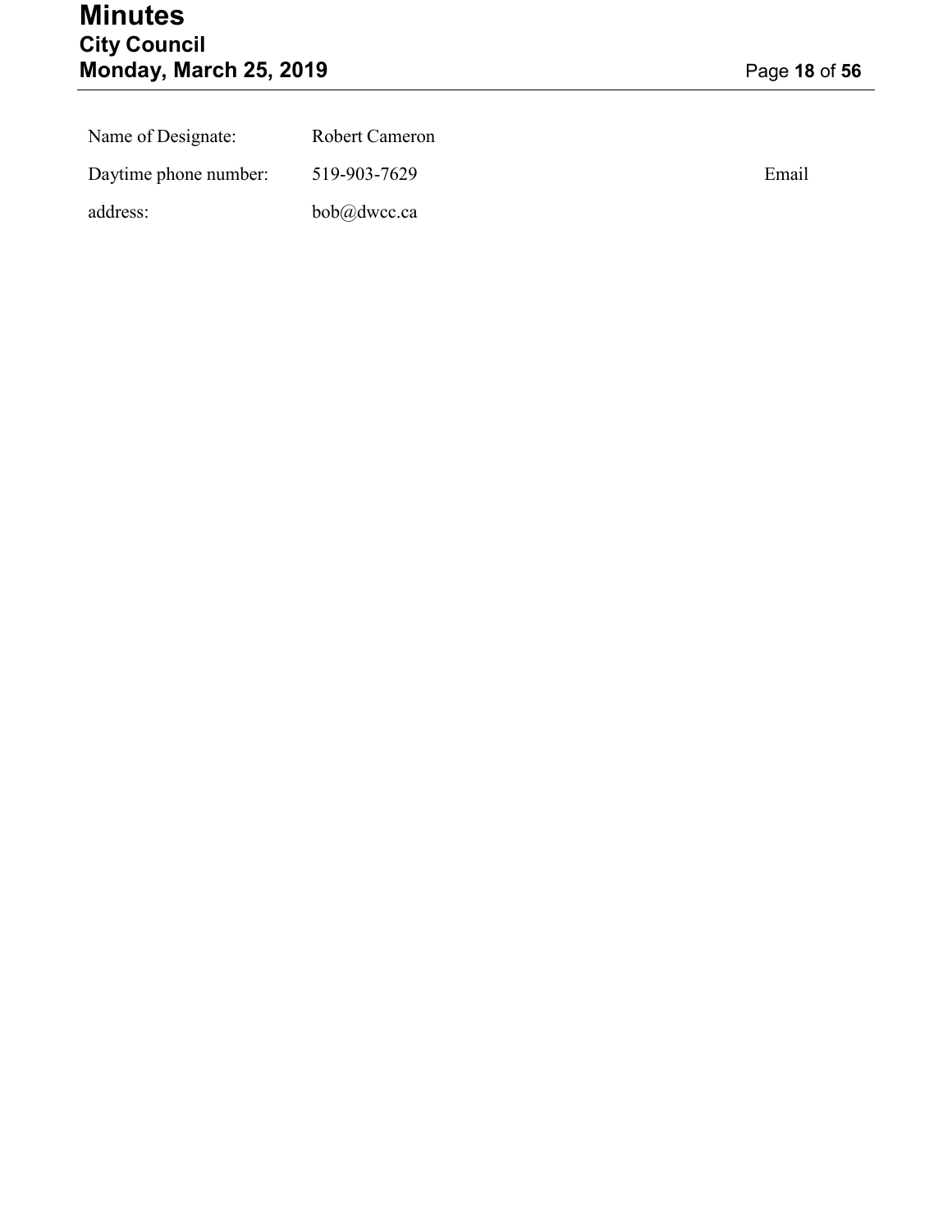Name of Designate: Robert Cameron

Daytime phone number: 519-903-7629 Email

address: bob@dwcc.ca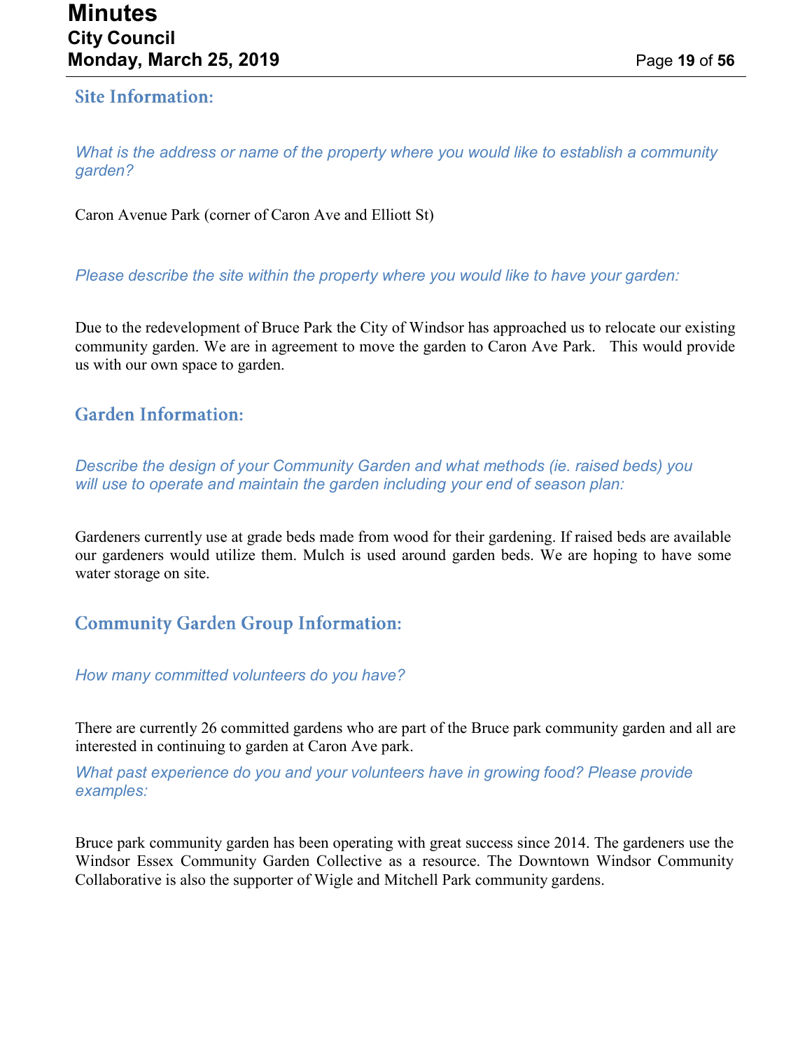## Site Information:

*What is the address or name of the property where you would like to establish a community garden?*

Caron Avenue Park (corner of Caron Ave and Elliott St)

*Please describe the site within the property where you would like to have your garden:*

Due to the redevelopment of Bruce Park the City of Windsor has approached us to relocate our existing community garden. We are in agreement to move the garden to Caron Ave Park. This would provide us with our own space to garden.

## Garden Information:

*Describe the design of your Community Garden and what methods (ie. raised beds) you will use to operate and maintain the garden including your end of season plan:*

Gardeners currently use at grade beds made from wood for their gardening. If raised beds are available our gardeners would utilize them. Mulch is used around garden beds. We are hoping to have some water storage on site.

## Community Garden Group Information:

*How many committed volunteers do you have?*

There are currently 26 committed gardens who are part of the Bruce park community garden and all are interested in continuing to garden at Caron Ave park.

*What past experience do you and your volunteers have in growing food? Please provide examples:*

Bruce park community garden has been operating with great success since 2014. The gardeners use the Windsor Essex Community Garden Collective as a resource. The Downtown Windsor Community Collaborative is also the supporter of Wigle and Mitchell Park community gardens.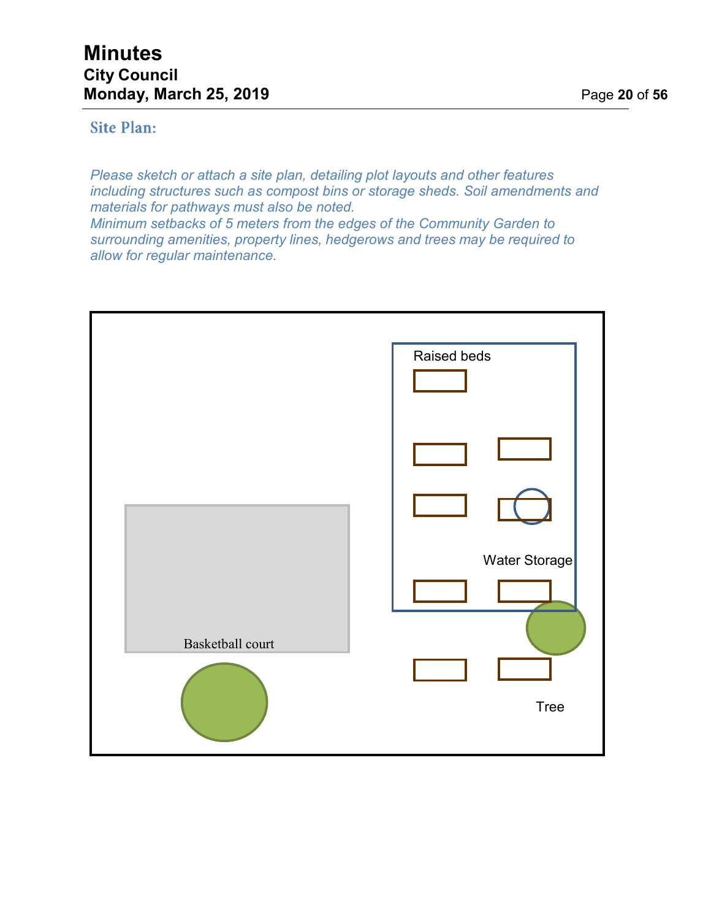## Site Plan:

*Please sketch or attach a site plan, detailing plot layouts and other features including structures such as compost bins or storage sheds. Soil amendments and materials for pathways must also be noted.*
*Minimum setbacks of 5 meters from the edges of the Community Garden to surrounding amenities, property lines, hedgerows and trees may be required to allow for regular maintenance.*

Raised beds

Water Storage

Basketball court

Tree